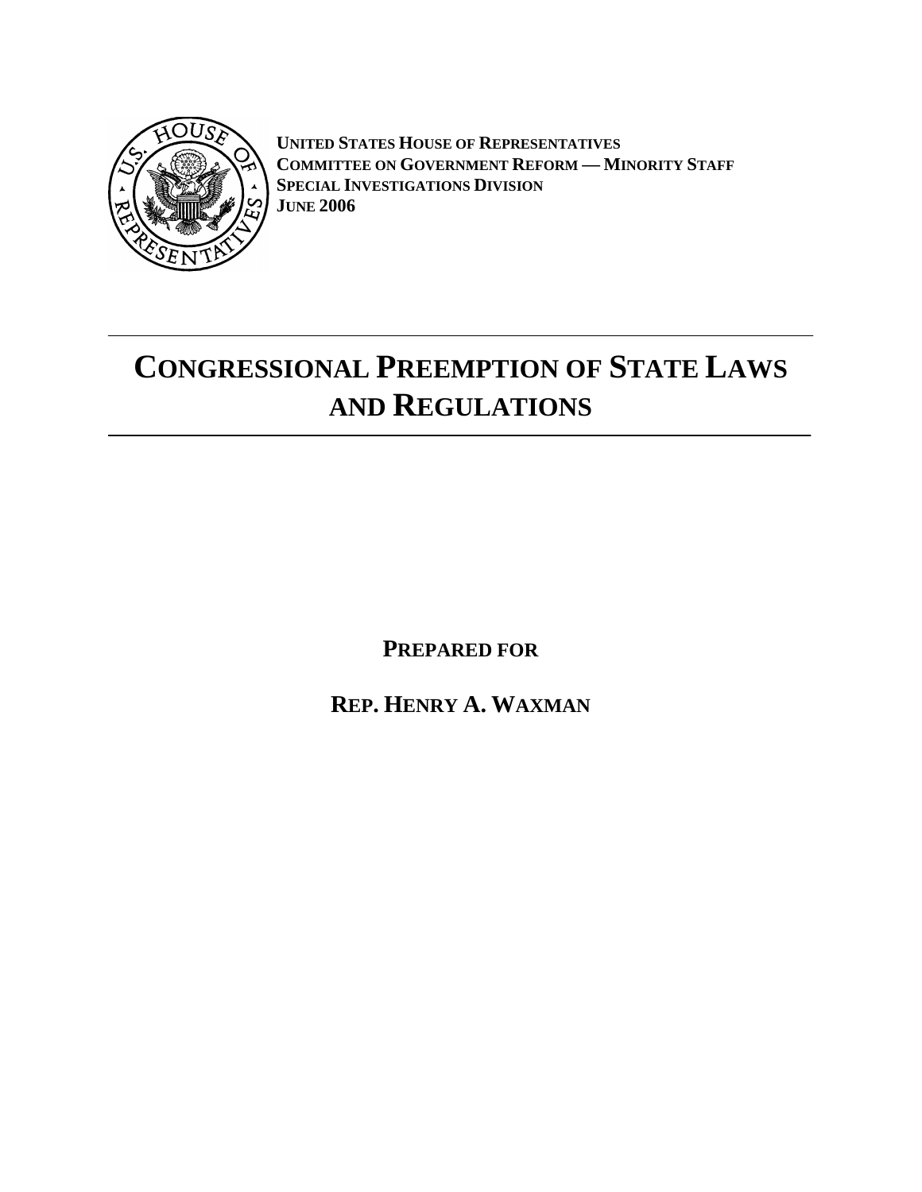**UNITED STATES HOUSE OF REPRESENTATIVES**
**COMMITTEE ON GOVERNMENT REFORM — MINORITY STAFF**
**SPECIAL INVESTIGATIONS DIVISION**
**JUNE 2006**

# CONGRESSIONAL PREEMPTION OF STATE LAWS AND REGULATIONS

**PREPARED FOR**

**REP. HENRY A. WAXMAN**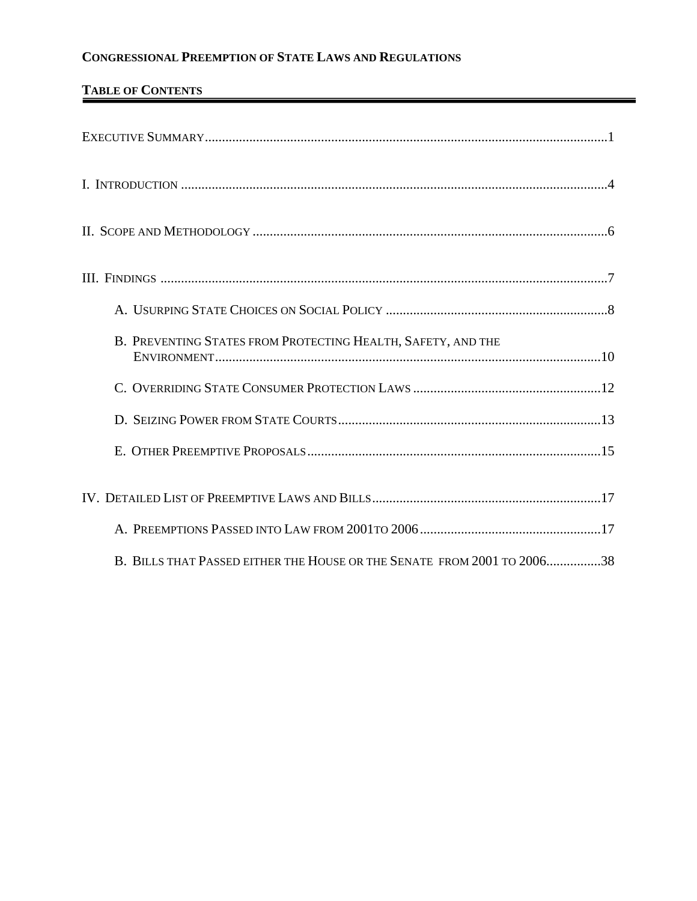**CONGRESSIONAL PREEMPTION OF STATE LAWS AND REGULATIONS**

**TABLE OF CONTENTS**

EXECUTIVE SUMMARY ..... 1

I. INTRODUCTION ..... 4

II. SCOPE AND METHODOLOGY ..... 6

III. FINDINGS ..... 7

- A. USURPING STATE CHOICES ON SOCIAL POLICY ..... 8
- B. PREVENTING STATES FROM PROTECTING HEALTH, SAFETY, AND THE ENVIRONMENT ..... 10
- C. OVERRIDING STATE CONSUMER PROTECTION LAWS ..... 12
- D. SEIZING POWER FROM STATE COURTS ..... 13
- E. OTHER PREEMPTIVE PROPOSALS ..... 15

IV. DETAILED LIST OF PREEMPTIVE LAWS AND BILLS ..... 17

- A. PREEMPTIONS PASSED INTO LAW FROM 2001TO 2006 ..... 17
- B. BILLS THAT PASSED EITHER THE HOUSE OR THE SENATE FROM 2001 TO 2006 ..... 38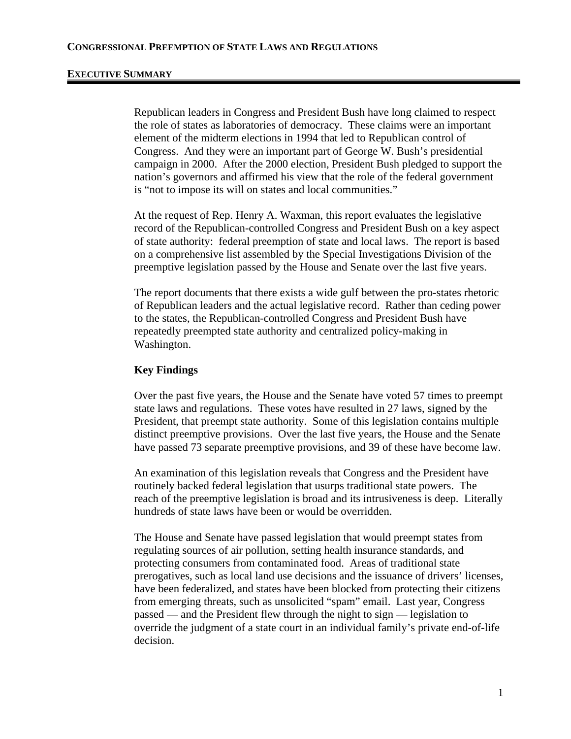# CONGRESSIONAL PREEMPTION OF STATE LAWS AND REGULATIONS

## EXECUTIVE SUMMARY

Republican leaders in Congress and President Bush have long claimed to respect the role of states as laboratories of democracy. These claims were an important element of the midterm elections in 1994 that led to Republican control of Congress. And they were an important part of George W. Bush's presidential campaign in 2000. After the 2000 election, President Bush pledged to support the nation's governors and affirmed his view that the role of the federal government is "not to impose its will on states and local communities."

At the request of Rep. Henry A. Waxman, this report evaluates the legislative record of the Republican-controlled Congress and President Bush on a key aspect of state authority: federal preemption of state and local laws. The report is based on a comprehensive list assembled by the Special Investigations Division of the preemptive legislation passed by the House and Senate over the last five years.

The report documents that there exists a wide gulf between the pro-states rhetoric of Republican leaders and the actual legislative record. Rather than ceding power to the states, the Republican-controlled Congress and President Bush have repeatedly preempted state authority and centralized policy-making in Washington.

### Key Findings

Over the past five years, the House and the Senate have voted 57 times to preempt state laws and regulations. These votes have resulted in 27 laws, signed by the President, that preempt state authority. Some of this legislation contains multiple distinct preemptive provisions. Over the last five years, the House and the Senate have passed 73 separate preemptive provisions, and 39 of these have become law.

An examination of this legislation reveals that Congress and the President have routinely backed federal legislation that usurps traditional state powers. The reach of the preemptive legislation is broad and its intrusiveness is deep. Literally hundreds of state laws have been or would be overridden.

The House and Senate have passed legislation that would preempt states from regulating sources of air pollution, setting health insurance standards, and protecting consumers from contaminated food. Areas of traditional state prerogatives, such as local land use decisions and the issuance of drivers' licenses, have been federalized, and states have been blocked from protecting their citizens from emerging threats, such as unsolicited "spam" email. Last year, Congress passed — and the President flew through the night to sign — legislation to override the judgment of a state court in an individual family's private end-of-life decision.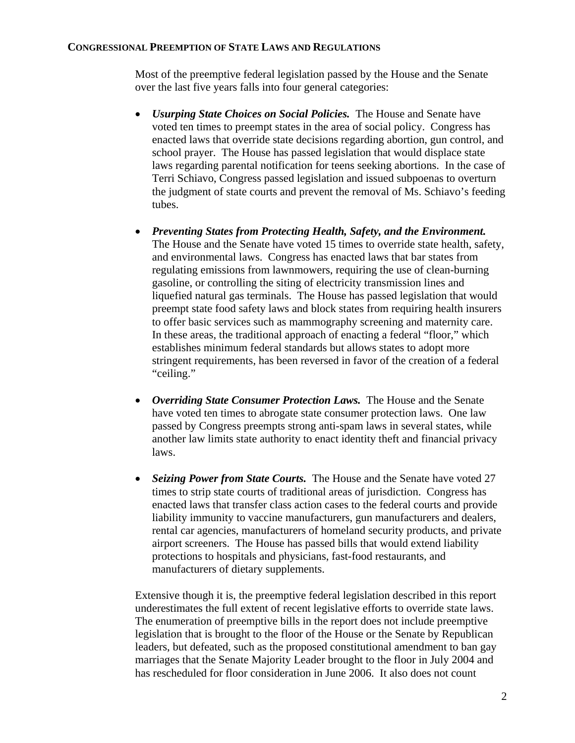**CONGRESSIONAL PREEMPTION OF STATE LAWS AND REGULATIONS**

Most of the preemptive federal legislation passed by the House and the Senate over the last five years falls into four general categories:

- ***Usurping State Choices on Social Policies.*** The House and Senate have voted ten times to preempt states in the area of social policy. Congress has enacted laws that override state decisions regarding abortion, gun control, and school prayer. The House has passed legislation that would displace state laws regarding parental notification for teens seeking abortions. In the case of Terri Schiavo, Congress passed legislation and issued subpoenas to overturn the judgment of state courts and prevent the removal of Ms. Schiavo's feeding tubes.

- ***Preventing States from Protecting Health, Safety, and the Environment.*** The House and the Senate have voted 15 times to override state health, safety, and environmental laws. Congress has enacted laws that bar states from regulating emissions from lawnmowers, requiring the use of clean-burning gasoline, or controlling the siting of electricity transmission lines and liquefied natural gas terminals. The House has passed legislation that would preempt state food safety laws and block states from requiring health insurers to offer basic services such as mammography screening and maternity care. In these areas, the traditional approach of enacting a federal "floor," which establishes minimum federal standards but allows states to adopt more stringent requirements, has been reversed in favor of the creation of a federal "ceiling."

- ***Overriding State Consumer Protection Laws.*** The House and the Senate have voted ten times to abrogate state consumer protection laws. One law passed by Congress preempts strong anti-spam laws in several states, while another law limits state authority to enact identity theft and financial privacy laws.

- ***Seizing Power from State Courts.*** The House and the Senate have voted 27 times to strip state courts of traditional areas of jurisdiction. Congress has enacted laws that transfer class action cases to the federal courts and provide liability immunity to vaccine manufacturers, gun manufacturers and dealers, rental car agencies, manufacturers of homeland security products, and private airport screeners. The House has passed bills that would extend liability protections to hospitals and physicians, fast-food restaurants, and manufacturers of dietary supplements.

Extensive though it is, the preemptive federal legislation described in this report underestimates the full extent of recent legislative efforts to override state laws. The enumeration of preemptive bills in the report does not include preemptive legislation that is brought to the floor of the House or the Senate by Republican leaders, but defeated, such as the proposed constitutional amendment to ban gay marriages that the Senate Majority Leader brought to the floor in July 2004 and has rescheduled for floor consideration in June 2006. It also does not count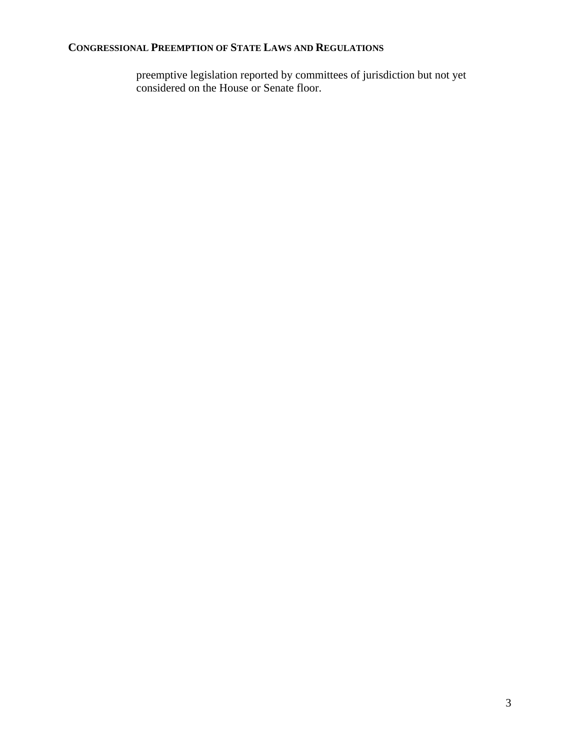preemptive legislation reported by committees of jurisdiction but not yet considered on the House or Senate floor.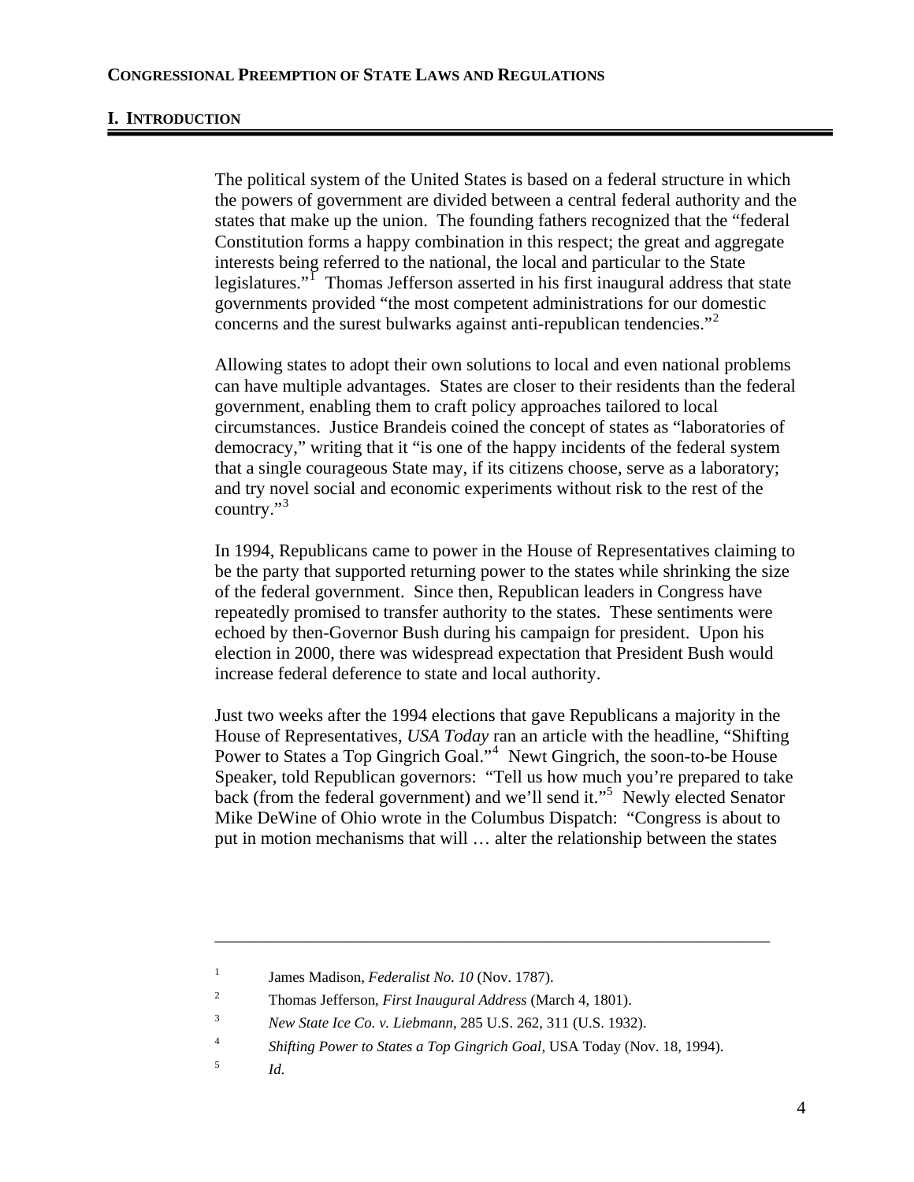**CONGRESSIONAL PREEMPTION OF STATE LAWS AND REGULATIONS**

## I. INTRODUCTION

The political system of the United States is based on a federal structure in which the powers of government are divided between a central federal authority and the states that make up the union. The founding fathers recognized that the "federal Constitution forms a happy combination in this respect; the great and aggregate interests being referred to the national, the local and particular to the State legislatures."[1] Thomas Jefferson asserted in his first inaugural address that state governments provided "the most competent administrations for our domestic concerns and the surest bulwarks against anti-republican tendencies."[2]

Allowing states to adopt their own solutions to local and even national problems can have multiple advantages. States are closer to their residents than the federal government, enabling them to craft policy approaches tailored to local circumstances. Justice Brandeis coined the concept of states as "laboratories of democracy," writing that it "is one of the happy incidents of the federal system that a single courageous State may, if its citizens choose, serve as a laboratory; and try novel social and economic experiments without risk to the rest of the country."[3]

In 1994, Republicans came to power in the House of Representatives claiming to be the party that supported returning power to the states while shrinking the size of the federal government. Since then, Republican leaders in Congress have repeatedly promised to transfer authority to the states. These sentiments were echoed by then-Governor Bush during his campaign for president. Upon his election in 2000, there was widespread expectation that President Bush would increase federal deference to state and local authority.

Just two weeks after the 1994 elections that gave Republicans a majority in the House of Representatives, *USA Today* ran an article with the headline, "Shifting Power to States a Top Gingrich Goal."[4] Newt Gingrich, the soon-to-be House Speaker, told Republican governors: "Tell us how much you're prepared to take back (from the federal government) and we'll send it."[5] Newly elected Senator Mike DeWine of Ohio wrote in the Columbus Dispatch: "Congress is about to put in motion mechanisms that will … alter the relationship between the states

---

1. James Madison, *Federalist No. 10* (Nov. 1787).
2. Thomas Jefferson, *First Inaugural Address* (March 4, 1801).
3. *New State Ice Co. v. Liebmann*, 285 U.S. 262, 311 (U.S. 1932).
4. *Shifting Power to States a Top Gingrich Goal*, USA Today (Nov. 18, 1994).
5. *Id*.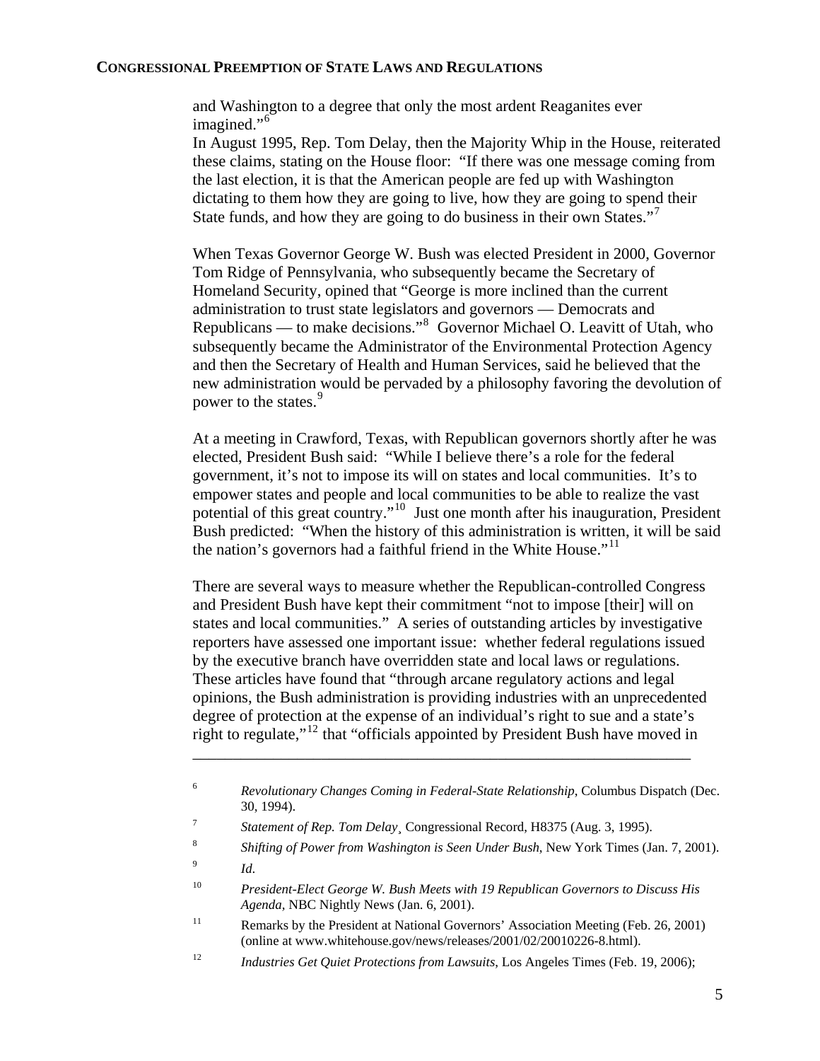and Washington to a degree that only the most ardent Reaganites ever imagined."[6]

In August 1995, Rep. Tom Delay, then the Majority Whip in the House, reiterated these claims, stating on the House floor: "If there was one message coming from the last election, it is that the American people are fed up with Washington dictating to them how they are going to live, how they are going to spend their State funds, and how they are going to do business in their own States."[7]

When Texas Governor George W. Bush was elected President in 2000, Governor Tom Ridge of Pennsylvania, who subsequently became the Secretary of Homeland Security, opined that "George is more inclined than the current administration to trust state legislators and governors — Democrats and Republicans — to make decisions."[8] Governor Michael O. Leavitt of Utah, who subsequently became the Administrator of the Environmental Protection Agency and then the Secretary of Health and Human Services, said he believed that the new administration would be pervaded by a philosophy favoring the devolution of power to the states.[9]

At a meeting in Crawford, Texas, with Republican governors shortly after he was elected, President Bush said: "While I believe there's a role for the federal government, it's not to impose its will on states and local communities. It's to empower states and people and local communities to be able to realize the vast potential of this great country."[10] Just one month after his inauguration, President Bush predicted: "When the history of this administration is written, it will be said the nation's governors had a faithful friend in the White House."[11]

There are several ways to measure whether the Republican-controlled Congress and President Bush have kept their commitment "not to impose [their] will on states and local communities." A series of outstanding articles by investigative reporters have assessed one important issue: whether federal regulations issued by the executive branch have overridden state and local laws or regulations. These articles have found that "through arcane regulatory actions and legal opinions, the Bush administration is providing industries with an unprecedented degree of protection at the expense of an individual's right to sue and a state's right to regulate,"[12] that "officials appointed by President Bush have moved in

---

[6] *Revolutionary Changes Coming in Federal-State Relationship*, Columbus Dispatch (Dec. 30, 1994).

[7] *Statement of Rep. Tom Delay*¸ Congressional Record, H8375 (Aug. 3, 1995).

[8] *Shifting of Power from Washington is Seen Under Bush*, New York Times (Jan. 7, 2001).

[9] *Id.*

[10] *President-Elect George W. Bush Meets with 19 Republican Governors to Discuss His Agenda*, NBC Nightly News (Jan. 6, 2001).

[11] Remarks by the President at National Governors' Association Meeting (Feb. 26, 2001) (online at www.whitehouse.gov/news/releases/2001/02/20010226-8.html).

[12] *Industries Get Quiet Protections from Lawsuits*, Los Angeles Times (Feb. 19, 2006);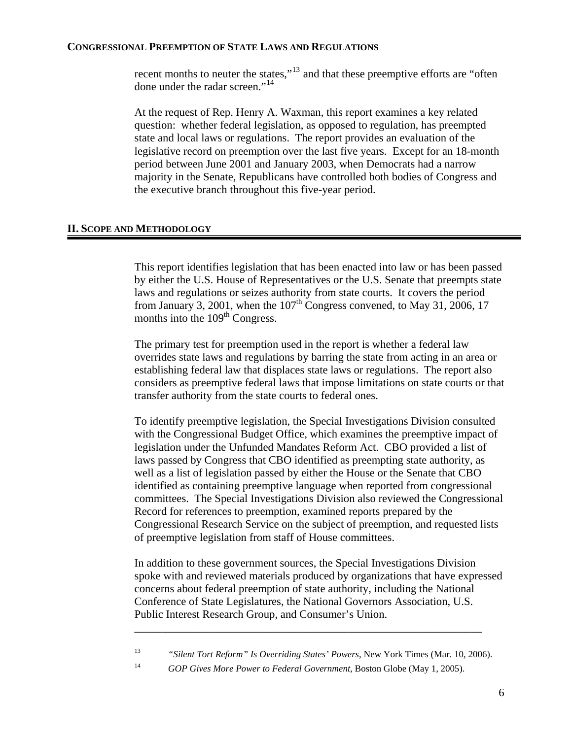recent months to neuter the states,"[13] and that these preemptive efforts are "often done under the radar screen."[14]

At the request of Rep. Henry A. Waxman, this report examines a key related question: whether federal legislation, as opposed to regulation, has preempted state and local laws or regulations. The report provides an evaluation of the legislative record on preemption over the last five years. Except for an 18-month period between June 2001 and January 2003, when Democrats had a narrow majority in the Senate, Republicans have controlled both bodies of Congress and the executive branch throughout this five-year period.

## II. SCOPE AND METHODOLOGY

This report identifies legislation that has been enacted into law or has been passed by either the U.S. House of Representatives or the U.S. Senate that preempts state laws and regulations or seizes authority from state courts. It covers the period from January 3, 2001, when the 107th Congress convened, to May 31, 2006, 17 months into the 109th Congress.

The primary test for preemption used in the report is whether a federal law overrides state laws and regulations by barring the state from acting in an area or establishing federal law that displaces state laws or regulations. The report also considers as preemptive federal laws that impose limitations on state courts or that transfer authority from the state courts to federal ones.

To identify preemptive legislation, the Special Investigations Division consulted with the Congressional Budget Office, which examines the preemptive impact of legislation under the Unfunded Mandates Reform Act. CBO provided a list of laws passed by Congress that CBO identified as preempting state authority, as well as a list of legislation passed by either the House or the Senate that CBO identified as containing preemptive language when reported from congressional committees. The Special Investigations Division also reviewed the Congressional Record for references to preemption, examined reports prepared by the Congressional Research Service on the subject of preemption, and requested lists of preemptive legislation from staff of House committees.

In addition to these government sources, the Special Investigations Division spoke with and reviewed materials produced by organizations that have expressed concerns about federal preemption of state authority, including the National Conference of State Legislatures, the National Governors Association, U.S. Public Interest Research Group, and Consumer's Union.

---

[13] *"Silent Tort Reform" Is Overriding States' Powers*, New York Times (Mar. 10, 2006).

[14] *GOP Gives More Power to Federal Government*, Boston Globe (May 1, 2005).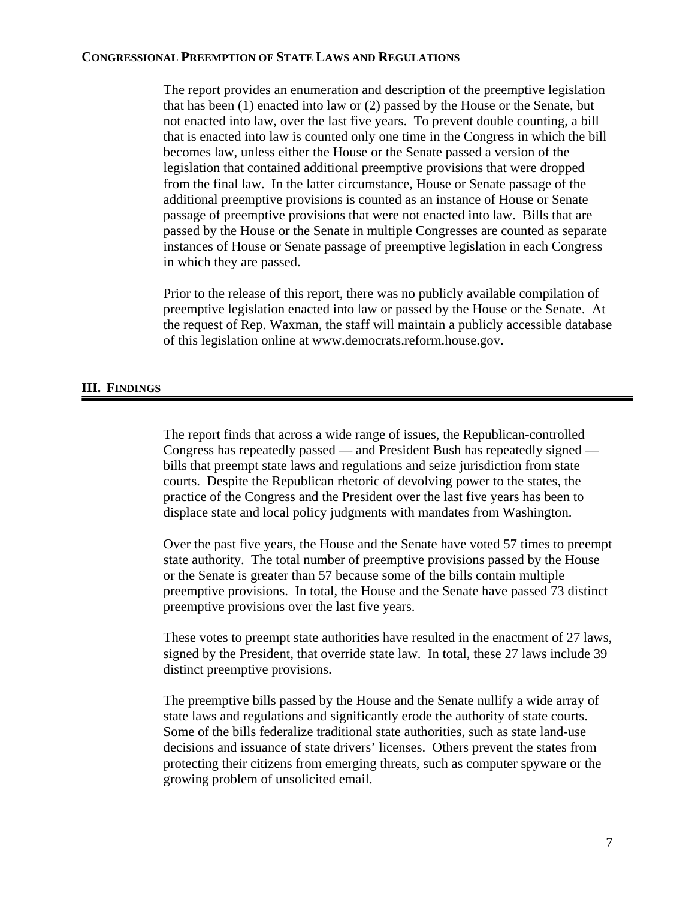**CONGRESSIONAL PREEMPTION OF STATE LAWS AND REGULATIONS**

The report provides an enumeration and description of the preemptive legislation that has been (1) enacted into law or (2) passed by the House or the Senate, but not enacted into law, over the last five years. To prevent double counting, a bill that is enacted into law is counted only one time in the Congress in which the bill becomes law, unless either the House or the Senate passed a version of the legislation that contained additional preemptive provisions that were dropped from the final law. In the latter circumstance, House or Senate passage of the additional preemptive provisions is counted as an instance of House or Senate passage of preemptive provisions that were not enacted into law. Bills that are passed by the House or the Senate in multiple Congresses are counted as separate instances of House or Senate passage of preemptive legislation in each Congress in which they are passed.

Prior to the release of this report, there was no publicly available compilation of preemptive legislation enacted into law or passed by the House or the Senate. At the request of Rep. Waxman, the staff will maintain a publicly accessible database of this legislation online at www.democrats.reform.house.gov.

## III. FINDINGS

The report finds that across a wide range of issues, the Republican-controlled Congress has repeatedly passed — and President Bush has repeatedly signed — bills that preempt state laws and regulations and seize jurisdiction from state courts. Despite the Republican rhetoric of devolving power to the states, the practice of the Congress and the President over the last five years has been to displace state and local policy judgments with mandates from Washington.

Over the past five years, the House and the Senate have voted 57 times to preempt state authority. The total number of preemptive provisions passed by the House or the Senate is greater than 57 because some of the bills contain multiple preemptive provisions. In total, the House and the Senate have passed 73 distinct preemptive provisions over the last five years.

These votes to preempt state authorities have resulted in the enactment of 27 laws, signed by the President, that override state law. In total, these 27 laws include 39 distinct preemptive provisions.

The preemptive bills passed by the House and the Senate nullify a wide array of state laws and regulations and significantly erode the authority of state courts. Some of the bills federalize traditional state authorities, such as state land-use decisions and issuance of state drivers' licenses. Others prevent the states from protecting their citizens from emerging threats, such as computer spyware or the growing problem of unsolicited email.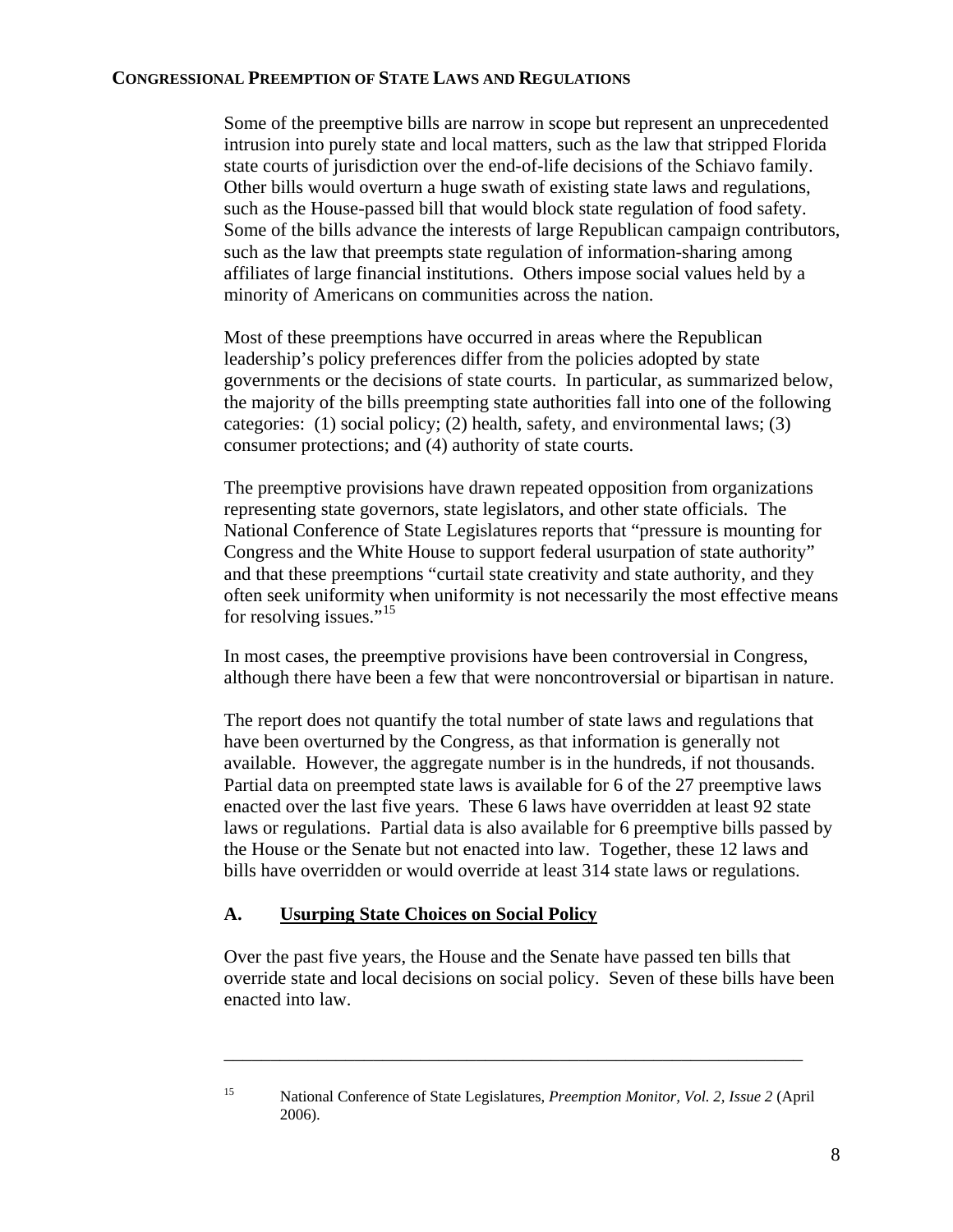Some of the preemptive bills are narrow in scope but represent an unprecedented intrusion into purely state and local matters, such as the law that stripped Florida state courts of jurisdiction over the end-of-life decisions of the Schiavo family. Other bills would overturn a huge swath of existing state laws and regulations, such as the House-passed bill that would block state regulation of food safety. Some of the bills advance the interests of large Republican campaign contributors, such as the law that preempts state regulation of information-sharing among affiliates of large financial institutions. Others impose social values held by a minority of Americans on communities across the nation.

Most of these preemptions have occurred in areas where the Republican leadership's policy preferences differ from the policies adopted by state governments or the decisions of state courts. In particular, as summarized below, the majority of the bills preempting state authorities fall into one of the following categories: (1) social policy; (2) health, safety, and environmental laws; (3) consumer protections; and (4) authority of state courts.

The preemptive provisions have drawn repeated opposition from organizations representing state governors, state legislators, and other state officials. The National Conference of State Legislatures reports that "pressure is mounting for Congress and the White House to support federal usurpation of state authority" and that these preemptions "curtail state creativity and state authority, and they often seek uniformity when uniformity is not necessarily the most effective means for resolving issues."[15]

In most cases, the preemptive provisions have been controversial in Congress, although there have been a few that were noncontroversial or bipartisan in nature.

The report does not quantify the total number of state laws and regulations that have been overturned by the Congress, as that information is generally not available. However, the aggregate number is in the hundreds, if not thousands. Partial data on preempted state laws is available for 6 of the 27 preemptive laws enacted over the last five years. These 6 laws have overridden at least 92 state laws or regulations. Partial data is also available for 6 preemptive bills passed by the House or the Senate but not enacted into law. Together, these 12 laws and bills have overridden or would override at least 314 state laws or regulations.

## A. Usurping State Choices on Social Policy

Over the past five years, the House and the Senate have passed ten bills that override state and local decisions on social policy. Seven of these bills have been enacted into law.

---

[15] National Conference of State Legislatures, *Preemption Monitor, Vol. 2, Issue 2* (April 2006).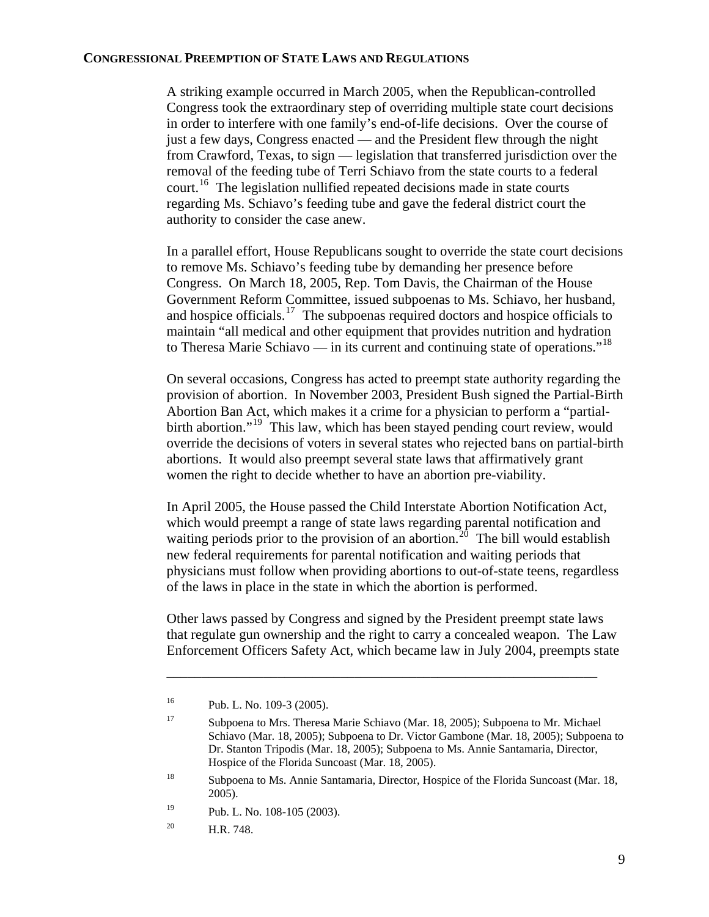A striking example occurred in March 2005, when the Republican-controlled Congress took the extraordinary step of overriding multiple state court decisions in order to interfere with one family's end-of-life decisions. Over the course of just a few days, Congress enacted — and the President flew through the night from Crawford, Texas, to sign — legislation that transferred jurisdiction over the removal of the feeding tube of Terri Schiavo from the state courts to a federal court.[16] The legislation nullified repeated decisions made in state courts regarding Ms. Schiavo's feeding tube and gave the federal district court the authority to consider the case anew.

In a parallel effort, House Republicans sought to override the state court decisions to remove Ms. Schiavo's feeding tube by demanding her presence before Congress. On March 18, 2005, Rep. Tom Davis, the Chairman of the House Government Reform Committee, issued subpoenas to Ms. Schiavo, her husband, and hospice officials.[17] The subpoenas required doctors and hospice officials to maintain "all medical and other equipment that provides nutrition and hydration to Theresa Marie Schiavo — in its current and continuing state of operations."[18]

On several occasions, Congress has acted to preempt state authority regarding the provision of abortion. In November 2003, President Bush signed the Partial-Birth Abortion Ban Act, which makes it a crime for a physician to perform a "partial-birth abortion."[19] This law, which has been stayed pending court review, would override the decisions of voters in several states who rejected bans on partial-birth abortions. It would also preempt several state laws that affirmatively grant women the right to decide whether to have an abortion pre-viability.

In April 2005, the House passed the Child Interstate Abortion Notification Act, which would preempt a range of state laws regarding parental notification and waiting periods prior to the provision of an abortion.[20] The bill would establish new federal requirements for parental notification and waiting periods that physicians must follow when providing abortions to out-of-state teens, regardless of the laws in place in the state in which the abortion is performed.

Other laws passed by Congress and signed by the President preempt state laws that regulate gun ownership and the right to carry a concealed weapon. The Law Enforcement Officers Safety Act, which became law in July 2004, preempts state

---

[16] Pub. L. No. 109-3 (2005).

[17] Subpoena to Mrs. Theresa Marie Schiavo (Mar. 18, 2005); Subpoena to Mr. Michael Schiavo (Mar. 18, 2005); Subpoena to Dr. Victor Gambone (Mar. 18, 2005); Subpoena to Dr. Stanton Tripodis (Mar. 18, 2005); Subpoena to Ms. Annie Santamaria, Director, Hospice of the Florida Suncoast (Mar. 18, 2005).

[18] Subpoena to Ms. Annie Santamaria, Director, Hospice of the Florida Suncoast (Mar. 18, 2005).

[19] Pub. L. No. 108-105 (2003).

[20] H.R. 748.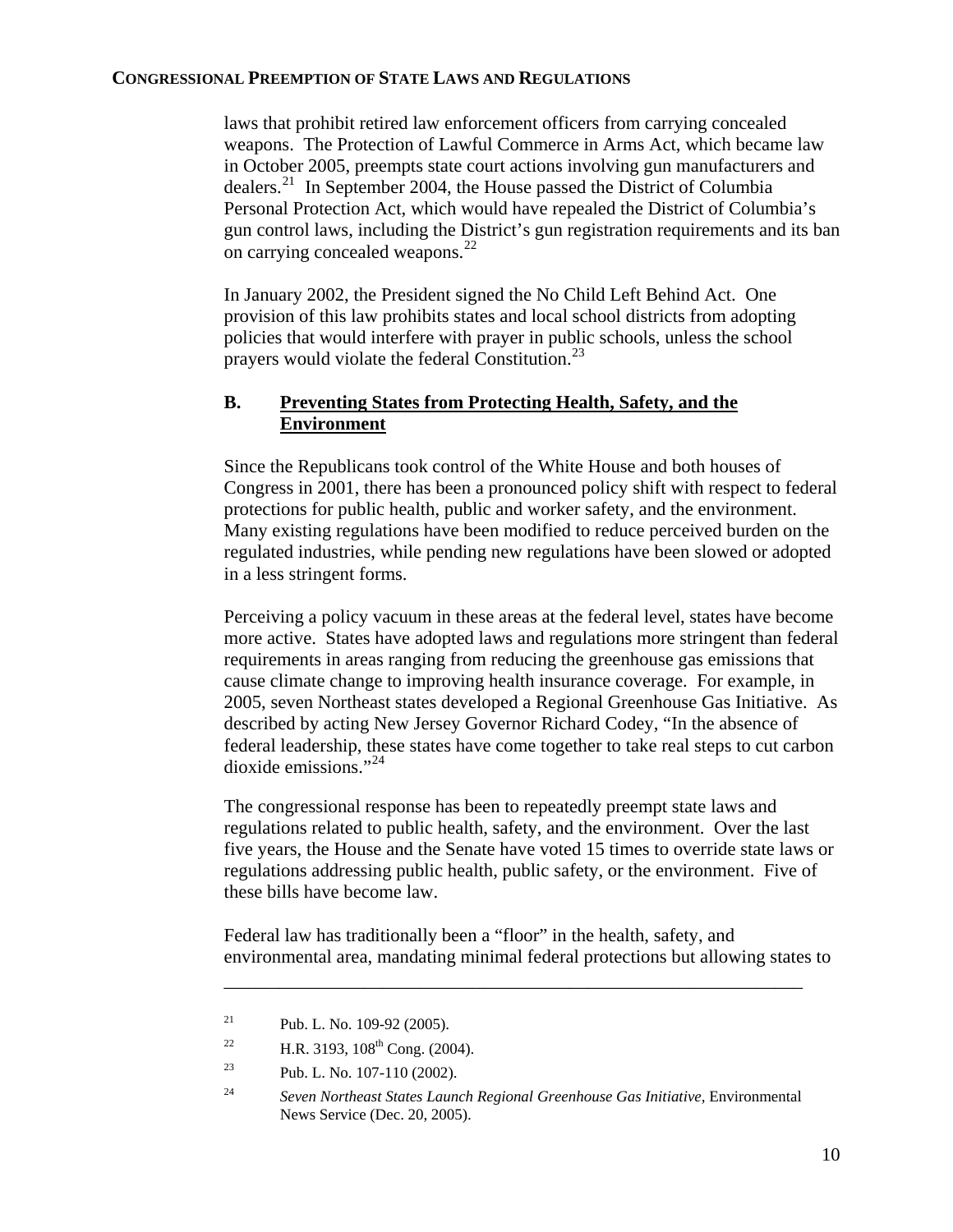laws that prohibit retired law enforcement officers from carrying concealed weapons. The Protection of Lawful Commerce in Arms Act, which became law in October 2005, preempts state court actions involving gun manufacturers and dealers.[21] In September 2004, the House passed the District of Columbia Personal Protection Act, which would have repealed the District of Columbia's gun control laws, including the District's gun registration requirements and its ban on carrying concealed weapons.[22]

In January 2002, the President signed the No Child Left Behind Act. One provision of this law prohibits states and local school districts from adopting policies that would interfere with prayer in public schools, unless the school prayers would violate the federal Constitution.[23]

### B. Preventing States from Protecting Health, Safety, and the Environment

Since the Republicans took control of the White House and both houses of Congress in 2001, there has been a pronounced policy shift with respect to federal protections for public health, public and worker safety, and the environment. Many existing regulations have been modified to reduce perceived burden on the regulated industries, while pending new regulations have been slowed or adopted in a less stringent forms.

Perceiving a policy vacuum in these areas at the federal level, states have become more active. States have adopted laws and regulations more stringent than federal requirements in areas ranging from reducing the greenhouse gas emissions that cause climate change to improving health insurance coverage. For example, in 2005, seven Northeast states developed a Regional Greenhouse Gas Initiative. As described by acting New Jersey Governor Richard Codey, "In the absence of federal leadership, these states have come together to take real steps to cut carbon dioxide emissions."[24]

The congressional response has been to repeatedly preempt state laws and regulations related to public health, safety, and the environment. Over the last five years, the House and the Senate have voted 15 times to override state laws or regulations addressing public health, public safety, or the environment. Five of these bills have become law.

Federal law has traditionally been a "floor" in the health, safety, and environmental area, mandating minimal federal protections but allowing states to

---

[21] Pub. L. No. 109-92 (2005).

[22] H.R. 3193, 108th Cong. (2004).

[23] Pub. L. No. 107-110 (2002).

[24] *Seven Northeast States Launch Regional Greenhouse Gas Initiative*, Environmental News Service (Dec. 20, 2005).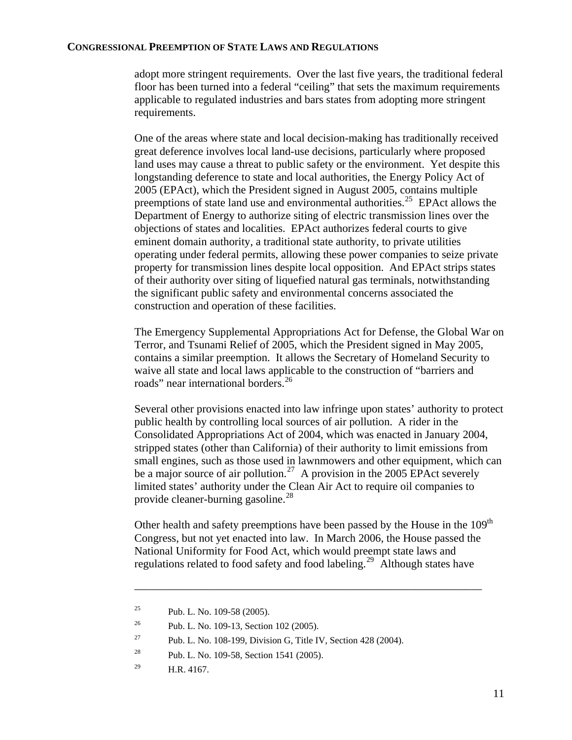adopt more stringent requirements. Over the last five years, the traditional federal floor has been turned into a federal "ceiling" that sets the maximum requirements applicable to regulated industries and bars states from adopting more stringent requirements.

One of the areas where state and local decision-making has traditionally received great deference involves local land-use decisions, particularly where proposed land uses may cause a threat to public safety or the environment. Yet despite this longstanding deference to state and local authorities, the Energy Policy Act of 2005 (EPAct), which the President signed in August 2005, contains multiple preemptions of state land use and environmental authorities.[25] EPAct allows the Department of Energy to authorize siting of electric transmission lines over the objections of states and localities. EPAct authorizes federal courts to give eminent domain authority, a traditional state authority, to private utilities operating under federal permits, allowing these power companies to seize private property for transmission lines despite local opposition. And EPAct strips states of their authority over siting of liquefied natural gas terminals, notwithstanding the significant public safety and environmental concerns associated the construction and operation of these facilities.

The Emergency Supplemental Appropriations Act for Defense, the Global War on Terror, and Tsunami Relief of 2005, which the President signed in May 2005, contains a similar preemption. It allows the Secretary of Homeland Security to waive all state and local laws applicable to the construction of "barriers and roads" near international borders.[26]

Several other provisions enacted into law infringe upon states' authority to protect public health by controlling local sources of air pollution. A rider in the Consolidated Appropriations Act of 2004, which was enacted in January 2004, stripped states (other than California) of their authority to limit emissions from small engines, such as those used in lawnmowers and other equipment, which can be a major source of air pollution.[27] A provision in the 2005 EPAct severely limited states' authority under the Clean Air Act to require oil companies to provide cleaner-burning gasoline.[28]

Other health and safety preemptions have been passed by the House in the 109th Congress, but not yet enacted into law. In March 2006, the House passed the National Uniformity for Food Act, which would preempt state laws and regulations related to food safety and food labeling.[29] Although states have

---

[25] Pub. L. No. 109-58 (2005).

[26] Pub. L. No. 109-13, Section 102 (2005).

[27] Pub. L. No. 108-199, Division G, Title IV, Section 428 (2004).

[28] Pub. L. No. 109-58, Section 1541 (2005).

[29] H.R. 4167.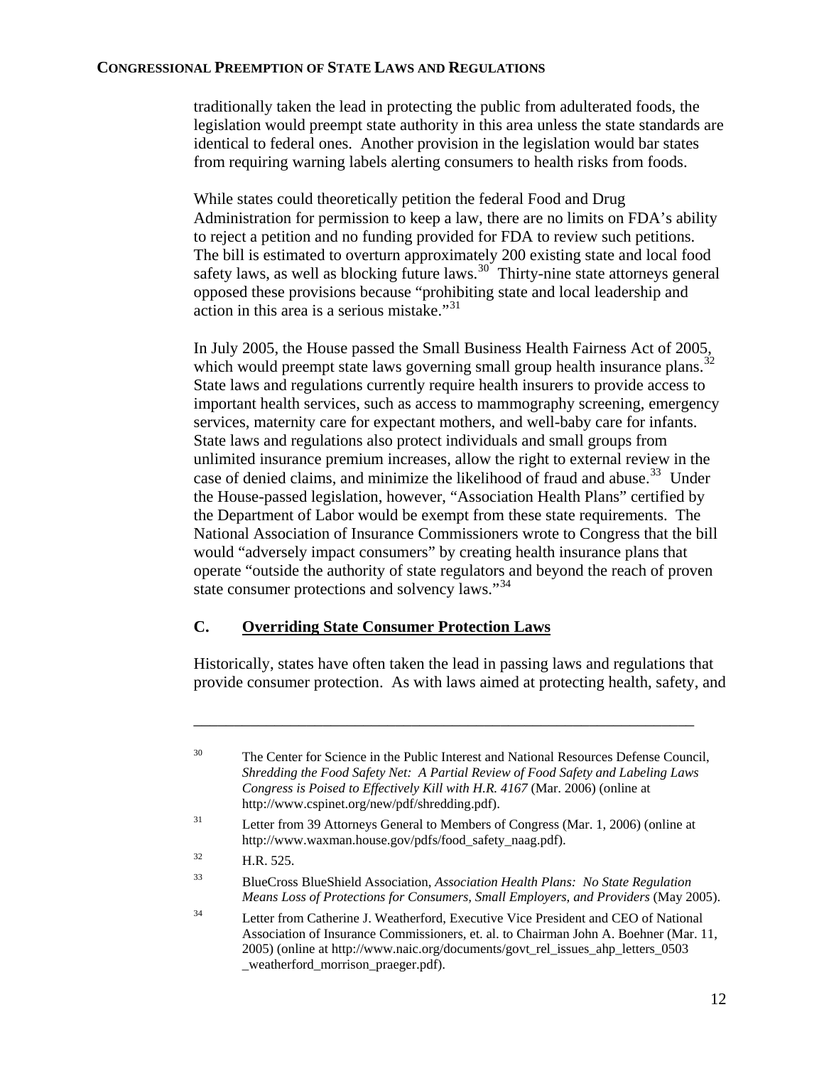traditionally taken the lead in protecting the public from adulterated foods, the legislation would preempt state authority in this area unless the state standards are identical to federal ones. Another provision in the legislation would bar states from requiring warning labels alerting consumers to health risks from foods.

While states could theoretically petition the federal Food and Drug Administration for permission to keep a law, there are no limits on FDA's ability to reject a petition and no funding provided for FDA to review such petitions. The bill is estimated to overturn approximately 200 existing state and local food safety laws, as well as blocking future laws.[30] Thirty-nine state attorneys general opposed these provisions because "prohibiting state and local leadership and action in this area is a serious mistake."[31]

In July 2005, the House passed the Small Business Health Fairness Act of 2005, which would preempt state laws governing small group health insurance plans.[32] State laws and regulations currently require health insurers to provide access to important health services, such as access to mammography screening, emergency services, maternity care for expectant mothers, and well-baby care for infants. State laws and regulations also protect individuals and small groups from unlimited insurance premium increases, allow the right to external review in the case of denied claims, and minimize the likelihood of fraud and abuse.[33] Under the House-passed legislation, however, "Association Health Plans" certified by the Department of Labor would be exempt from these state requirements. The National Association of Insurance Commissioners wrote to Congress that the bill would "adversely impact consumers" by creating health insurance plans that operate "outside the authority of state regulators and beyond the reach of proven state consumer protections and solvency laws."[34]

### C. Overriding State Consumer Protection Laws

Historically, states have often taken the lead in passing laws and regulations that provide consumer protection. As with laws aimed at protecting health, safety, and

---

[30] The Center for Science in the Public Interest and National Resources Defense Council, *Shredding the Food Safety Net: A Partial Review of Food Safety and Labeling Laws Congress is Poised to Effectively Kill with H.R. 4167* (Mar. 2006) (online at http://www.cspinet.org/new/pdf/shredding.pdf).

[31] Letter from 39 Attorneys General to Members of Congress (Mar. 1, 2006) (online at http://www.waxman.house.gov/pdfs/food_safety_naag.pdf).

[32] H.R. 525.

[33] BlueCross BlueShield Association, *Association Health Plans: No State Regulation Means Loss of Protections for Consumers, Small Employers, and Providers* (May 2005).

[34] Letter from Catherine J. Weatherford, Executive Vice President and CEO of National Association of Insurance Commissioners, et. al. to Chairman John A. Boehner (Mar. 11, 2005) (online at http://www.naic.org/documents/govt_rel_issues_ahp_letters_0503_weatherford_morrison_praeger.pdf).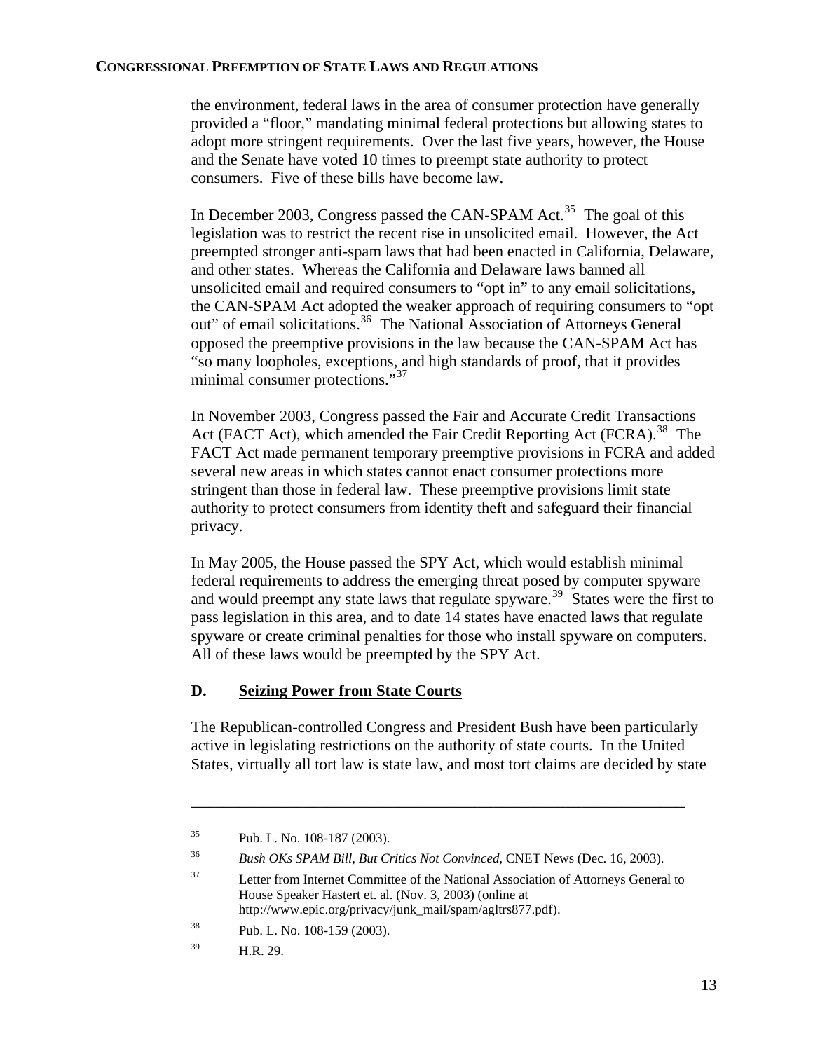the environment, federal laws in the area of consumer protection have generally provided a "floor," mandating minimal federal protections but allowing states to adopt more stringent requirements. Over the last five years, however, the House and the Senate have voted 10 times to preempt state authority to protect consumers. Five of these bills have become law.

In December 2003, Congress passed the CAN-SPAM Act.[35] The goal of this legislation was to restrict the recent rise in unsolicited email. However, the Act preempted stronger anti-spam laws that had been enacted in California, Delaware, and other states. Whereas the California and Delaware laws banned all unsolicited email and required consumers to "opt in" to any email solicitations, the CAN-SPAM Act adopted the weaker approach of requiring consumers to "opt out" of email solicitations.[36] The National Association of Attorneys General opposed the preemptive provisions in the law because the CAN-SPAM Act has "so many loopholes, exceptions, and high standards of proof, that it provides minimal consumer protections."[37]

In November 2003, Congress passed the Fair and Accurate Credit Transactions Act (FACT Act), which amended the Fair Credit Reporting Act (FCRA).[38] The FACT Act made permanent temporary preemptive provisions in FCRA and added several new areas in which states cannot enact consumer protections more stringent than those in federal law. These preemptive provisions limit state authority to protect consumers from identity theft and safeguard their financial privacy.

In May 2005, the House passed the SPY Act, which would establish minimal federal requirements to address the emerging threat posed by computer spyware and would preempt any state laws that regulate spyware.[39] States were the first to pass legislation in this area, and to date 14 states have enacted laws that regulate spyware or create criminal penalties for those who install spyware on computers. All of these laws would be preempted by the SPY Act.

### D. <u>Seizing Power from State Courts</u>

The Republican-controlled Congress and President Bush have been particularly active in legislating restrictions on the authority of state courts. In the United States, virtually all tort law is state law, and most tort claims are decided by state

---

[35] Pub. L. No. 108-187 (2003).

[36] *Bush OKs SPAM Bill, But Critics Not Convinced*, CNET News (Dec. 16, 2003).

[37] Letter from Internet Committee of the National Association of Attorneys General to House Speaker Hastert et. al. (Nov. 3, 2003) (online at http://www.epic.org/privacy/junk_mail/spam/agltrs877.pdf).

[38] Pub. L. No. 108-159 (2003).

[39] H.R. 29.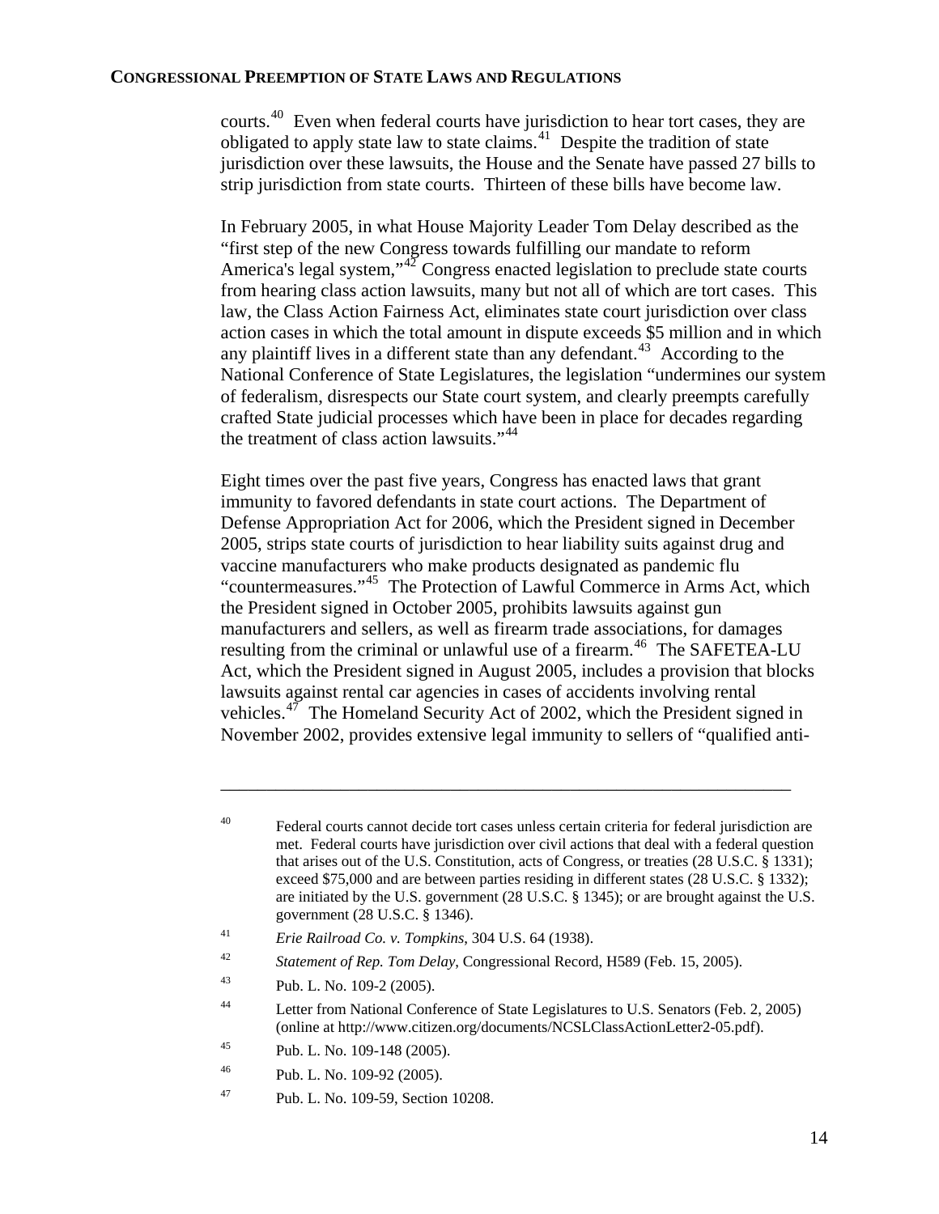courts.[40] Even when federal courts have jurisdiction to hear tort cases, they are obligated to apply state law to state claims.[41] Despite the tradition of state jurisdiction over these lawsuits, the House and the Senate have passed 27 bills to strip jurisdiction from state courts. Thirteen of these bills have become law.

In February 2005, in what House Majority Leader Tom Delay described as the "first step of the new Congress towards fulfilling our mandate to reform America's legal system,"[42] Congress enacted legislation to preclude state courts from hearing class action lawsuits, many but not all of which are tort cases. This law, the Class Action Fairness Act, eliminates state court jurisdiction over class action cases in which the total amount in dispute exceeds $5 million and in which any plaintiff lives in a different state than any defendant.[43] According to the National Conference of State Legislatures, the legislation "undermines our system of federalism, disrespects our State court system, and clearly preempts carefully crafted State judicial processes which have been in place for decades regarding the treatment of class action lawsuits."[44]

Eight times over the past five years, Congress has enacted laws that grant immunity to favored defendants in state court actions. The Department of Defense Appropriation Act for 2006, which the President signed in December 2005, strips state courts of jurisdiction to hear liability suits against drug and vaccine manufacturers who make products designated as pandemic flu "countermeasures."[45] The Protection of Lawful Commerce in Arms Act, which the President signed in October 2005, prohibits lawsuits against gun manufacturers and sellers, as well as firearm trade associations, for damages resulting from the criminal or unlawful use of a firearm.[46] The SAFETEA-LU Act, which the President signed in August 2005, includes a provision that blocks lawsuits against rental car agencies in cases of accidents involving rental vehicles.[47] The Homeland Security Act of 2002, which the President signed in November 2002, provides extensive legal immunity to sellers of "qualified anti-

---

[40] Federal courts cannot decide tort cases unless certain criteria for federal jurisdiction are met. Federal courts have jurisdiction over civil actions that deal with a federal question that arises out of the U.S. Constitution, acts of Congress, or treaties (28 U.S.C. § 1331); exceed $75,000 and are between parties residing in different states (28 U.S.C. § 1332); are initiated by the U.S. government (28 U.S.C. § 1345); or are brought against the U.S. government (28 U.S.C. § 1346).

[41] *Erie Railroad Co. v. Tompkins*, 304 U.S. 64 (1938).

[42] *Statement of Rep. Tom Delay*, Congressional Record, H589 (Feb. 15, 2005).

[43] Pub. L. No. 109-2 (2005).

[44] Letter from National Conference of State Legislatures to U.S. Senators (Feb. 2, 2005) (online at http://www.citizen.org/documents/NCSLClassActionLetter2-05.pdf).

[45] Pub. L. No. 109-148 (2005).

[46] Pub. L. No. 109-92 (2005).

[47] Pub. L. No. 109-59, Section 10208.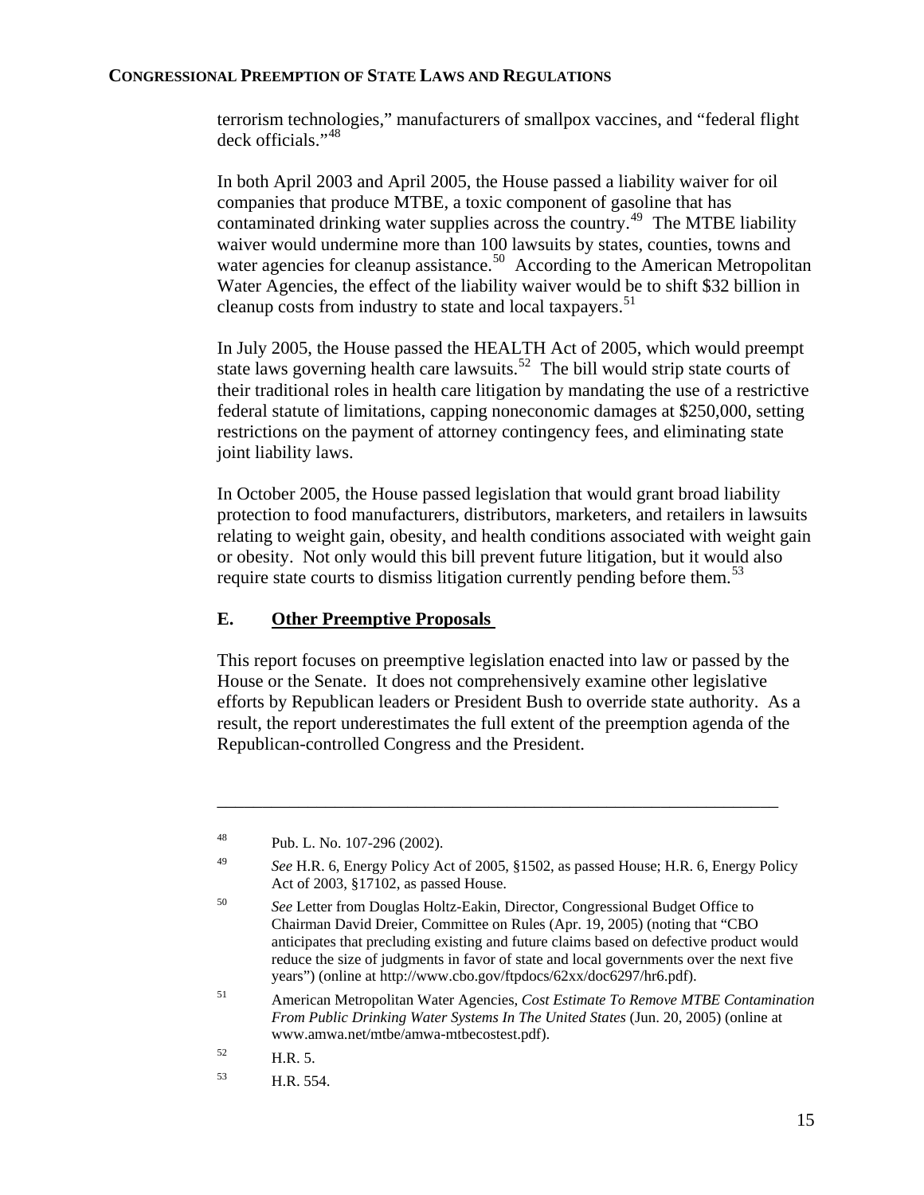terrorism technologies," manufacturers of smallpox vaccines, and "federal flight deck officials."[48]

In both April 2003 and April 2005, the House passed a liability waiver for oil companies that produce MTBE, a toxic component of gasoline that has contaminated drinking water supplies across the country.[49] The MTBE liability waiver would undermine more than 100 lawsuits by states, counties, towns and water agencies for cleanup assistance.[50] According to the American Metropolitan Water Agencies, the effect of the liability waiver would be to shift $32 billion in cleanup costs from industry to state and local taxpayers.[51]

In July 2005, the House passed the HEALTH Act of 2005, which would preempt state laws governing health care lawsuits.[52] The bill would strip state courts of their traditional roles in health care litigation by mandating the use of a restrictive federal statute of limitations, capping noneconomic damages at $250,000, setting restrictions on the payment of attorney contingency fees, and eliminating state joint liability laws.

In October 2005, the House passed legislation that would grant broad liability protection to food manufacturers, distributors, marketers, and retailers in lawsuits relating to weight gain, obesity, and health conditions associated with weight gain or obesity. Not only would this bill prevent future litigation, but it would also require state courts to dismiss litigation currently pending before them.[53]

### E. Other Preemptive Proposals

This report focuses on preemptive legislation enacted into law or passed by the House or the Senate. It does not comprehensively examine other legislative efforts by Republican leaders or President Bush to override state authority. As a result, the report underestimates the full extent of the preemption agenda of the Republican-controlled Congress and the President.

---

[48] Pub. L. No. 107-296 (2002).

[49] *See* H.R. 6, Energy Policy Act of 2005, §1502, as passed House; H.R. 6, Energy Policy Act of 2003, §17102, as passed House.

[50] *See* Letter from Douglas Holtz-Eakin, Director, Congressional Budget Office to Chairman David Dreier, Committee on Rules (Apr. 19, 2005) (noting that "CBO anticipates that precluding existing and future claims based on defective product would reduce the size of judgments in favor of state and local governments over the next five years") (online at http://www.cbo.gov/ftpdocs/62xx/doc6297/hr6.pdf).

[51] American Metropolitan Water Agencies, *Cost Estimate To Remove MTBE Contamination From Public Drinking Water Systems In The United States* (Jun. 20, 2005) (online at www.amwa.net/mtbe/amwa-mtbecostest.pdf).

[52] H.R. 5.

[53] H.R. 554.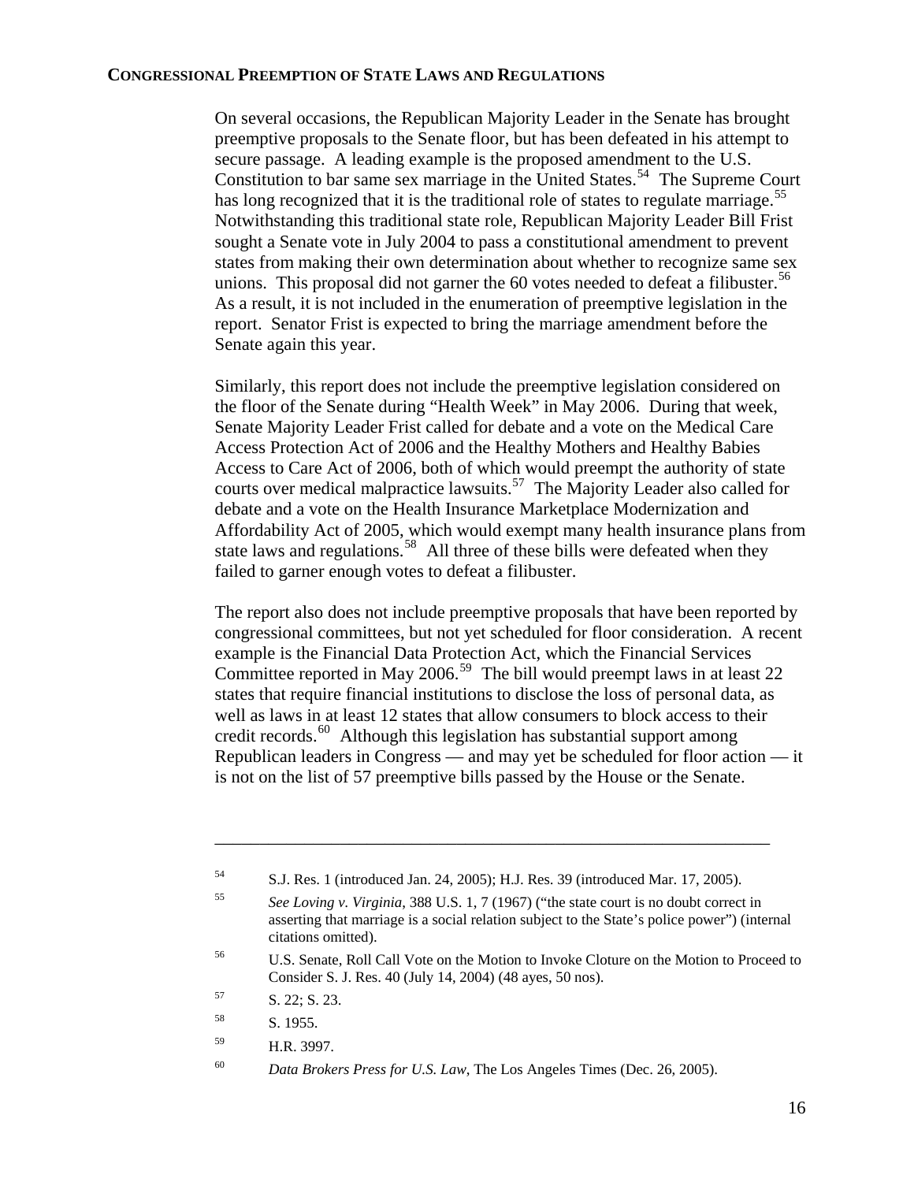On several occasions, the Republican Majority Leader in the Senate has brought preemptive proposals to the Senate floor, but has been defeated in his attempt to secure passage. A leading example is the proposed amendment to the U.S. Constitution to bar same sex marriage in the United States.[54] The Supreme Court has long recognized that it is the traditional role of states to regulate marriage.[55] Notwithstanding this traditional state role, Republican Majority Leader Bill Frist sought a Senate vote in July 2004 to pass a constitutional amendment to prevent states from making their own determination about whether to recognize same sex unions. This proposal did not garner the 60 votes needed to defeat a filibuster.[56] As a result, it is not included in the enumeration of preemptive legislation in the report. Senator Frist is expected to bring the marriage amendment before the Senate again this year.

Similarly, this report does not include the preemptive legislation considered on the floor of the Senate during "Health Week" in May 2006. During that week, Senate Majority Leader Frist called for debate and a vote on the Medical Care Access Protection Act of 2006 and the Healthy Mothers and Healthy Babies Access to Care Act of 2006, both of which would preempt the authority of state courts over medical malpractice lawsuits.[57] The Majority Leader also called for debate and a vote on the Health Insurance Marketplace Modernization and Affordability Act of 2005, which would exempt many health insurance plans from state laws and regulations.[58] All three of these bills were defeated when they failed to garner enough votes to defeat a filibuster.

The report also does not include preemptive proposals that have been reported by congressional committees, but not yet scheduled for floor consideration. A recent example is the Financial Data Protection Act, which the Financial Services Committee reported in May 2006.[59] The bill would preempt laws in at least 22 states that require financial institutions to disclose the loss of personal data, as well as laws in at least 12 states that allow consumers to block access to their credit records.[60] Although this legislation has substantial support among Republican leaders in Congress — and may yet be scheduled for floor action — it is not on the list of 57 preemptive bills passed by the House or the Senate.

---

[54] S.J. Res. 1 (introduced Jan. 24, 2005); H.J. Res. 39 (introduced Mar. 17, 2005).

[55] *See Loving v. Virginia*, 388 U.S. 1, 7 (1967) ("the state court is no doubt correct in asserting that marriage is a social relation subject to the State's police power") (internal citations omitted).

[56] U.S. Senate, Roll Call Vote on the Motion to Invoke Cloture on the Motion to Proceed to Consider S. J. Res. 40 (July 14, 2004) (48 ayes, 50 nos).

[57] S. 22; S. 23.

[58] S. 1955.

[59] H.R. 3997.

[60] *Data Brokers Press for U.S. Law*, The Los Angeles Times (Dec. 26, 2005).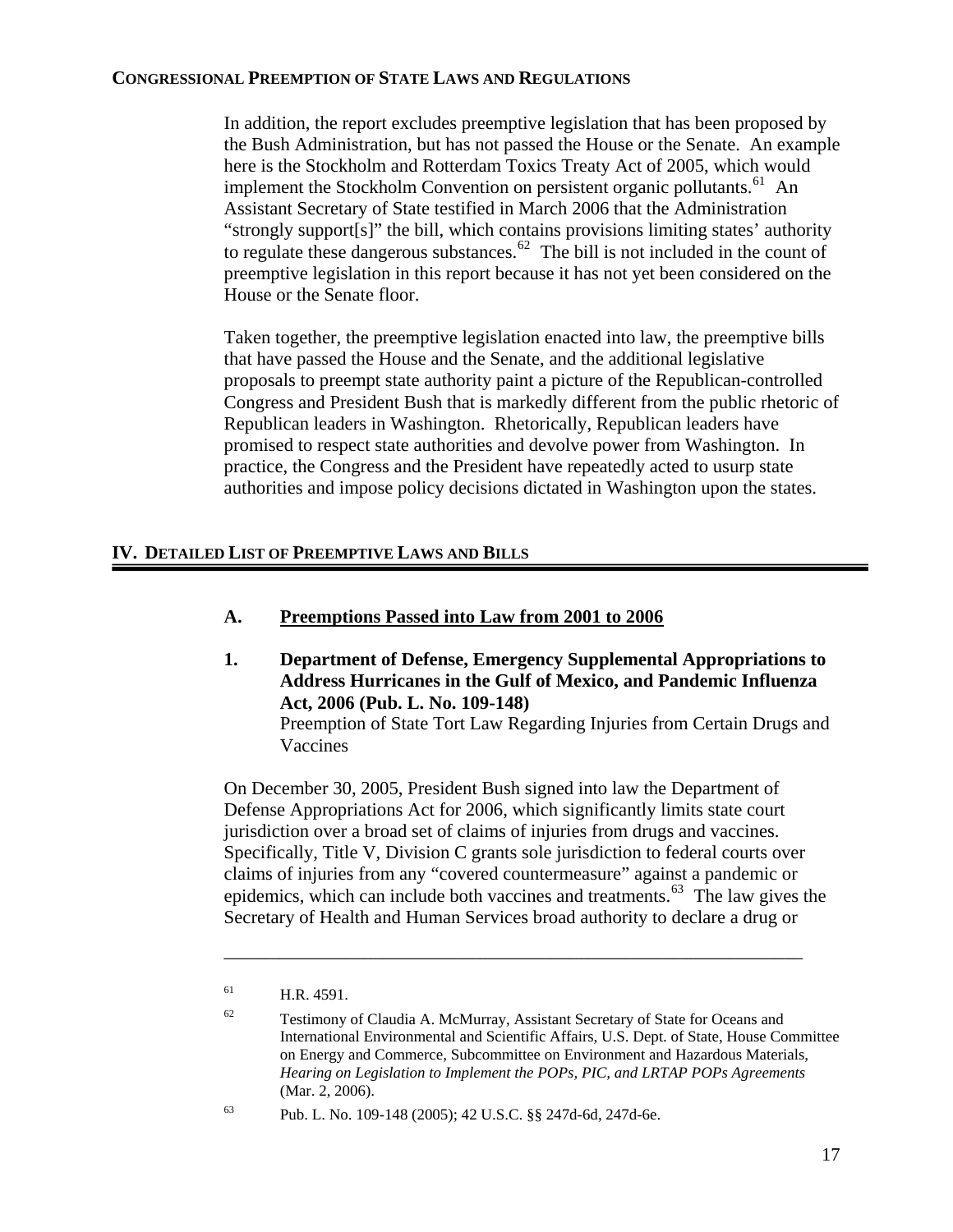In addition, the report excludes preemptive legislation that has been proposed by the Bush Administration, but has not passed the House or the Senate. An example here is the Stockholm and Rotterdam Toxics Treaty Act of 2005, which would implement the Stockholm Convention on persistent organic pollutants.[61] An Assistant Secretary of State testified in March 2006 that the Administration "strongly support[s]" the bill, which contains provisions limiting states' authority to regulate these dangerous substances.[62] The bill is not included in the count of preemptive legislation in this report because it has not yet been considered on the House or the Senate floor.

Taken together, the preemptive legislation enacted into law, the preemptive bills that have passed the House and the Senate, and the additional legislative proposals to preempt state authority paint a picture of the Republican-controlled Congress and President Bush that is markedly different from the public rhetoric of Republican leaders in Washington. Rhetorically, Republican leaders have promised to respect state authorities and devolve power from Washington. In practice, the Congress and the President have repeatedly acted to usurp state authorities and impose policy decisions dictated in Washington upon the states.

## IV. Detailed List of Preemptive Laws and Bills

### A. Preemptions Passed into Law from 2001 to 2006

**1. Department of Defense, Emergency Supplemental Appropriations to Address Hurricanes in the Gulf of Mexico, and Pandemic Influenza Act, 2006 (Pub. L. No. 109-148)**
Preemption of State Tort Law Regarding Injuries from Certain Drugs and Vaccines

On December 30, 2005, President Bush signed into law the Department of Defense Appropriations Act for 2006, which significantly limits state court jurisdiction over a broad set of claims of injuries from drugs and vaccines. Specifically, Title V, Division C grants sole jurisdiction to federal courts over claims of injuries from any "covered countermeasure" against a pandemic or epidemics, which can include both vaccines and treatments.[63] The law gives the Secretary of Health and Human Services broad authority to declare a drug or

---

[61] H.R. 4591.

[62] Testimony of Claudia A. McMurray, Assistant Secretary of State for Oceans and International Environmental and Scientific Affairs, U.S. Dept. of State, House Committee on Energy and Commerce, Subcommittee on Environment and Hazardous Materials, *Hearing on Legislation to Implement the POPs, PIC, and LRTAP POPs Agreements* (Mar. 2, 2006).

[63] Pub. L. No. 109-148 (2005); 42 U.S.C. §§ 247d-6d, 247d-6e.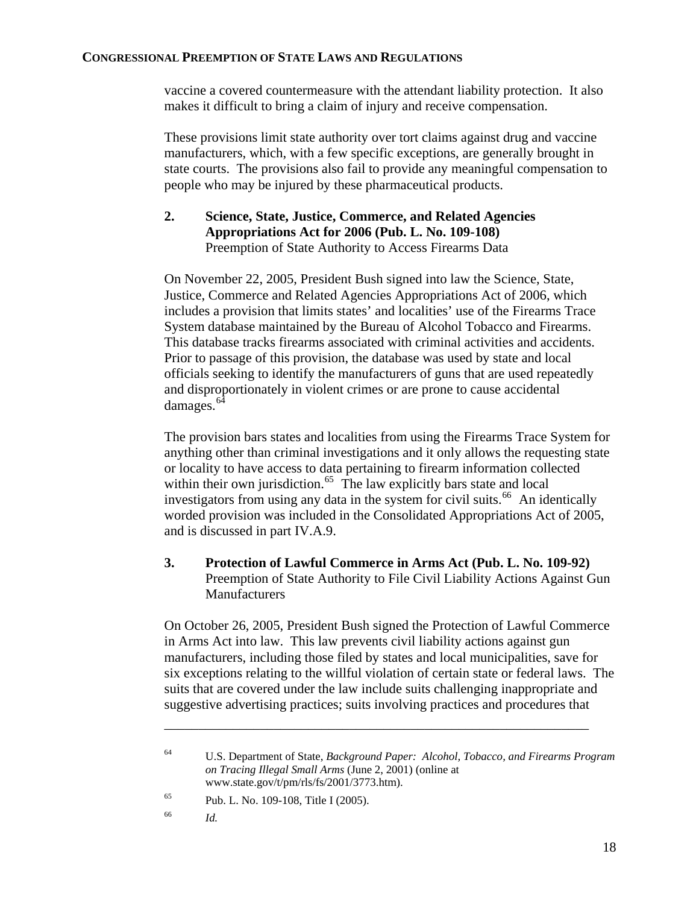vaccine a covered countermeasure with the attendant liability protection. It also makes it difficult to bring a claim of injury and receive compensation.

These provisions limit state authority over tort claims against drug and vaccine manufacturers, which, with a few specific exceptions, are generally brought in state courts. The provisions also fail to provide any meaningful compensation to people who may be injured by these pharmaceutical products.

### 2. Science, State, Justice, Commerce, and Related Agencies Appropriations Act for 2006 (Pub. L. No. 109-108)

Preemption of State Authority to Access Firearms Data

On November 22, 2005, President Bush signed into law the Science, State, Justice, Commerce and Related Agencies Appropriations Act of 2006, which includes a provision that limits states' and localities' use of the Firearms Trace System database maintained by the Bureau of Alcohol Tobacco and Firearms. This database tracks firearms associated with criminal activities and accidents. Prior to passage of this provision, the database was used by state and local officials seeking to identify the manufacturers of guns that are used repeatedly and disproportionately in violent crimes or are prone to cause accidental damages.[64]

The provision bars states and localities from using the Firearms Trace System for anything other than criminal investigations and it only allows the requesting state or locality to have access to data pertaining to firearm information collected within their own jurisdiction.[65] The law explicitly bars state and local investigators from using any data in the system for civil suits.[66] An identically worded provision was included in the Consolidated Appropriations Act of 2005, and is discussed in part IV.A.9.

### 3. Protection of Lawful Commerce in Arms Act (Pub. L. No. 109-92)

Preemption of State Authority to File Civil Liability Actions Against Gun Manufacturers

On October 26, 2005, President Bush signed the Protection of Lawful Commerce in Arms Act into law. This law prevents civil liability actions against gun manufacturers, including those filed by states and local municipalities, save for six exceptions relating to the willful violation of certain state or federal laws. The suits that are covered under the law include suits challenging inappropriate and suggestive advertising practices; suits involving practices and procedures that

---

[64] U.S. Department of State, *Background Paper: Alcohol, Tobacco, and Firearms Program on Tracing Illegal Small Arms* (June 2, 2001) (online at www.state.gov/t/pm/rls/fs/2001/3773.htm).

[65] Pub. L. No. 109-108, Title I (2005).

[66] *Id.*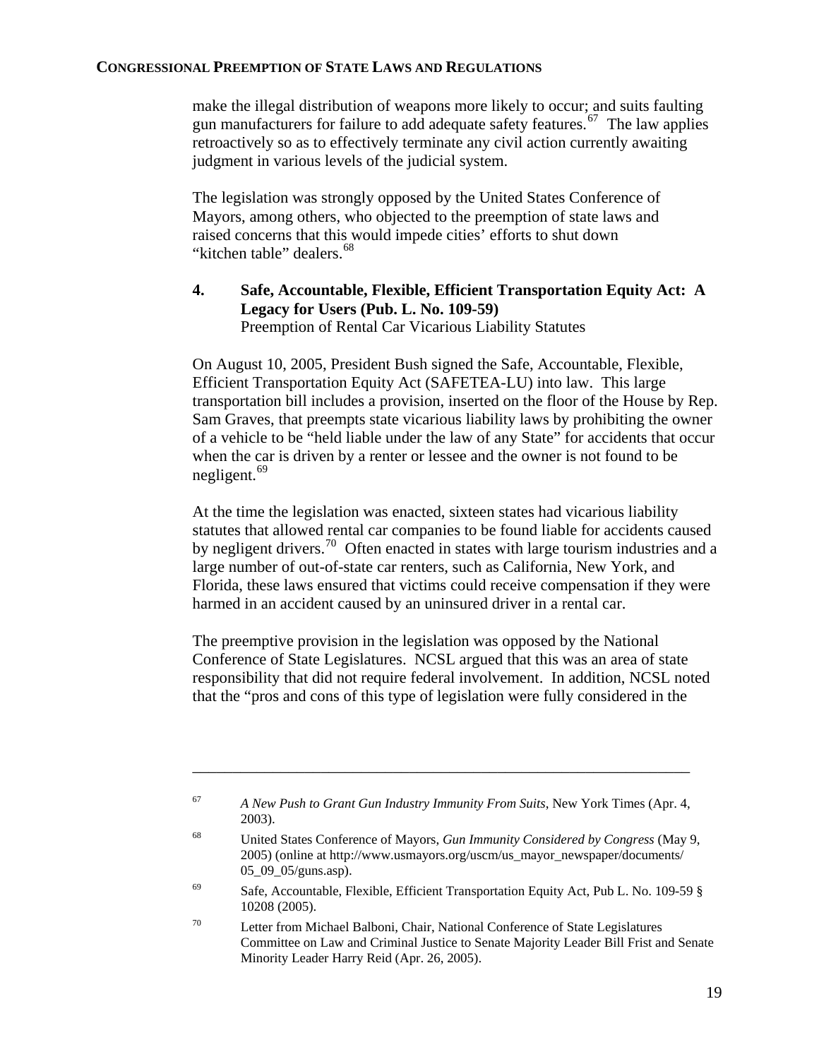make the illegal distribution of weapons more likely to occur; and suits faulting gun manufacturers for failure to add adequate safety features.[67] The law applies retroactively so as to effectively terminate any civil action currently awaiting judgment in various levels of the judicial system.

The legislation was strongly opposed by the United States Conference of Mayors, among others, who objected to the preemption of state laws and raised concerns that this would impede cities' efforts to shut down "kitchen table" dealers.[68]

### 4. Safe, Accountable, Flexible, Efficient Transportation Equity Act: A Legacy for Users (Pub. L. No. 109-59)

Preemption of Rental Car Vicarious Liability Statutes

On August 10, 2005, President Bush signed the Safe, Accountable, Flexible, Efficient Transportation Equity Act (SAFETEA-LU) into law. This large transportation bill includes a provision, inserted on the floor of the House by Rep. Sam Graves, that preempts state vicarious liability laws by prohibiting the owner of a vehicle to be "held liable under the law of any State" for accidents that occur when the car is driven by a renter or lessee and the owner is not found to be negligent.[69]

At the time the legislation was enacted, sixteen states had vicarious liability statutes that allowed rental car companies to be found liable for accidents caused by negligent drivers.[70] Often enacted in states with large tourism industries and a large number of out-of-state car renters, such as California, New York, and Florida, these laws ensured that victims could receive compensation if they were harmed in an accident caused by an uninsured driver in a rental car.

The preemptive provision in the legislation was opposed by the National Conference of State Legislatures. NCSL argued that this was an area of state responsibility that did not require federal involvement. In addition, NCSL noted that the "pros and cons of this type of legislation were fully considered in the

---

[67] *A New Push to Grant Gun Industry Immunity From Suits*, New York Times (Apr. 4, 2003).

[68] United States Conference of Mayors, *Gun Immunity Considered by Congress* (May 9, 2005) (online at http://www.usmayors.org/uscm/us_mayor_newspaper/documents/05_09_05/guns.asp).

[69] Safe, Accountable, Flexible, Efficient Transportation Equity Act, Pub L. No. 109-59 § 10208 (2005).

[70] Letter from Michael Balboni, Chair, National Conference of State Legislatures Committee on Law and Criminal Justice to Senate Majority Leader Bill Frist and Senate Minority Leader Harry Reid (Apr. 26, 2005).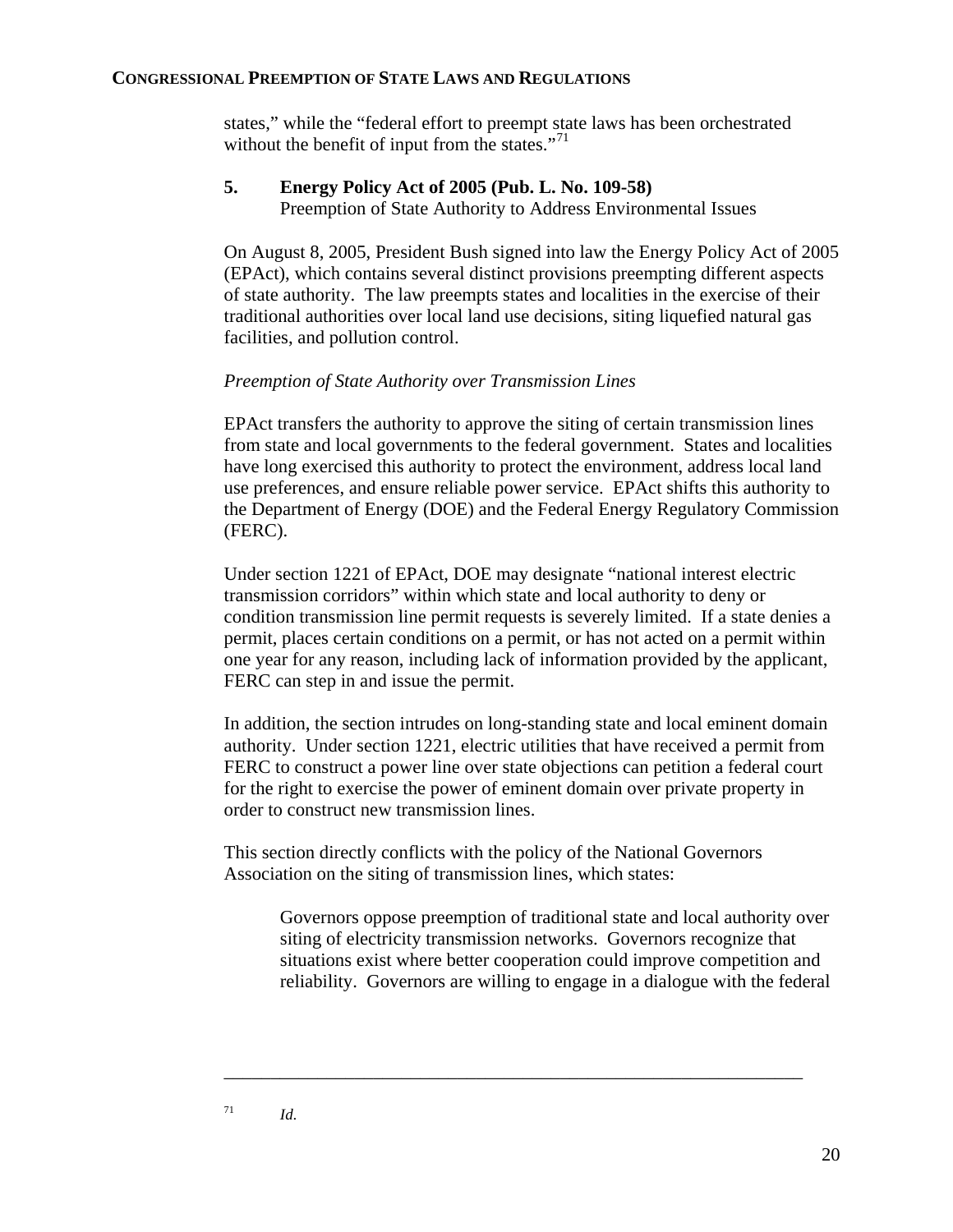states," while the "federal effort to preempt state laws has been orchestrated without the benefit of input from the states."[71]

### 5. Energy Policy Act of 2005 (Pub. L. No. 109-58)

Preemption of State Authority to Address Environmental Issues

On August 8, 2005, President Bush signed into law the Energy Policy Act of 2005 (EPAct), which contains several distinct provisions preempting different aspects of state authority. The law preempts states and localities in the exercise of their traditional authorities over local land use decisions, siting liquefied natural gas facilities, and pollution control.

*Preemption of State Authority over Transmission Lines*

EPAct transfers the authority to approve the siting of certain transmission lines from state and local governments to the federal government. States and localities have long exercised this authority to protect the environment, address local land use preferences, and ensure reliable power service. EPAct shifts this authority to the Department of Energy (DOE) and the Federal Energy Regulatory Commission (FERC).

Under section 1221 of EPAct, DOE may designate "national interest electric transmission corridors" within which state and local authority to deny or condition transmission line permit requests is severely limited. If a state denies a permit, places certain conditions on a permit, or has not acted on a permit within one year for any reason, including lack of information provided by the applicant, FERC can step in and issue the permit.

In addition, the section intrudes on long-standing state and local eminent domain authority. Under section 1221, electric utilities that have received a permit from FERC to construct a power line over state objections can petition a federal court for the right to exercise the power of eminent domain over private property in order to construct new transmission lines.

This section directly conflicts with the policy of the National Governors Association on the siting of transmission lines, which states:

> Governors oppose preemption of traditional state and local authority over siting of electricity transmission networks. Governors recognize that situations exist where better cooperation could improve competition and reliability. Governors are willing to engage in a dialogue with the federal

---

[71] *Id.*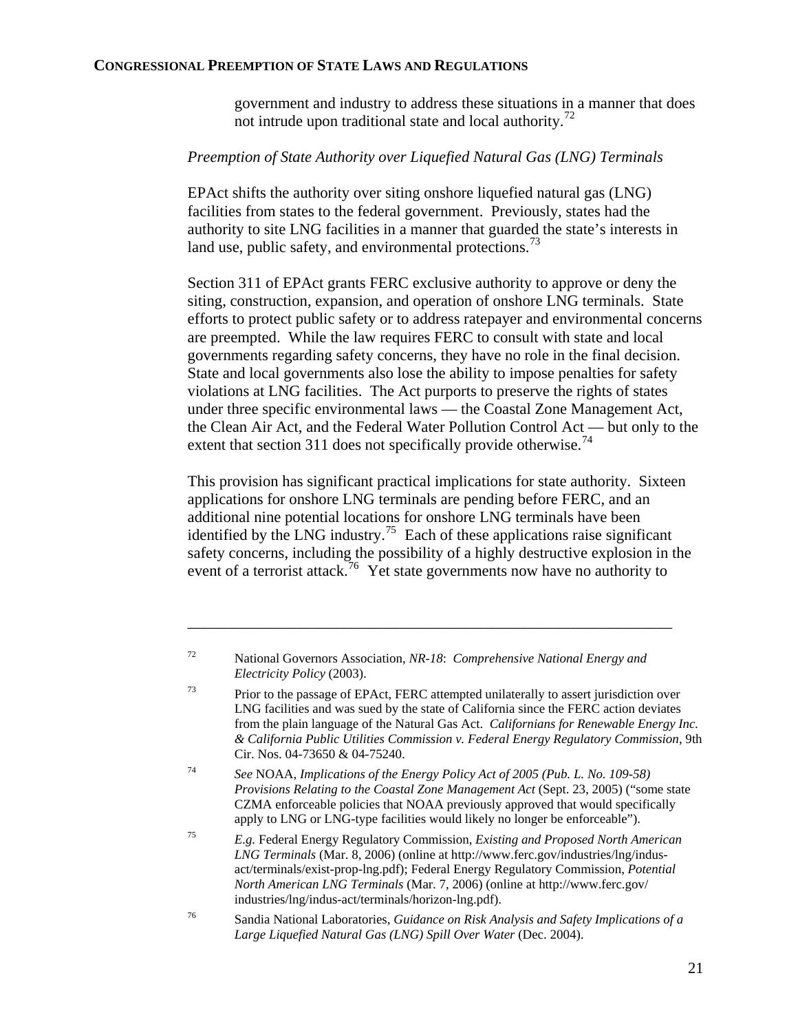government and industry to address these situations in a manner that does not intrude upon traditional state and local authority.[72]

*Preemption of State Authority over Liquefied Natural Gas (LNG) Terminals*

EPAct shifts the authority over siting onshore liquefied natural gas (LNG) facilities from states to the federal government. Previously, states had the authority to site LNG facilities in a manner that guarded the state's interests in land use, public safety, and environmental protections.[73]

Section 311 of EPAct grants FERC exclusive authority to approve or deny the siting, construction, expansion, and operation of onshore LNG terminals. State efforts to protect public safety or to address ratepayer and environmental concerns are preempted. While the law requires FERC to consult with state and local governments regarding safety concerns, they have no role in the final decision. State and local governments also lose the ability to impose penalties for safety violations at LNG facilities. The Act purports to preserve the rights of states under three specific environmental laws — the Coastal Zone Management Act, the Clean Air Act, and the Federal Water Pollution Control Act — but only to the extent that section 311 does not specifically provide otherwise.[74]

This provision has significant practical implications for state authority. Sixteen applications for onshore LNG terminals are pending before FERC, and an additional nine potential locations for onshore LNG terminals have been identified by the LNG industry.[75] Each of these applications raise significant safety concerns, including the possibility of a highly destructive explosion in the event of a terrorist attack.[76] Yet state governments now have no authority to

---

[72] National Governors Association, *NR-18*: *Comprehensive National Energy and Electricity Policy* (2003).

[73] Prior to the passage of EPAct, FERC attempted unilaterally to assert jurisdiction over LNG facilities and was sued by the state of California since the FERC action deviates from the plain language of the Natural Gas Act. *Californians for Renewable Energy Inc. & California Public Utilities Commission v. Federal Energy Regulatory Commission*, 9th Cir. Nos. 04-73650 & 04-75240.

[74] *See* NOAA, *Implications of the Energy Policy Act of 2005 (Pub. L. No. 109-58) Provisions Relating to the Coastal Zone Management Act* (Sept. 23, 2005) ("some state CZMA enforceable policies that NOAA previously approved that would specifically apply to LNG or LNG-type facilities would likely no longer be enforceable").

[75] *E.g.* Federal Energy Regulatory Commission, *Existing and Proposed North American LNG Terminals* (Mar. 8, 2006) (online at http://www.ferc.gov/industries/lng/indus-act/terminals/exist-prop-lng.pdf); Federal Energy Regulatory Commission, *Potential North American LNG Terminals* (Mar. 7, 2006) (online at http://www.ferc.gov/industries/lng/indus-act/terminals/horizon-lng.pdf).

[76] Sandia National Laboratories, *Guidance on Risk Analysis and Safety Implications of a Large Liquefied Natural Gas (LNG) Spill Over Water* (Dec. 2004).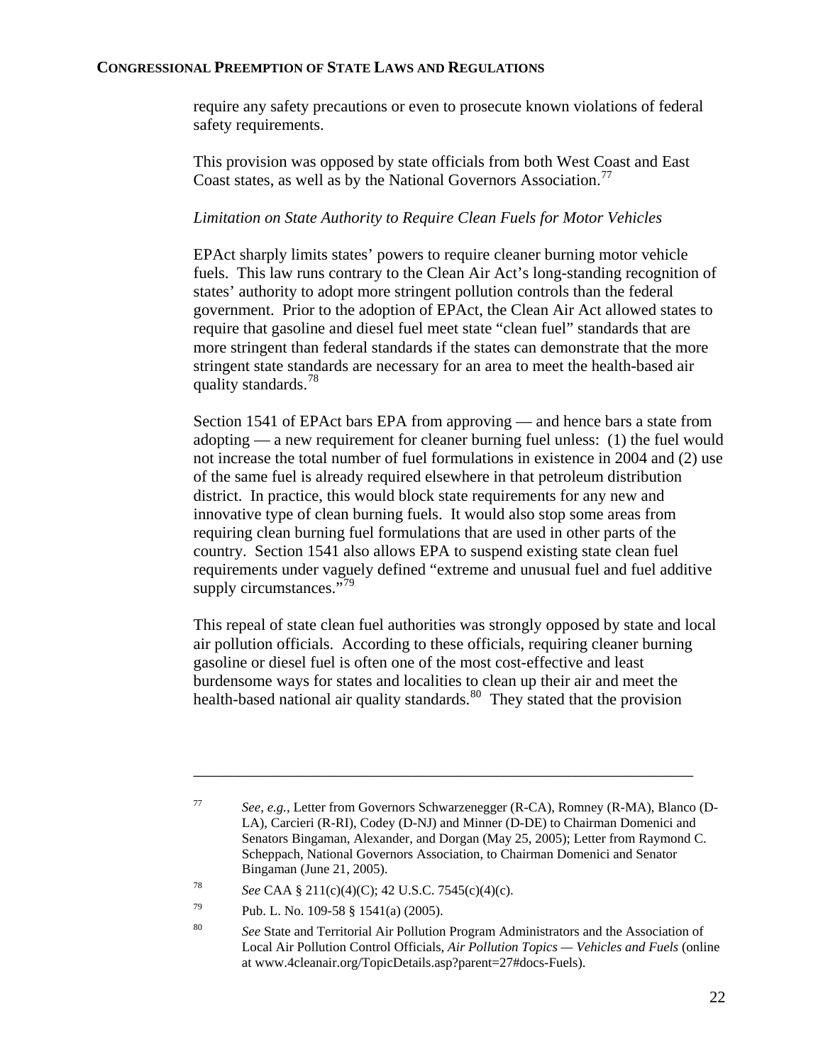require any safety precautions or even to prosecute known violations of federal safety requirements.

This provision was opposed by state officials from both West Coast and East Coast states, as well as by the National Governors Association.[77]

*Limitation on State Authority to Require Clean Fuels for Motor Vehicles*

EPAct sharply limits states' powers to require cleaner burning motor vehicle fuels. This law runs contrary to the Clean Air Act's long-standing recognition of states' authority to adopt more stringent pollution controls than the federal government. Prior to the adoption of EPAct, the Clean Air Act allowed states to require that gasoline and diesel fuel meet state "clean fuel" standards that are more stringent than federal standards if the states can demonstrate that the more stringent state standards are necessary for an area to meet the health-based air quality standards.[78]

Section 1541 of EPAct bars EPA from approving — and hence bars a state from adopting — a new requirement for cleaner burning fuel unless: (1) the fuel would not increase the total number of fuel formulations in existence in 2004 and (2) use of the same fuel is already required elsewhere in that petroleum distribution district. In practice, this would block state requirements for any new and innovative type of clean burning fuels. It would also stop some areas from requiring clean burning fuel formulations that are used in other parts of the country. Section 1541 also allows EPA to suspend existing state clean fuel requirements under vaguely defined "extreme and unusual fuel and fuel additive supply circumstances."[79]

This repeal of state clean fuel authorities was strongly opposed by state and local air pollution officials. According to these officials, requiring cleaner burning gasoline or diesel fuel is often one of the most cost-effective and least burdensome ways for states and localities to clean up their air and meet the health-based national air quality standards.[80] They stated that the provision

---

[77] *See, e.g.,* Letter from Governors Schwarzenegger (R-CA), Romney (R-MA), Blanco (D-LA), Carcieri (R-RI), Codey (D-NJ) and Minner (D-DE) to Chairman Domenici and Senators Bingaman, Alexander, and Dorgan (May 25, 2005); Letter from Raymond C. Scheppach, National Governors Association, to Chairman Domenici and Senator Bingaman (June 21, 2005).

[78] *See* CAA § 211(c)(4)(C); 42 U.S.C. 7545(c)(4)(c).

[79] Pub. L. No. 109-58 § 1541(a) (2005).

[80] *See* State and Territorial Air Pollution Program Administrators and the Association of Local Air Pollution Control Officials, *Air Pollution Topics — Vehicles and Fuels* (online at www.4cleanair.org/TopicDetails.asp?parent=27#docs-Fuels).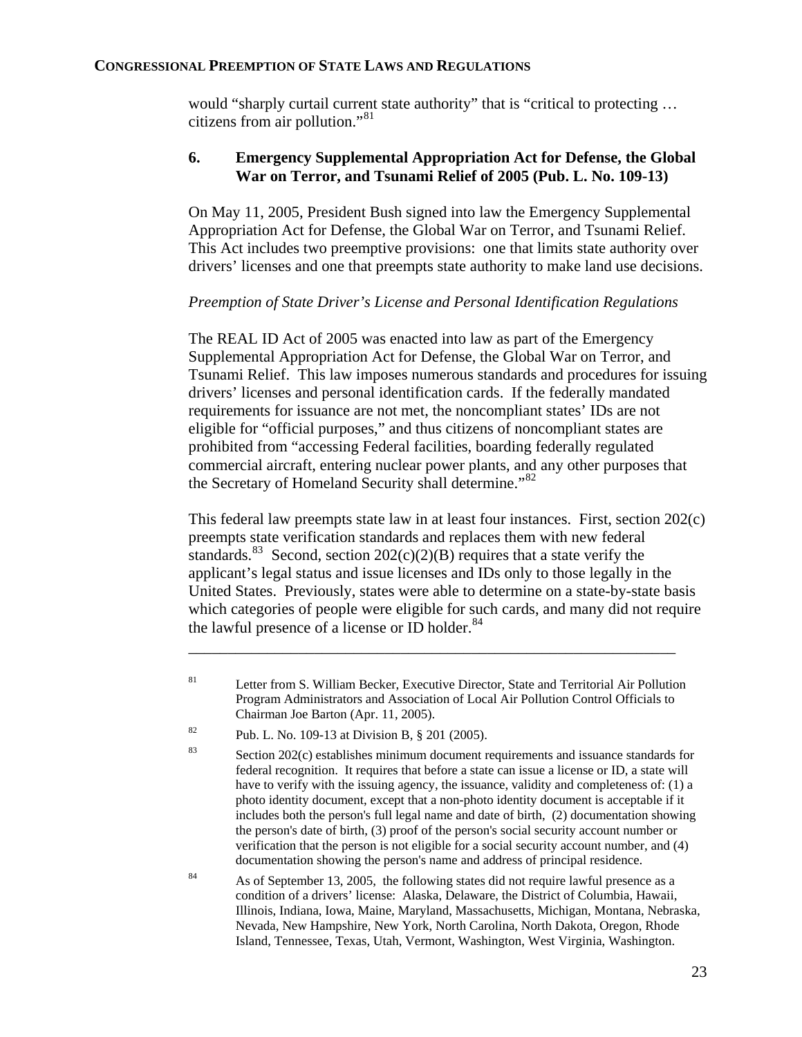would "sharply curtail current state authority" that is "critical to protecting … citizens from air pollution."[81]

### 6. Emergency Supplemental Appropriation Act for Defense, the Global War on Terror, and Tsunami Relief of 2005 (Pub. L. No. 109-13)

On May 11, 2005, President Bush signed into law the Emergency Supplemental Appropriation Act for Defense, the Global War on Terror, and Tsunami Relief. This Act includes two preemptive provisions: one that limits state authority over drivers' licenses and one that preempts state authority to make land use decisions.

*Preemption of State Driver's License and Personal Identification Regulations*

The REAL ID Act of 2005 was enacted into law as part of the Emergency Supplemental Appropriation Act for Defense, the Global War on Terror, and Tsunami Relief. This law imposes numerous standards and procedures for issuing drivers' licenses and personal identification cards. If the federally mandated requirements for issuance are not met, the noncompliant states' IDs are not eligible for "official purposes," and thus citizens of noncompliant states are prohibited from "accessing Federal facilities, boarding federally regulated commercial aircraft, entering nuclear power plants, and any other purposes that the Secretary of Homeland Security shall determine."[82]

This federal law preempts state law in at least four instances. First, section 202(c) preempts state verification standards and replaces them with new federal standards.[83] Second, section 202(c)(2)(B) requires that a state verify the applicant's legal status and issue licenses and IDs only to those legally in the United States. Previously, states were able to determine on a state-by-state basis which categories of people were eligible for such cards, and many did not require the lawful presence of a license or ID holder.[84]

---

[81] Letter from S. William Becker, Executive Director, State and Territorial Air Pollution Program Administrators and Association of Local Air Pollution Control Officials to Chairman Joe Barton (Apr. 11, 2005).

[82] Pub. L. No. 109-13 at Division B, § 201 (2005).

[83] Section 202(c) establishes minimum document requirements and issuance standards for federal recognition. It requires that before a state can issue a license or ID, a state will have to verify with the issuing agency, the issuance, validity and completeness of: (1) a photo identity document, except that a non-photo identity document is acceptable if it includes both the person's full legal name and date of birth, (2) documentation showing the person's date of birth, (3) proof of the person's social security account number or verification that the person is not eligible for a social security account number, and (4) documentation showing the person's name and address of principal residence.

[84] As of September 13, 2005, the following states did not require lawful presence as a condition of a drivers' license: Alaska, Delaware, the District of Columbia, Hawaii, Illinois, Indiana, Iowa, Maine, Maryland, Massachusetts, Michigan, Montana, Nebraska, Nevada, New Hampshire, New York, North Carolina, North Dakota, Oregon, Rhode Island, Tennessee, Texas, Utah, Vermont, Washington, West Virginia, Washington.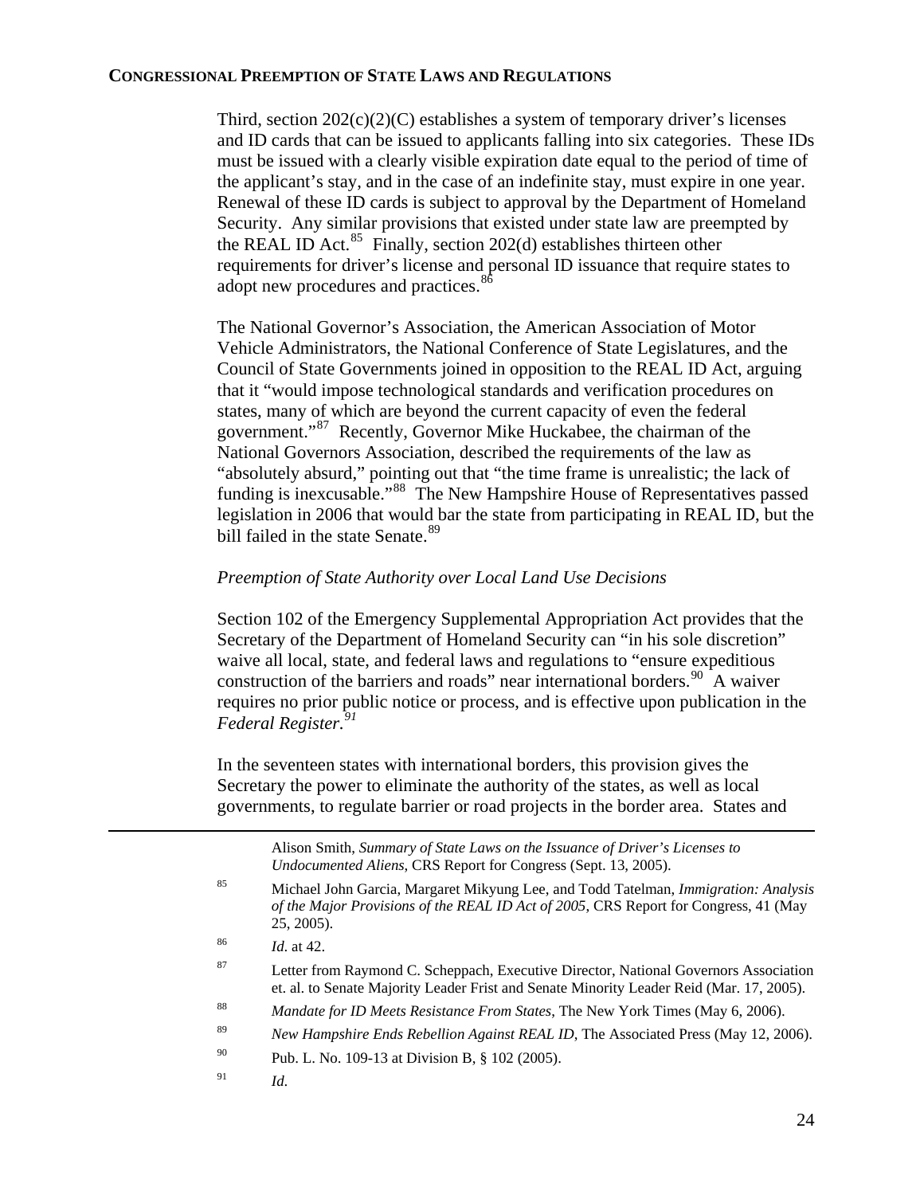Third, section 202(c)(2)(C) establishes a system of temporary driver's licenses and ID cards that can be issued to applicants falling into six categories. These IDs must be issued with a clearly visible expiration date equal to the period of time of the applicant's stay, and in the case of an indefinite stay, must expire in one year. Renewal of these ID cards is subject to approval by the Department of Homeland Security. Any similar provisions that existed under state law are preempted by the REAL ID Act.[85] Finally, section 202(d) establishes thirteen other requirements for driver's license and personal ID issuance that require states to adopt new procedures and practices.[86]

The National Governor's Association, the American Association of Motor Vehicle Administrators, the National Conference of State Legislatures, and the Council of State Governments joined in opposition to the REAL ID Act, arguing that it "would impose technological standards and verification procedures on states, many of which are beyond the current capacity of even the federal government."[87] Recently, Governor Mike Huckabee, the chairman of the National Governors Association, described the requirements of the law as "absolutely absurd," pointing out that "the time frame is unrealistic; the lack of funding is inexcusable."[88] The New Hampshire House of Representatives passed legislation in 2006 that would bar the state from participating in REAL ID, but the bill failed in the state Senate.[89]

*Preemption of State Authority over Local Land Use Decisions*

Section 102 of the Emergency Supplemental Appropriation Act provides that the Secretary of the Department of Homeland Security can "in his sole discretion" waive all local, state, and federal laws and regulations to "ensure expeditious construction of the barriers and roads" near international borders.[90] A waiver requires no prior public notice or process, and is effective upon publication in the *Federal Register.*[91]

In the seventeen states with international borders, this provision gives the Secretary the power to eliminate the authority of the states, as well as local governments, to regulate barrier or road projects in the border area. States and

---

Alison Smith, *Summary of State Laws on the Issuance of Driver's Licenses to Undocumented Aliens*, CRS Report for Congress (Sept. 13, 2005).

85 Michael John Garcia, Margaret Mikyung Lee, and Todd Tatelman, *Immigration: Analysis of the Major Provisions of the REAL ID Act of 2005*, CRS Report for Congress, 41 (May 25, 2005).

86 *Id.* at 42.

87 Letter from Raymond C. Scheppach, Executive Director, National Governors Association et. al. to Senate Majority Leader Frist and Senate Minority Leader Reid (Mar. 17, 2005).

88 *Mandate for ID Meets Resistance From States*, The New York Times (May 6, 2006).

89 *New Hampshire Ends Rebellion Against REAL ID*, The Associated Press (May 12, 2006).

90 Pub. L. No. 109-13 at Division B, § 102 (2005).

91 *Id.*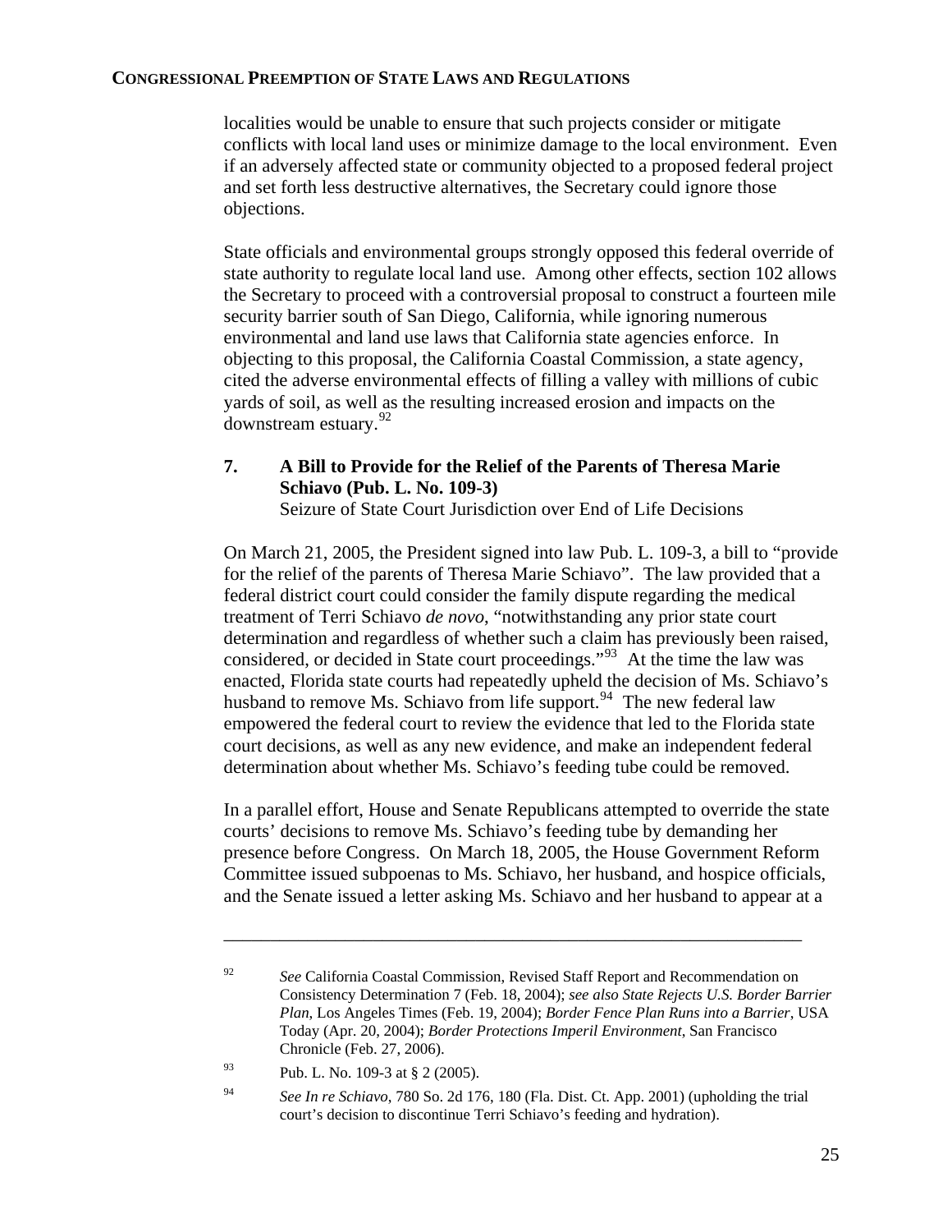localities would be unable to ensure that such projects consider or mitigate conflicts with local land uses or minimize damage to the local environment. Even if an adversely affected state or community objected to a proposed federal project and set forth less destructive alternatives, the Secretary could ignore those objections.

State officials and environmental groups strongly opposed this federal override of state authority to regulate local land use. Among other effects, section 102 allows the Secretary to proceed with a controversial proposal to construct a fourteen mile security barrier south of San Diego, California, while ignoring numerous environmental and land use laws that California state agencies enforce. In objecting to this proposal, the California Coastal Commission, a state agency, cited the adverse environmental effects of filling a valley with millions of cubic yards of soil, as well as the resulting increased erosion and impacts on the downstream estuary.[92]

### 7. A Bill to Provide for the Relief of the Parents of Theresa Marie Schiavo (Pub. L. No. 109-3)

Seizure of State Court Jurisdiction over End of Life Decisions

On March 21, 2005, the President signed into law Pub. L. 109-3, a bill to "provide for the relief of the parents of Theresa Marie Schiavo". The law provided that a federal district court could consider the family dispute regarding the medical treatment of Terri Schiavo *de novo*, "notwithstanding any prior state court determination and regardless of whether such a claim has previously been raised, considered, or decided in State court proceedings."[93] At the time the law was enacted, Florida state courts had repeatedly upheld the decision of Ms. Schiavo's husband to remove Ms. Schiavo from life support.[94] The new federal law empowered the federal court to review the evidence that led to the Florida state court decisions, as well as any new evidence, and make an independent federal determination about whether Ms. Schiavo's feeding tube could be removed.

In a parallel effort, House and Senate Republicans attempted to override the state courts' decisions to remove Ms. Schiavo's feeding tube by demanding her presence before Congress. On March 18, 2005, the House Government Reform Committee issued subpoenas to Ms. Schiavo, her husband, and hospice officials, and the Senate issued a letter asking Ms. Schiavo and her husband to appear at a

---

[92] *See* California Coastal Commission, Revised Staff Report and Recommendation on Consistency Determination 7 (Feb. 18, 2004); *see also State Rejects U.S. Border Barrier Plan*, Los Angeles Times (Feb. 19, 2004); *Border Fence Plan Runs into a Barrier*, USA Today (Apr. 20, 2004); *Border Protections Imperil Environment*, San Francisco Chronicle (Feb. 27, 2006).

[93] Pub. L. No. 109-3 at § 2 (2005).

[94] *See In re Schiavo*, 780 So. 2d 176, 180 (Fla. Dist. Ct. App. 2001) (upholding the trial court's decision to discontinue Terri Schiavo's feeding and hydration).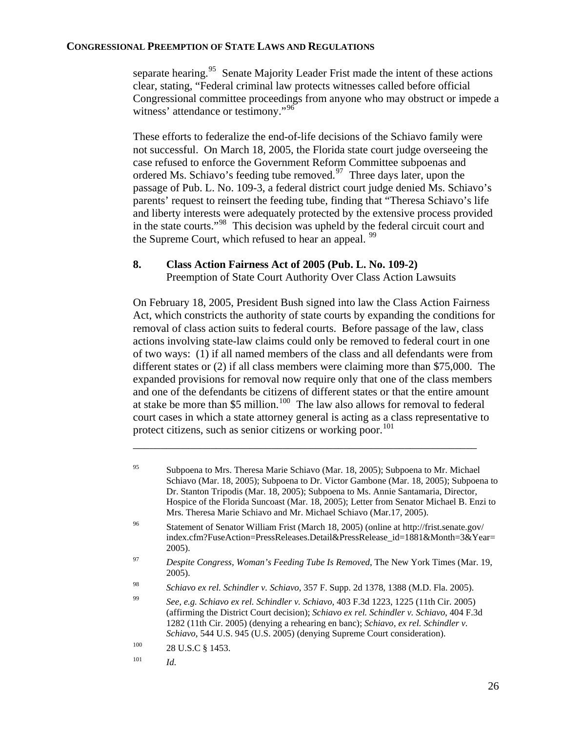separate hearing.[95] Senate Majority Leader Frist made the intent of these actions clear, stating, "Federal criminal law protects witnesses called before official Congressional committee proceedings from anyone who may obstruct or impede a witness' attendance or testimony."[96]

These efforts to federalize the end-of-life decisions of the Schiavo family were not successful. On March 18, 2005, the Florida state court judge overseeing the case refused to enforce the Government Reform Committee subpoenas and ordered Ms. Schiavo's feeding tube removed.[97] Three days later, upon the passage of Pub. L. No. 109-3, a federal district court judge denied Ms. Schiavo's parents' request to reinsert the feeding tube, finding that "Theresa Schiavo's life and liberty interests were adequately protected by the extensive process provided in the state courts."[98] This decision was upheld by the federal circuit court and the Supreme Court, which refused to hear an appeal.[99]

### 8. Class Action Fairness Act of 2005 (Pub. L. No. 109-2)

Preemption of State Court Authority Over Class Action Lawsuits

On February 18, 2005, President Bush signed into law the Class Action Fairness Act, which constricts the authority of state courts by expanding the conditions for removal of class action suits to federal courts. Before passage of the law, class actions involving state-law claims could only be removed to federal court in one of two ways: (1) if all named members of the class and all defendants were from different states or (2) if all class members were claiming more than $75,000. The expanded provisions for removal now require only that one of the class members and one of the defendants be citizens of different states or that the entire amount at stake be more than $5 million.[100] The law also allows for removal to federal court cases in which a state attorney general is acting as a class representative to protect citizens, such as senior citizens or working poor.[101]

---

[95] Subpoena to Mrs. Theresa Marie Schiavo (Mar. 18, 2005); Subpoena to Mr. Michael Schiavo (Mar. 18, 2005); Subpoena to Dr. Victor Gambone (Mar. 18, 2005); Subpoena to Dr. Stanton Tripodis (Mar. 18, 2005); Subpoena to Ms. Annie Santamaria, Director, Hospice of the Florida Suncoast (Mar. 18, 2005); Letter from Senator Michael B. Enzi to Mrs. Theresa Marie Schiavo and Mr. Michael Schiavo (Mar.17, 2005).

[96] Statement of Senator William Frist (March 18, 2005) (online at http://frist.senate.gov/index.cfm?FuseAction=PressReleases.Detail&PressRelease_id=1881&Month=3&Year=2005).

[97] *Despite Congress, Woman's Feeding Tube Is Removed*, The New York Times (Mar. 19, 2005).

[98] *Schiavo ex rel. Schindler v. Schiavo*, 357 F. Supp. 2d 1378, 1388 (M.D. Fla. 2005).

[99] *See, e.g. Schiavo ex rel. Schindler v. Schiavo*, 403 F.3d 1223, 1225 (11th Cir. 2005) (affirming the District Court decision); *Schiavo ex rel. Schindler v. Schiavo*, 404 F.3d 1282 (11th Cir. 2005) (denying a rehearing en banc); *Schiavo, ex rel. Schindler v. Schiavo*, 544 U.S. 945 (U.S. 2005) (denying Supreme Court consideration).

[100] 28 U.S.C § 1453.

[101] *Id.*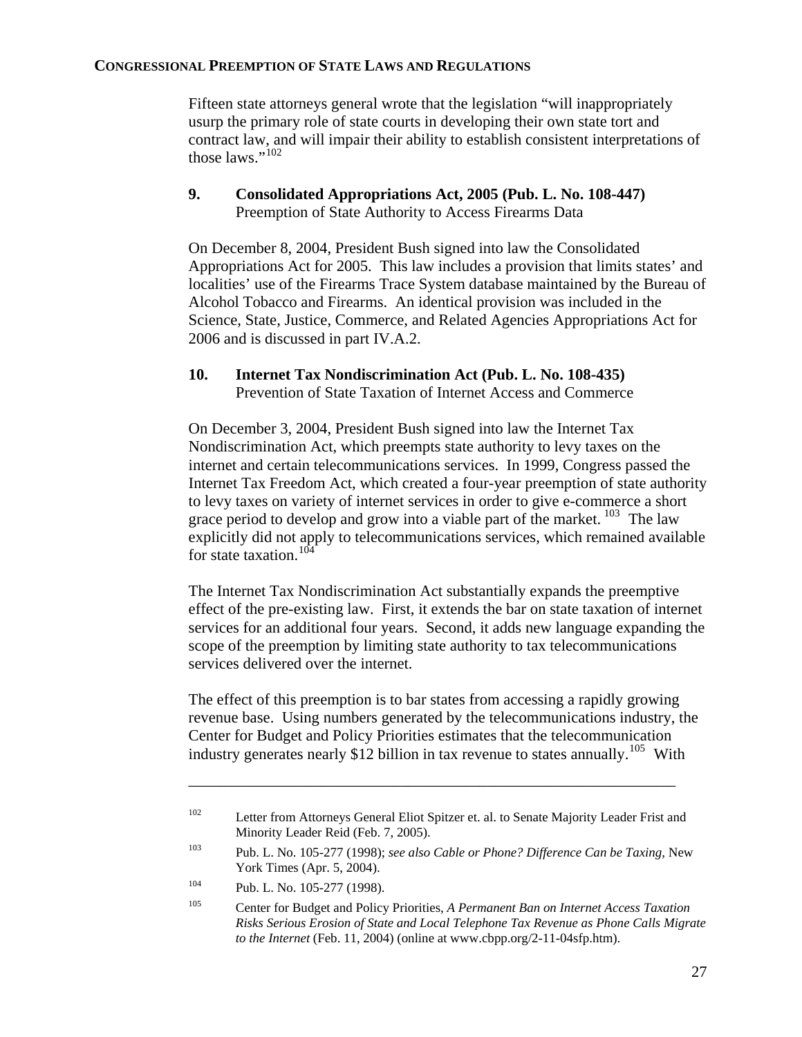Fifteen state attorneys general wrote that the legislation "will inappropriately usurp the primary role of state courts in developing their own state tort and contract law, and will impair their ability to establish consistent interpretations of those laws."[102]

### 9. Consolidated Appropriations Act, 2005 (Pub. L. No. 108-447)

Preemption of State Authority to Access Firearms Data

On December 8, 2004, President Bush signed into law the Consolidated Appropriations Act for 2005. This law includes a provision that limits states' and localities' use of the Firearms Trace System database maintained by the Bureau of Alcohol Tobacco and Firearms. An identical provision was included in the Science, State, Justice, Commerce, and Related Agencies Appropriations Act for 2006 and is discussed in part IV.A.2.

### 10. Internet Tax Nondiscrimination Act (Pub. L. No. 108-435)

Prevention of State Taxation of Internet Access and Commerce

On December 3, 2004, President Bush signed into law the Internet Tax Nondiscrimination Act, which preempts state authority to levy taxes on the internet and certain telecommunications services. In 1999, Congress passed the Internet Tax Freedom Act, which created a four-year preemption of state authority to levy taxes on variety of internet services in order to give e-commerce a short grace period to develop and grow into a viable part of the market.[103] The law explicitly did not apply to telecommunications services, which remained available for state taxation.[104]

The Internet Tax Nondiscrimination Act substantially expands the preemptive effect of the pre-existing law. First, it extends the bar on state taxation of internet services for an additional four years. Second, it adds new language expanding the scope of the preemption by limiting state authority to tax telecommunications services delivered over the internet.

The effect of this preemption is to bar states from accessing a rapidly growing revenue base. Using numbers generated by the telecommunications industry, the Center for Budget and Policy Priorities estimates that the telecommunication industry generates nearly $12 billion in tax revenue to states annually.[105] With

---

[102] Letter from Attorneys General Eliot Spitzer et. al. to Senate Majority Leader Frist and Minority Leader Reid (Feb. 7, 2005).

[103] Pub. L. No. 105-277 (1998); *see also Cable or Phone? Difference Can be Taxing*, New York Times (Apr. 5, 2004).

[104] Pub. L. No. 105-277 (1998).

[105] Center for Budget and Policy Priorities, *A Permanent Ban on Internet Access Taxation Risks Serious Erosion of State and Local Telephone Tax Revenue as Phone Calls Migrate to the Internet* (Feb. 11, 2004) (online at www.cbpp.org/2-11-04sfp.htm).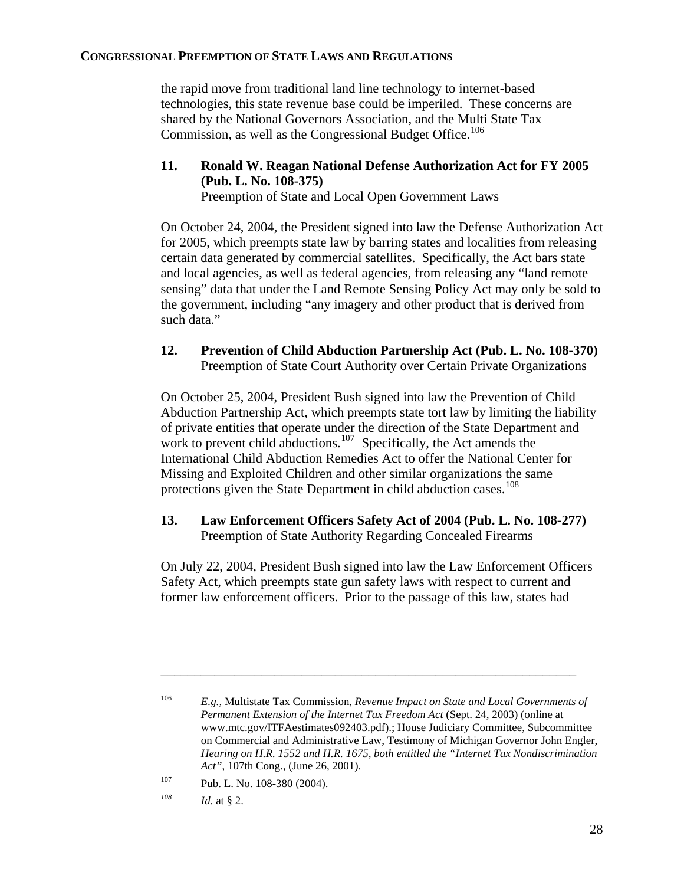the rapid move from traditional land line technology to internet-based technologies, this state revenue base could be imperiled. These concerns are shared by the National Governors Association, and the Multi State Tax Commission, as well as the Congressional Budget Office.[106]

### 11. Ronald W. Reagan National Defense Authorization Act for FY 2005 (Pub. L. No. 108-375)

Preemption of State and Local Open Government Laws

On October 24, 2004, the President signed into law the Defense Authorization Act for 2005, which preempts state law by barring states and localities from releasing certain data generated by commercial satellites. Specifically, the Act bars state and local agencies, as well as federal agencies, from releasing any "land remote sensing" data that under the Land Remote Sensing Policy Act may only be sold to the government, including "any imagery and other product that is derived from such data."

### 12. Prevention of Child Abduction Partnership Act (Pub. L. No. 108-370)

Preemption of State Court Authority over Certain Private Organizations

On October 25, 2004, President Bush signed into law the Prevention of Child Abduction Partnership Act, which preempts state tort law by limiting the liability of private entities that operate under the direction of the State Department and work to prevent child abductions.[107] Specifically, the Act amends the International Child Abduction Remedies Act to offer the National Center for Missing and Exploited Children and other similar organizations the same protections given the State Department in child abduction cases.[108]

### 13. Law Enforcement Officers Safety Act of 2004 (Pub. L. No. 108-277)

Preemption of State Authority Regarding Concealed Firearms

On July 22, 2004, President Bush signed into law the Law Enforcement Officers Safety Act, which preempts state gun safety laws with respect to current and former law enforcement officers. Prior to the passage of this law, states had

---

[106] *E.g.,* Multistate Tax Commission, *Revenue Impact on State and Local Governments of Permanent Extension of the Internet Tax Freedom Act* (Sept. 24, 2003) (online at www.mtc.gov/ITFAestimates092403.pdf).; House Judiciary Committee, Subcommittee on Commercial and Administrative Law, Testimony of Michigan Governor John Engler, *Hearing on H.R. 1552 and H.R. 1675, both entitled the "Internet Tax Nondiscrimination Act"*, 107th Cong., (June 26, 2001).

[107] Pub. L. No. 108-380 (2004).

[108] *Id*. at § 2.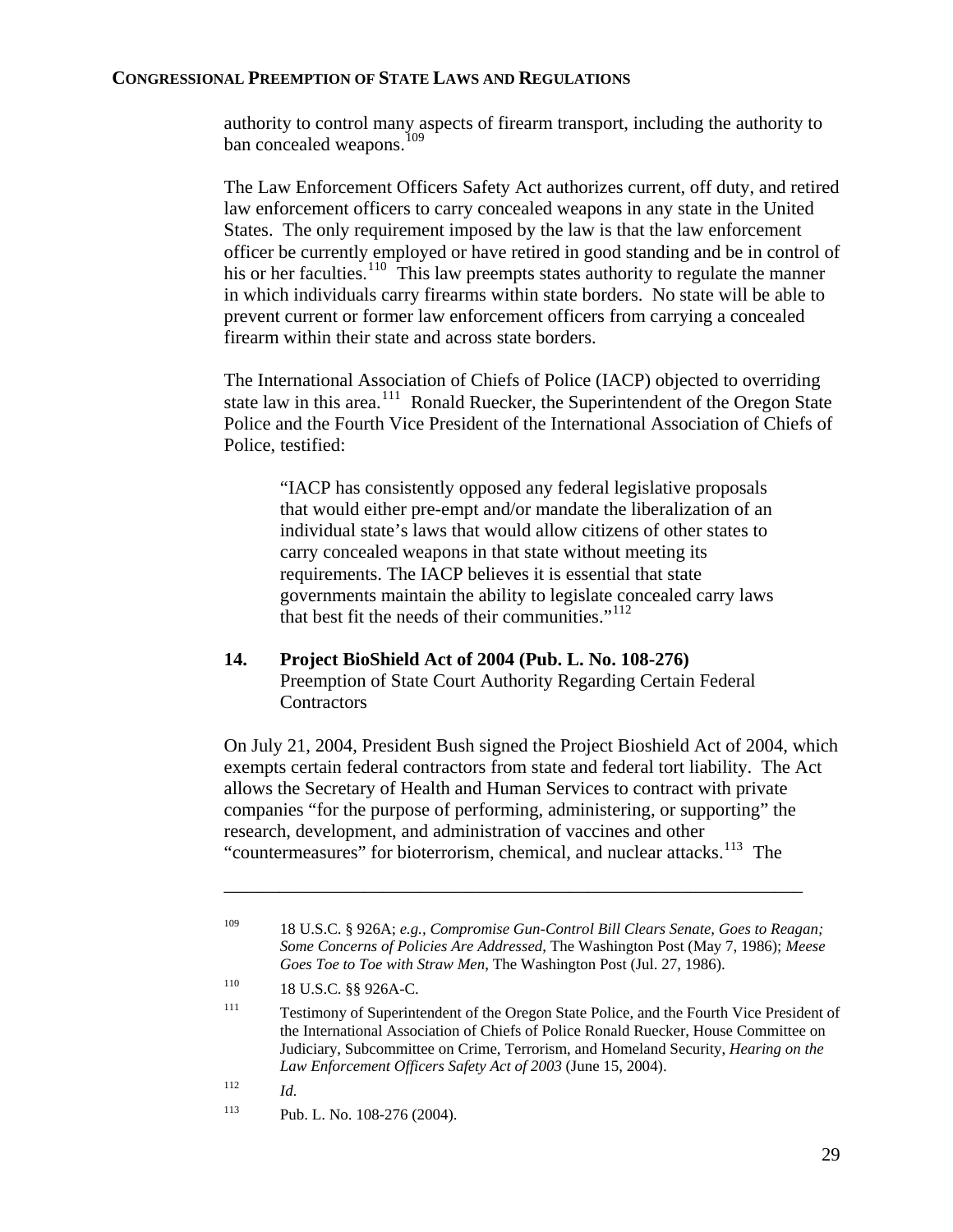authority to control many aspects of firearm transport, including the authority to ban concealed weapons.[109]

The Law Enforcement Officers Safety Act authorizes current, off duty, and retired law enforcement officers to carry concealed weapons in any state in the United States. The only requirement imposed by the law is that the law enforcement officer be currently employed or have retired in good standing and be in control of his or her faculties.[110] This law preempts states authority to regulate the manner in which individuals carry firearms within state borders. No state will be able to prevent current or former law enforcement officers from carrying a concealed firearm within their state and across state borders.

The International Association of Chiefs of Police (IACP) objected to overriding state law in this area.[111] Ronald Ruecker, the Superintendent of the Oregon State Police and the Fourth Vice President of the International Association of Chiefs of Police, testified:

> "IACP has consistently opposed any federal legislative proposals that would either pre-empt and/or mandate the liberalization of an individual state's laws that would allow citizens of other states to carry concealed weapons in that state without meeting its requirements. The IACP believes it is essential that state governments maintain the ability to legislate concealed carry laws that best fit the needs of their communities."[112]

### 14. Project BioShield Act of 2004 (Pub. L. No. 108-276)
Preemption of State Court Authority Regarding Certain Federal Contractors

On July 21, 2004, President Bush signed the Project Bioshield Act of 2004, which exempts certain federal contractors from state and federal tort liability. The Act allows the Secretary of Health and Human Services to contract with private companies "for the purpose of performing, administering, or supporting" the research, development, and administration of vaccines and other "countermeasures" for bioterrorism, chemical, and nuclear attacks.[113] The

---

[109] 18 U.S.C. § 926A; *e.g., Compromise Gun-Control Bill Clears Senate, Goes to Reagan; Some Concerns of Policies Are Addressed*, The Washington Post (May 7, 1986); *Meese Goes Toe to Toe with Straw Men*, The Washington Post (Jul. 27, 1986).

[110] 18 U.S.C. §§ 926A-C.

[111] Testimony of Superintendent of the Oregon State Police, and the Fourth Vice President of the International Association of Chiefs of Police Ronald Ruecker, House Committee on Judiciary, Subcommittee on Crime, Terrorism, and Homeland Security, *Hearing on the Law Enforcement Officers Safety Act of 2003* (June 15, 2004).

[112] *Id.*

[113] Pub. L. No. 108-276 (2004).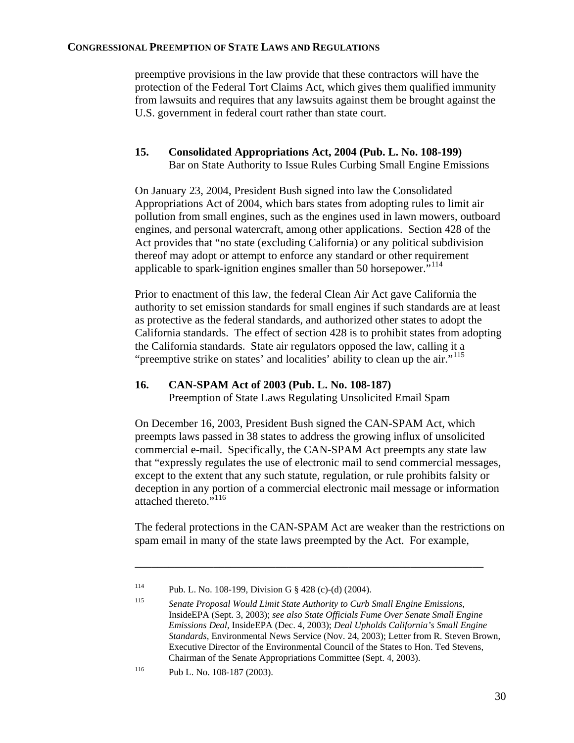preemptive provisions in the law provide that these contractors will have the protection of the Federal Tort Claims Act, which gives them qualified immunity from lawsuits and requires that any lawsuits against them be brought against the U.S. government in federal court rather than state court.

### 15. Consolidated Appropriations Act, 2004 (Pub. L. No. 108-199)

Bar on State Authority to Issue Rules Curbing Small Engine Emissions

On January 23, 2004, President Bush signed into law the Consolidated Appropriations Act of 2004, which bars states from adopting rules to limit air pollution from small engines, such as the engines used in lawn mowers, outboard engines, and personal watercraft, among other applications. Section 428 of the Act provides that "no state (excluding California) or any political subdivision thereof may adopt or attempt to enforce any standard or other requirement applicable to spark-ignition engines smaller than 50 horsepower."[114]

Prior to enactment of this law, the federal Clean Air Act gave California the authority to set emission standards for small engines if such standards are at least as protective as the federal standards, and authorized other states to adopt the California standards. The effect of section 428 is to prohibit states from adopting the California standards. State air regulators opposed the law, calling it a "preemptive strike on states' and localities' ability to clean up the air."[115]

### 16. CAN-SPAM Act of 2003 (Pub. L. No. 108-187)

Preemption of State Laws Regulating Unsolicited Email Spam

On December 16, 2003, President Bush signed the CAN-SPAM Act, which preempts laws passed in 38 states to address the growing influx of unsolicited commercial e-mail. Specifically, the CAN-SPAM Act preempts any state law that "expressly regulates the use of electronic mail to send commercial messages, except to the extent that any such statute, regulation, or rule prohibits falsity or deception in any portion of a commercial electronic mail message or information attached thereto."[116]

The federal protections in the CAN-SPAM Act are weaker than the restrictions on spam email in many of the state laws preempted by the Act. For example,

---

[114] Pub. L. No. 108-199, Division G § 428 (c)-(d) (2004).

[115] *Senate Proposal Would Limit State Authority to Curb Small Engine Emissions*, InsideEPA (Sept. 3, 2003); *see also State Officials Fume Over Senate Small Engine Emissions Deal*, InsideEPA (Dec. 4, 2003); *Deal Upholds California's Small Engine Standards*, Environmental News Service (Nov. 24, 2003); Letter from R. Steven Brown, Executive Director of the Environmental Council of the States to Hon. Ted Stevens, Chairman of the Senate Appropriations Committee (Sept. 4, 2003).

[116] Pub L. No. 108-187 (2003).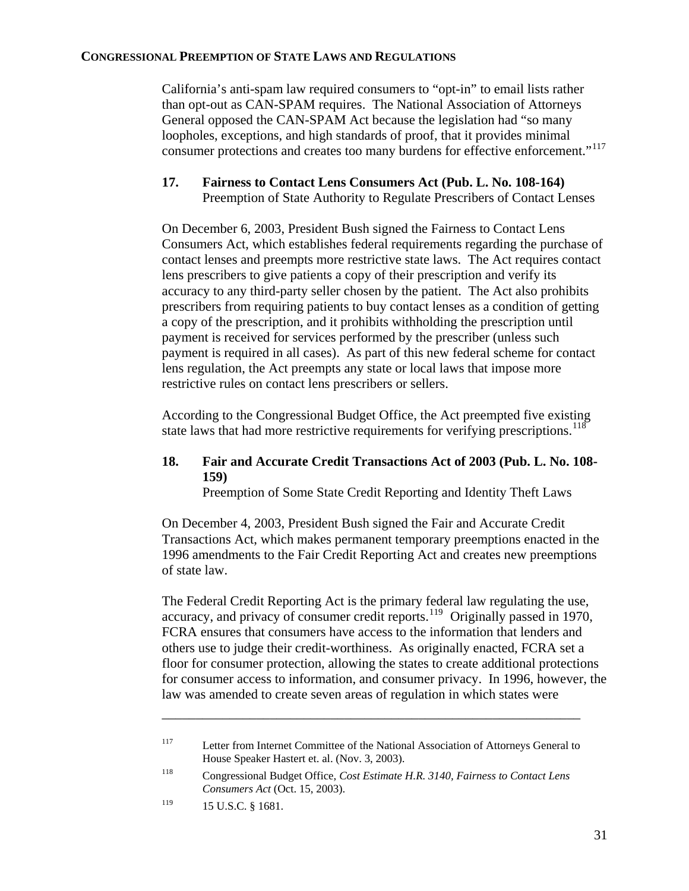California's anti-spam law required consumers to "opt-in" to email lists rather than opt-out as CAN-SPAM requires. The National Association of Attorneys General opposed the CAN-SPAM Act because the legislation had "so many loopholes, exceptions, and high standards of proof, that it provides minimal consumer protections and creates too many burdens for effective enforcement."[117]

### 17. Fairness to Contact Lens Consumers Act (Pub. L. No. 108-164)

Preemption of State Authority to Regulate Prescribers of Contact Lenses

On December 6, 2003, President Bush signed the Fairness to Contact Lens Consumers Act, which establishes federal requirements regarding the purchase of contact lenses and preempts more restrictive state laws. The Act requires contact lens prescribers to give patients a copy of their prescription and verify its accuracy to any third-party seller chosen by the patient. The Act also prohibits prescribers from requiring patients to buy contact lenses as a condition of getting a copy of the prescription, and it prohibits withholding the prescription until payment is received for services performed by the prescriber (unless such payment is required in all cases). As part of this new federal scheme for contact lens regulation, the Act preempts any state or local laws that impose more restrictive rules on contact lens prescribers or sellers.

According to the Congressional Budget Office, the Act preempted five existing state laws that had more restrictive requirements for verifying prescriptions.[118]

### 18. Fair and Accurate Credit Transactions Act of 2003 (Pub. L. No. 108-159)

Preemption of Some State Credit Reporting and Identity Theft Laws

On December 4, 2003, President Bush signed the Fair and Accurate Credit Transactions Act, which makes permanent temporary preemptions enacted in the 1996 amendments to the Fair Credit Reporting Act and creates new preemptions of state law.

The Federal Credit Reporting Act is the primary federal law regulating the use, accuracy, and privacy of consumer credit reports.[119] Originally passed in 1970, FCRA ensures that consumers have access to the information that lenders and others use to judge their credit-worthiness. As originally enacted, FCRA set a floor for consumer protection, allowing the states to create additional protections for consumer access to information, and consumer privacy. In 1996, however, the law was amended to create seven areas of regulation in which states were

---

[117] Letter from Internet Committee of the National Association of Attorneys General to House Speaker Hastert et. al. (Nov. 3, 2003).

[118] Congressional Budget Office, *Cost Estimate H.R. 3140, Fairness to Contact Lens Consumers Act* (Oct. 15, 2003).

[119] 15 U.S.C. § 1681.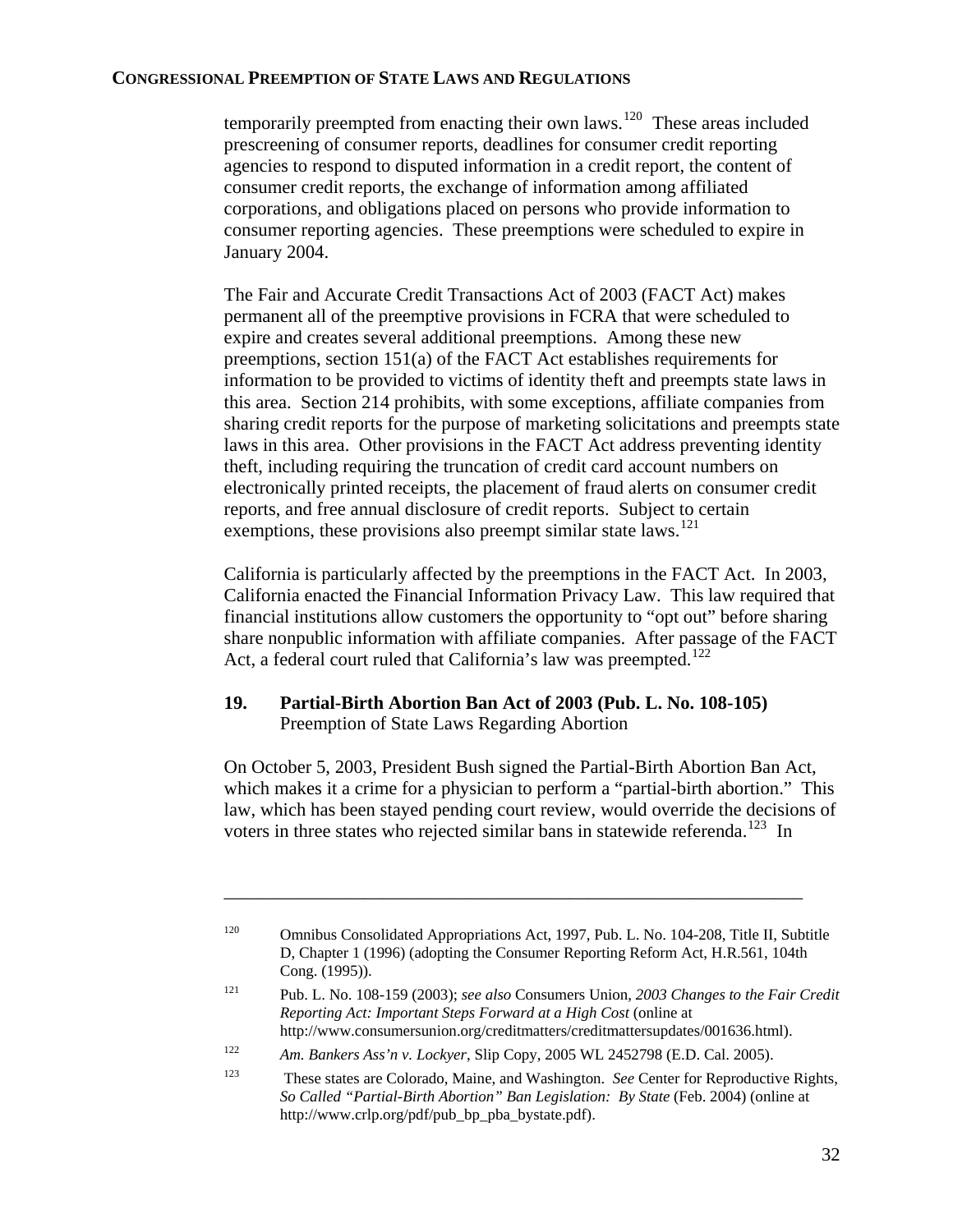temporarily preempted from enacting their own laws.[120] These areas included prescreening of consumer reports, deadlines for consumer credit reporting agencies to respond to disputed information in a credit report, the content of consumer credit reports, the exchange of information among affiliated corporations, and obligations placed on persons who provide information to consumer reporting agencies. These preemptions were scheduled to expire in January 2004.

The Fair and Accurate Credit Transactions Act of 2003 (FACT Act) makes permanent all of the preemptive provisions in FCRA that were scheduled to expire and creates several additional preemptions. Among these new preemptions, section 151(a) of the FACT Act establishes requirements for information to be provided to victims of identity theft and preempts state laws in this area. Section 214 prohibits, with some exceptions, affiliate companies from sharing credit reports for the purpose of marketing solicitations and preempts state laws in this area. Other provisions in the FACT Act address preventing identity theft, including requiring the truncation of credit card account numbers on electronically printed receipts, the placement of fraud alerts on consumer credit reports, and free annual disclosure of credit reports. Subject to certain exemptions, these provisions also preempt similar state laws.[121]

California is particularly affected by the preemptions in the FACT Act. In 2003, California enacted the Financial Information Privacy Law. This law required that financial institutions allow customers the opportunity to "opt out" before sharing share nonpublic information with affiliate companies. After passage of the FACT Act, a federal court ruled that California's law was preempted.[122]

### 19. Partial-Birth Abortion Ban Act of 2003 (Pub. L. No. 108-105)

Preemption of State Laws Regarding Abortion

On October 5, 2003, President Bush signed the Partial-Birth Abortion Ban Act, which makes it a crime for a physician to perform a "partial-birth abortion." This law, which has been stayed pending court review, would override the decisions of voters in three states who rejected similar bans in statewide referenda.[123] In

---

[120] Omnibus Consolidated Appropriations Act, 1997, Pub. L. No. 104-208, Title II, Subtitle D, Chapter 1 (1996) (adopting the Consumer Reporting Reform Act, H.R.561, 104th Cong. (1995)).

[121] Pub. L. No. 108-159 (2003); *see also* Consumers Union, *2003 Changes to the Fair Credit Reporting Act: Important Steps Forward at a High Cost* (online at http://www.consumersunion.org/creditmatters/creditmattersupdates/001636.html).

[122] *Am. Bankers Ass'n v. Lockyer*, Slip Copy, 2005 WL 2452798 (E.D. Cal. 2005).

[123] These states are Colorado, Maine, and Washington. *See* Center for Reproductive Rights, *So Called "Partial-Birth Abortion" Ban Legislation: By State* (Feb. 2004) (online at http://www.crlp.org/pdf/pub_bp_pba_bystate.pdf).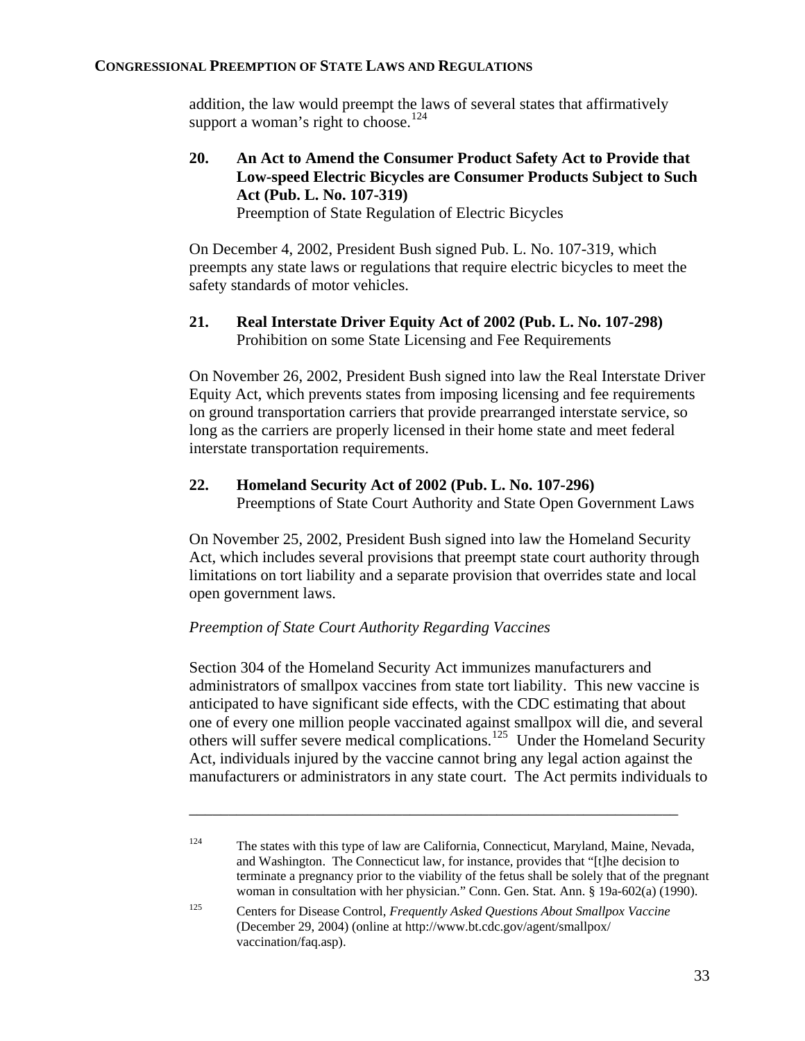addition, the law would preempt the laws of several states that affirmatively support a woman's right to choose.[124]

**20. An Act to Amend the Consumer Product Safety Act to Provide that Low-speed Electric Bicycles are Consumer Products Subject to Such Act (Pub. L. No. 107-319)**
Preemption of State Regulation of Electric Bicycles

On December 4, 2002, President Bush signed Pub. L. No. 107-319, which preempts any state laws or regulations that require electric bicycles to meet the safety standards of motor vehicles.

**21. Real Interstate Driver Equity Act of 2002 (Pub. L. No. 107-298)**
Prohibition on some State Licensing and Fee Requirements

On November 26, 2002, President Bush signed into law the Real Interstate Driver Equity Act, which prevents states from imposing licensing and fee requirements on ground transportation carriers that provide prearranged interstate service, so long as the carriers are properly licensed in their home state and meet federal interstate transportation requirements.

**22. Homeland Security Act of 2002 (Pub. L. No. 107-296)**
Preemptions of State Court Authority and State Open Government Laws

On November 25, 2002, President Bush signed into law the Homeland Security Act, which includes several provisions that preempt state court authority through limitations on tort liability and a separate provision that overrides state and local open government laws.

*Preemption of State Court Authority Regarding Vaccines*

Section 304 of the Homeland Security Act immunizes manufacturers and administrators of smallpox vaccines from state tort liability. This new vaccine is anticipated to have significant side effects, with the CDC estimating that about one of every one million people vaccinated against smallpox will die, and several others will suffer severe medical complications.[125] Under the Homeland Security Act, individuals injured by the vaccine cannot bring any legal action against the manufacturers or administrators in any state court. The Act permits individuals to

---

[124] The states with this type of law are California, Connecticut, Maryland, Maine, Nevada, and Washington. The Connecticut law, for instance, provides that "[t]he decision to terminate a pregnancy prior to the viability of the fetus shall be solely that of the pregnant woman in consultation with her physician." Conn. Gen. Stat. Ann. § 19a-602(a) (1990).

[125] Centers for Disease Control, *Frequently Asked Questions About Smallpox Vaccine* (December 29, 2004) (online at http://www.bt.cdc.gov/agent/smallpox/vaccination/faq.asp).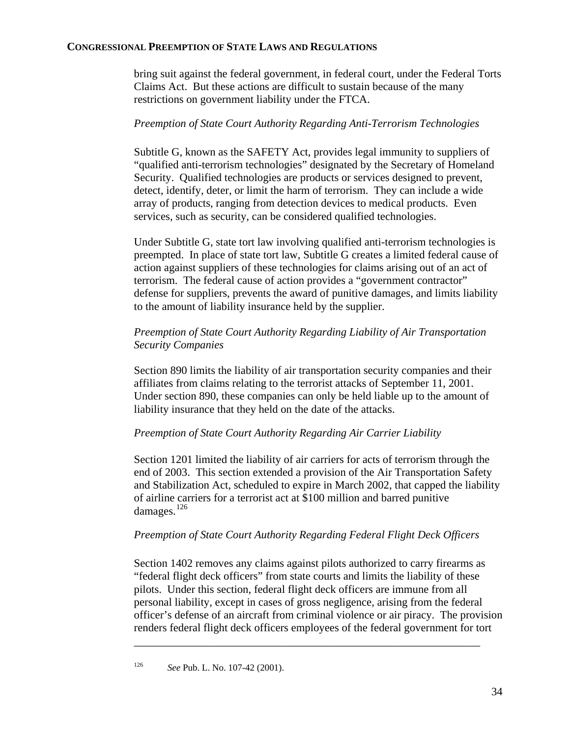bring suit against the federal government, in federal court, under the Federal Torts Claims Act. But these actions are difficult to sustain because of the many restrictions on government liability under the FTCA.

*Preemption of State Court Authority Regarding Anti-Terrorism Technologies*

Subtitle G, known as the SAFETY Act, provides legal immunity to suppliers of "qualified anti-terrorism technologies" designated by the Secretary of Homeland Security. Qualified technologies are products or services designed to prevent, detect, identify, deter, or limit the harm of terrorism. They can include a wide array of products, ranging from detection devices to medical products. Even services, such as security, can be considered qualified technologies.

Under Subtitle G, state tort law involving qualified anti-terrorism technologies is preempted. In place of state tort law, Subtitle G creates a limited federal cause of action against suppliers of these technologies for claims arising out of an act of terrorism. The federal cause of action provides a "government contractor" defense for suppliers, prevents the award of punitive damages, and limits liability to the amount of liability insurance held by the supplier.

*Preemption of State Court Authority Regarding Liability of Air Transportation Security Companies*

Section 890 limits the liability of air transportation security companies and their affiliates from claims relating to the terrorist attacks of September 11, 2001. Under section 890, these companies can only be held liable up to the amount of liability insurance that they held on the date of the attacks.

*Preemption of State Court Authority Regarding Air Carrier Liability*

Section 1201 limited the liability of air carriers for acts of terrorism through the end of 2003. This section extended a provision of the Air Transportation Safety and Stabilization Act, scheduled to expire in March 2002, that capped the liability of airline carriers for a terrorist act at $100 million and barred punitive damages.[126]

*Preemption of State Court Authority Regarding Federal Flight Deck Officers*

Section 1402 removes any claims against pilots authorized to carry firearms as "federal flight deck officers" from state courts and limits the liability of these pilots. Under this section, federal flight deck officers are immune from all personal liability, except in cases of gross negligence, arising from the federal officer's defense of an aircraft from criminal violence or air piracy. The provision renders federal flight deck officers employees of the federal government for tort

---

[126] *See* Pub. L. No. 107-42 (2001).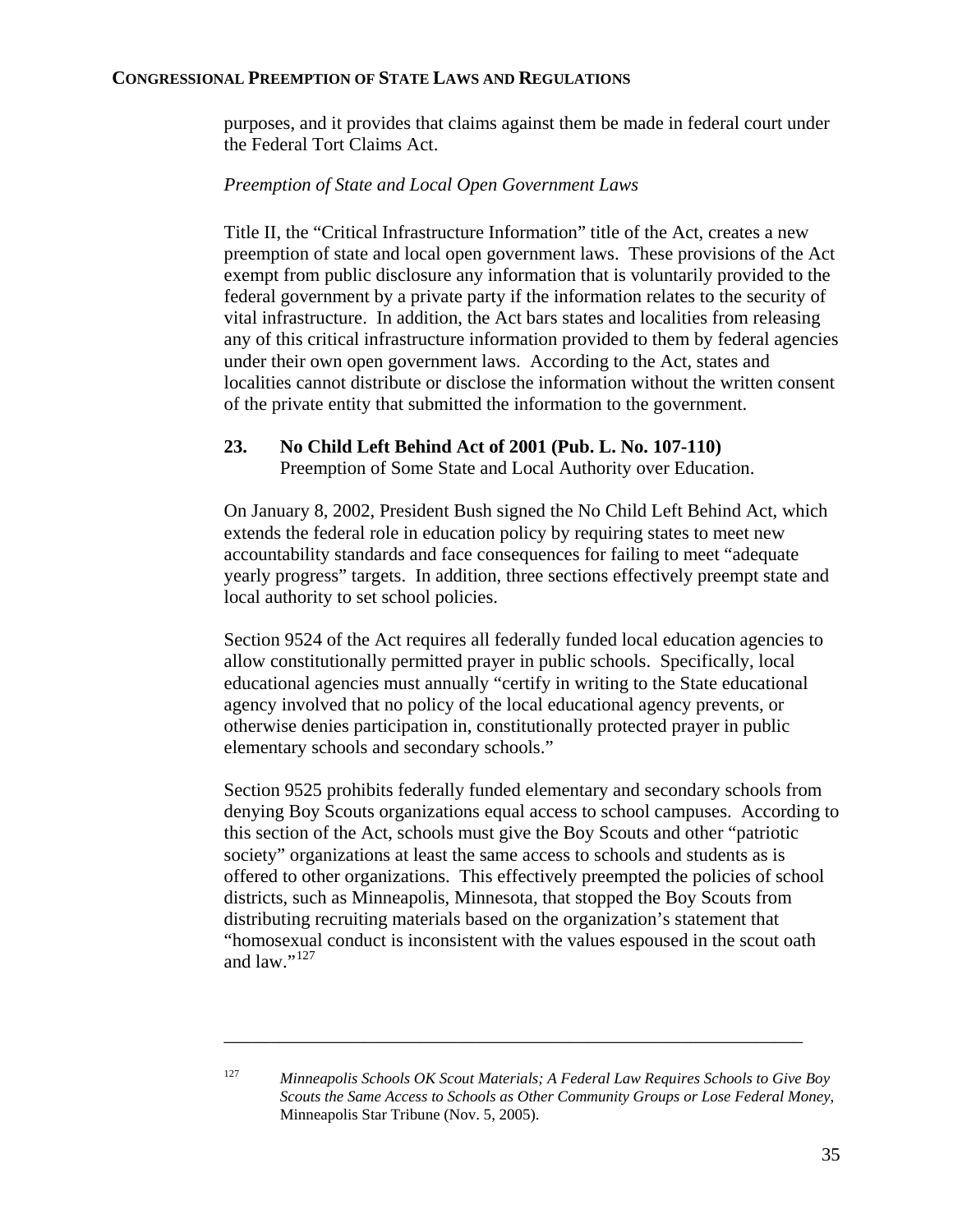purposes, and it provides that claims against them be made in federal court under the Federal Tort Claims Act.

*Preemption of State and Local Open Government Laws*

Title II, the "Critical Infrastructure Information" title of the Act, creates a new preemption of state and local open government laws. These provisions of the Act exempt from public disclosure any information that is voluntarily provided to the federal government by a private party if the information relates to the security of vital infrastructure. In addition, the Act bars states and localities from releasing any of this critical infrastructure information provided to them by federal agencies under their own open government laws. According to the Act, states and localities cannot distribute or disclose the information without the written consent of the private entity that submitted the information to the government.

### 23. No Child Left Behind Act of 2001 (Pub. L. No. 107-110)

Preemption of Some State and Local Authority over Education.

On January 8, 2002, President Bush signed the No Child Left Behind Act, which extends the federal role in education policy by requiring states to meet new accountability standards and face consequences for failing to meet "adequate yearly progress" targets. In addition, three sections effectively preempt state and local authority to set school policies.

Section 9524 of the Act requires all federally funded local education agencies to allow constitutionally permitted prayer in public schools. Specifically, local educational agencies must annually "certify in writing to the State educational agency involved that no policy of the local educational agency prevents, or otherwise denies participation in, constitutionally protected prayer in public elementary schools and secondary schools."

Section 9525 prohibits federally funded elementary and secondary schools from denying Boy Scouts organizations equal access to school campuses. According to this section of the Act, schools must give the Boy Scouts and other "patriotic society" organizations at least the same access to schools and students as is offered to other organizations. This effectively preempted the policies of school districts, such as Minneapolis, Minnesota, that stopped the Boy Scouts from distributing recruiting materials based on the organization's statement that "homosexual conduct is inconsistent with the values espoused in the scout oath and law."[127]

---

[127] *Minneapolis Schools OK Scout Materials; A Federal Law Requires Schools to Give Boy Scouts the Same Access to Schools as Other Community Groups or Lose Federal Money*, Minneapolis Star Tribune (Nov. 5, 2005).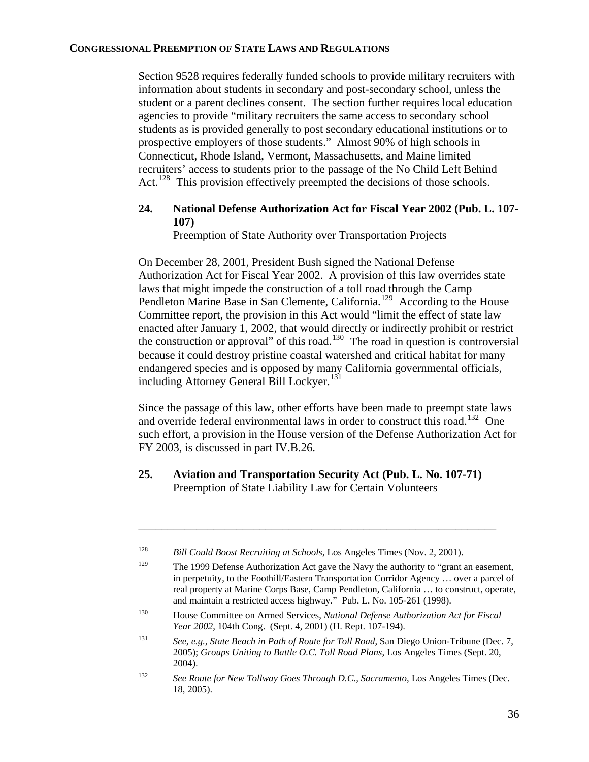Section 9528 requires federally funded schools to provide military recruiters with information about students in secondary and post-secondary school, unless the student or a parent declines consent. The section further requires local education agencies to provide "military recruiters the same access to secondary school students as is provided generally to post secondary educational institutions or to prospective employers of those students." Almost 90% of high schools in Connecticut, Rhode Island, Vermont, Massachusetts, and Maine limited recruiters' access to students prior to the passage of the No Child Left Behind Act.[128] This provision effectively preempted the decisions of those schools.

**24. National Defense Authorization Act for Fiscal Year 2002 (Pub. L. 107-107)**
Preemption of State Authority over Transportation Projects

On December 28, 2001, President Bush signed the National Defense Authorization Act for Fiscal Year 2002. A provision of this law overrides state laws that might impede the construction of a toll road through the Camp Pendleton Marine Base in San Clemente, California.[129] According to the House Committee report, the provision in this Act would "limit the effect of state law enacted after January 1, 2002, that would directly or indirectly prohibit or restrict the construction or approval" of this road.[130] The road in question is controversial because it could destroy pristine coastal watershed and critical habitat for many endangered species and is opposed by many California governmental officials, including Attorney General Bill Lockyer.[131]

Since the passage of this law, other efforts have been made to preempt state laws and override federal environmental laws in order to construct this road.[132] One such effort, a provision in the House version of the Defense Authorization Act for FY 2003, is discussed in part IV.B.26.

**25. Aviation and Transportation Security Act (Pub. L. No. 107-71)**
Preemption of State Liability Law for Certain Volunteers

---

[128] *Bill Could Boost Recruiting at Schools*, Los Angeles Times (Nov. 2, 2001).

[129] The 1999 Defense Authorization Act gave the Navy the authority to "grant an easement, in perpetuity, to the Foothill/Eastern Transportation Corridor Agency … over a parcel of real property at Marine Corps Base, Camp Pendleton, California … to construct, operate, and maintain a restricted access highway." Pub. L. No. 105-261 (1998).

[130] House Committee on Armed Services, *National Defense Authorization Act for Fiscal Year 2002*, 104th Cong. (Sept. 4, 2001) (H. Rept. 107-194).

[131] *See, e.g.*, *State Beach in Path of Route for Toll Road*, San Diego Union-Tribune (Dec. 7, 2005); *Groups Uniting to Battle O.C. Toll Road Plans*, Los Angeles Times (Sept. 20, 2004).

[132] *See Route for New Tollway Goes Through D.C., Sacramento*, Los Angeles Times (Dec. 18, 2005).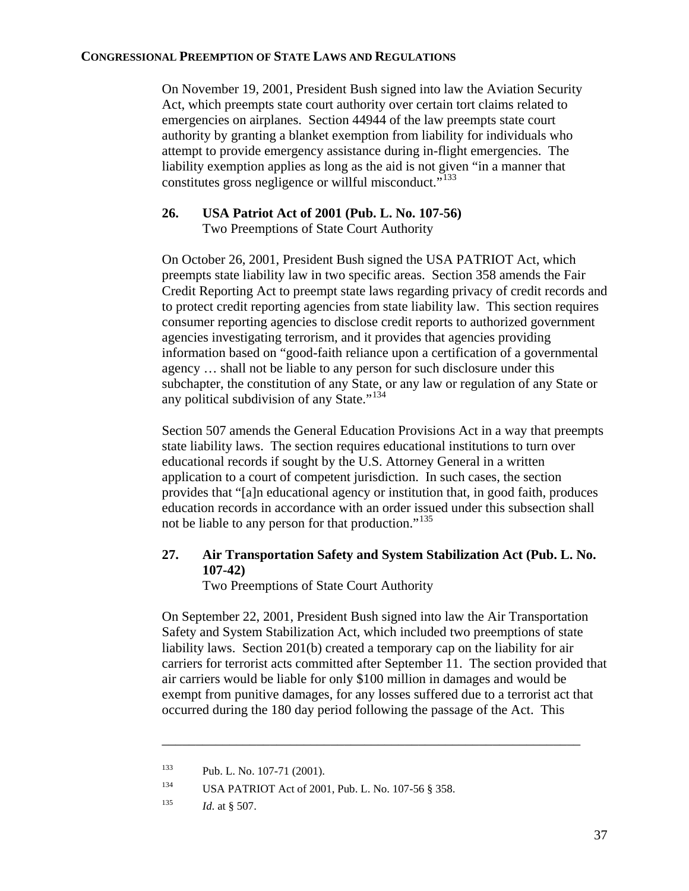On November 19, 2001, President Bush signed into law the Aviation Security Act, which preempts state court authority over certain tort claims related to emergencies on airplanes. Section 44944 of the law preempts state court authority by granting a blanket exemption from liability for individuals who attempt to provide emergency assistance during in-flight emergencies. The liability exemption applies as long as the aid is not given "in a manner that constitutes gross negligence or willful misconduct."[133]

### 26. USA Patriot Act of 2001 (Pub. L. No. 107-56)

Two Preemptions of State Court Authority

On October 26, 2001, President Bush signed the USA PATRIOT Act, which preempts state liability law in two specific areas. Section 358 amends the Fair Credit Reporting Act to preempt state laws regarding privacy of credit records and to protect credit reporting agencies from state liability law. This section requires consumer reporting agencies to disclose credit reports to authorized government agencies investigating terrorism, and it provides that agencies providing information based on "good-faith reliance upon a certification of a governmental agency … shall not be liable to any person for such disclosure under this subchapter, the constitution of any State, or any law or regulation of any State or any political subdivision of any State."[134]

Section 507 amends the General Education Provisions Act in a way that preempts state liability laws. The section requires educational institutions to turn over educational records if sought by the U.S. Attorney General in a written application to a court of competent jurisdiction. In such cases, the section provides that "[a]n educational agency or institution that, in good faith, produces education records in accordance with an order issued under this subsection shall not be liable to any person for that production."[135]

### 27. Air Transportation Safety and System Stabilization Act (Pub. L. No. 107-42)

Two Preemptions of State Court Authority

On September 22, 2001, President Bush signed into law the Air Transportation Safety and System Stabilization Act, which included two preemptions of state liability laws. Section 201(b) created a temporary cap on the liability for air carriers for terrorist acts committed after September 11. The section provided that air carriers would be liable for only $100 million in damages and would be exempt from punitive damages, for any losses suffered due to a terrorist act that occurred during the 180 day period following the passage of the Act. This

---

[133] Pub. L. No. 107-71 (2001).

[134] USA PATRIOT Act of 2001, Pub. L. No. 107-56 § 358.

[135] *Id.* at § 507.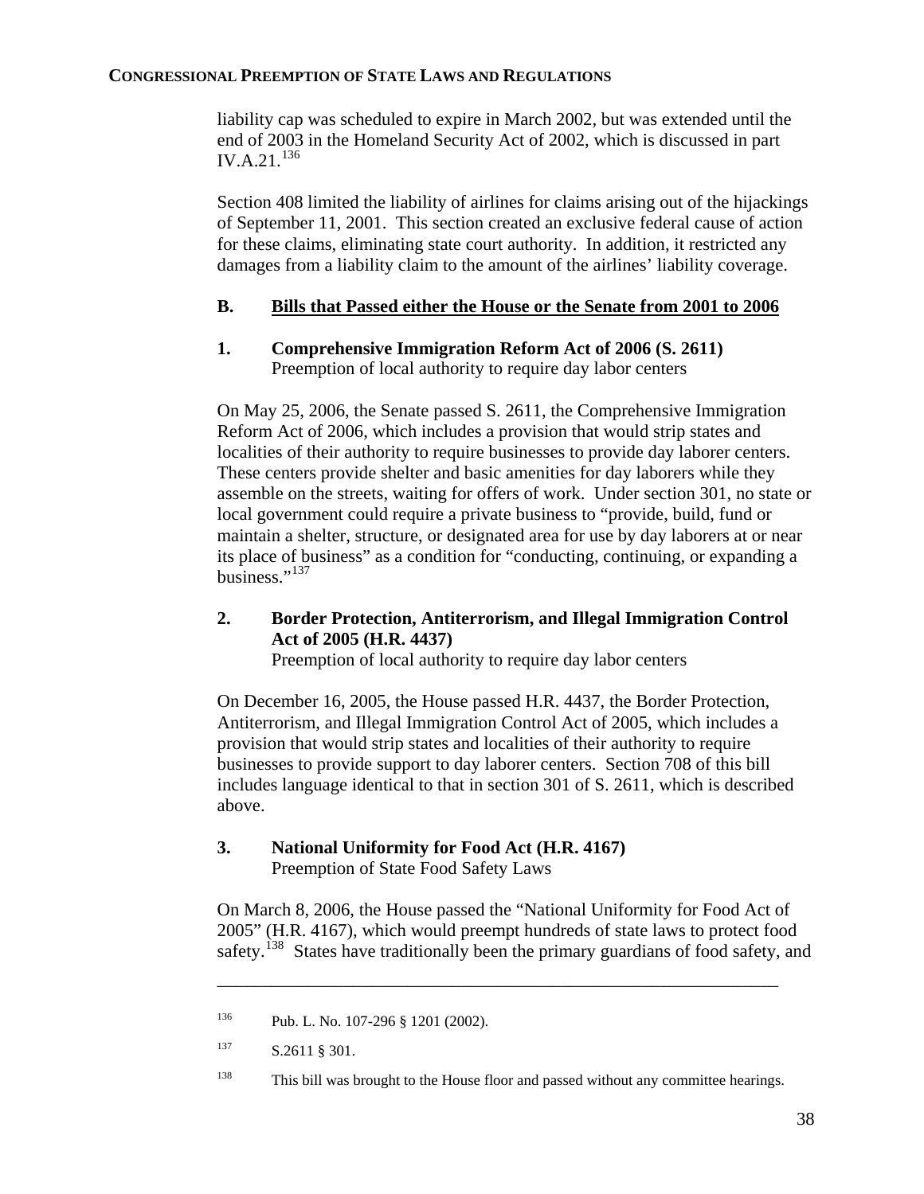liability cap was scheduled to expire in March 2002, but was extended until the end of 2003 in the Homeland Security Act of 2002, which is discussed in part IV.A.21.[136]

Section 408 limited the liability of airlines for claims arising out of the hijackings of September 11, 2001. This section created an exclusive federal cause of action for these claims, eliminating state court authority. In addition, it restricted any damages from a liability claim to the amount of the airlines' liability coverage.

## B. Bills that Passed either the House or the Senate from 2001 to 2006

### 1. Comprehensive Immigration Reform Act of 2006 (S. 2611)

Preemption of local authority to require day labor centers

On May 25, 2006, the Senate passed S. 2611, the Comprehensive Immigration Reform Act of 2006, which includes a provision that would strip states and localities of their authority to require businesses to provide day laborer centers. These centers provide shelter and basic amenities for day laborers while they assemble on the streets, waiting for offers of work. Under section 301, no state or local government could require a private business to "provide, build, fund or maintain a shelter, structure, or designated area for use by day laborers at or near its place of business" as a condition for "conducting, continuing, or expanding a business."[137]

### 2. Border Protection, Antiterrorism, and Illegal Immigration Control Act of 2005 (H.R. 4437)

Preemption of local authority to require day labor centers

On December 16, 2005, the House passed H.R. 4437, the Border Protection, Antiterrorism, and Illegal Immigration Control Act of 2005, which includes a provision that would strip states and localities of their authority to require businesses to provide support to day laborer centers. Section 708 of this bill includes language identical to that in section 301 of S. 2611, which is described above.

### 3. National Uniformity for Food Act (H.R. 4167)

Preemption of State Food Safety Laws

On March 8, 2006, the House passed the "National Uniformity for Food Act of 2005" (H.R. 4167), which would preempt hundreds of state laws to protect food safety.[138] States have traditionally been the primary guardians of food safety, and

---

[136] Pub. L. No. 107-296 § 1201 (2002).

[137] S.2611 § 301.

[138] This bill was brought to the House floor and passed without any committee hearings.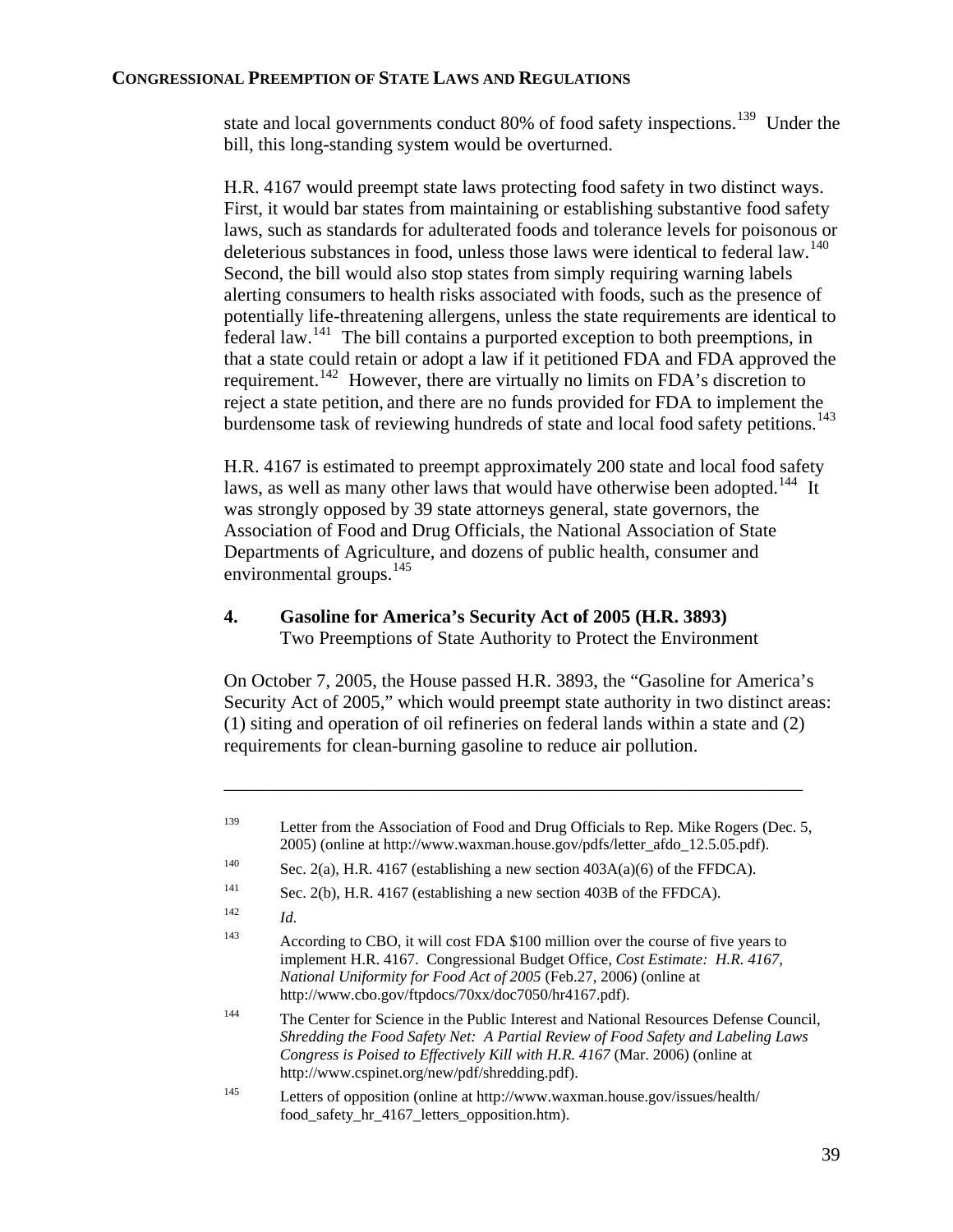state and local governments conduct 80% of food safety inspections.[139] Under the bill, this long-standing system would be overturned.

H.R. 4167 would preempt state laws protecting food safety in two distinct ways. First, it would bar states from maintaining or establishing substantive food safety laws, such as standards for adulterated foods and tolerance levels for poisonous or deleterious substances in food, unless those laws were identical to federal law.[140] Second, the bill would also stop states from simply requiring warning labels alerting consumers to health risks associated with foods, such as the presence of potentially life-threatening allergens, unless the state requirements are identical to federal law.[141] The bill contains a purported exception to both preemptions, in that a state could retain or adopt a law if it petitioned FDA and FDA approved the requirement.[142] However, there are virtually no limits on FDA's discretion to reject a state petition, and there are no funds provided for FDA to implement the burdensome task of reviewing hundreds of state and local food safety petitions.[143]

H.R. 4167 is estimated to preempt approximately 200 state and local food safety laws, as well as many other laws that would have otherwise been adopted.[144] It was strongly opposed by 39 state attorneys general, state governors, the Association of Food and Drug Officials, the National Association of State Departments of Agriculture, and dozens of public health, consumer and environmental groups.[145]

### 4. Gasoline for America's Security Act of 2005 (H.R. 3893)

Two Preemptions of State Authority to Protect the Environment

On October 7, 2005, the House passed H.R. 3893, the "Gasoline for America's Security Act of 2005," which would preempt state authority in two distinct areas: (1) siting and operation of oil refineries on federal lands within a state and (2) requirements for clean-burning gasoline to reduce air pollution.

---

[139] Letter from the Association of Food and Drug Officials to Rep. Mike Rogers (Dec. 5, 2005) (online at http://www.waxman.house.gov/pdfs/letter_afdo_12.5.05.pdf).

[140] Sec. 2(a), H.R. 4167 (establishing a new section 403A(a)(6) of the FFDCA).

[141] Sec. 2(b), H.R. 4167 (establishing a new section 403B of the FFDCA).

[142] *Id.*

[143] According to CBO, it will cost FDA $100 million over the course of five years to implement H.R. 4167. Congressional Budget Office, *Cost Estimate: H.R. 4167, National Uniformity for Food Act of 2005* (Feb.27, 2006) (online at http://www.cbo.gov/ftpdocs/70xx/doc7050/hr4167.pdf).

[144] The Center for Science in the Public Interest and National Resources Defense Council, *Shredding the Food Safety Net: A Partial Review of Food Safety and Labeling Laws Congress is Poised to Effectively Kill with H.R. 4167* (Mar. 2006) (online at http://www.cspinet.org/new/pdf/shredding.pdf).

[145] Letters of opposition (online at http://www.waxman.house.gov/issues/health/food_safety_hr_4167_letters_opposition.htm).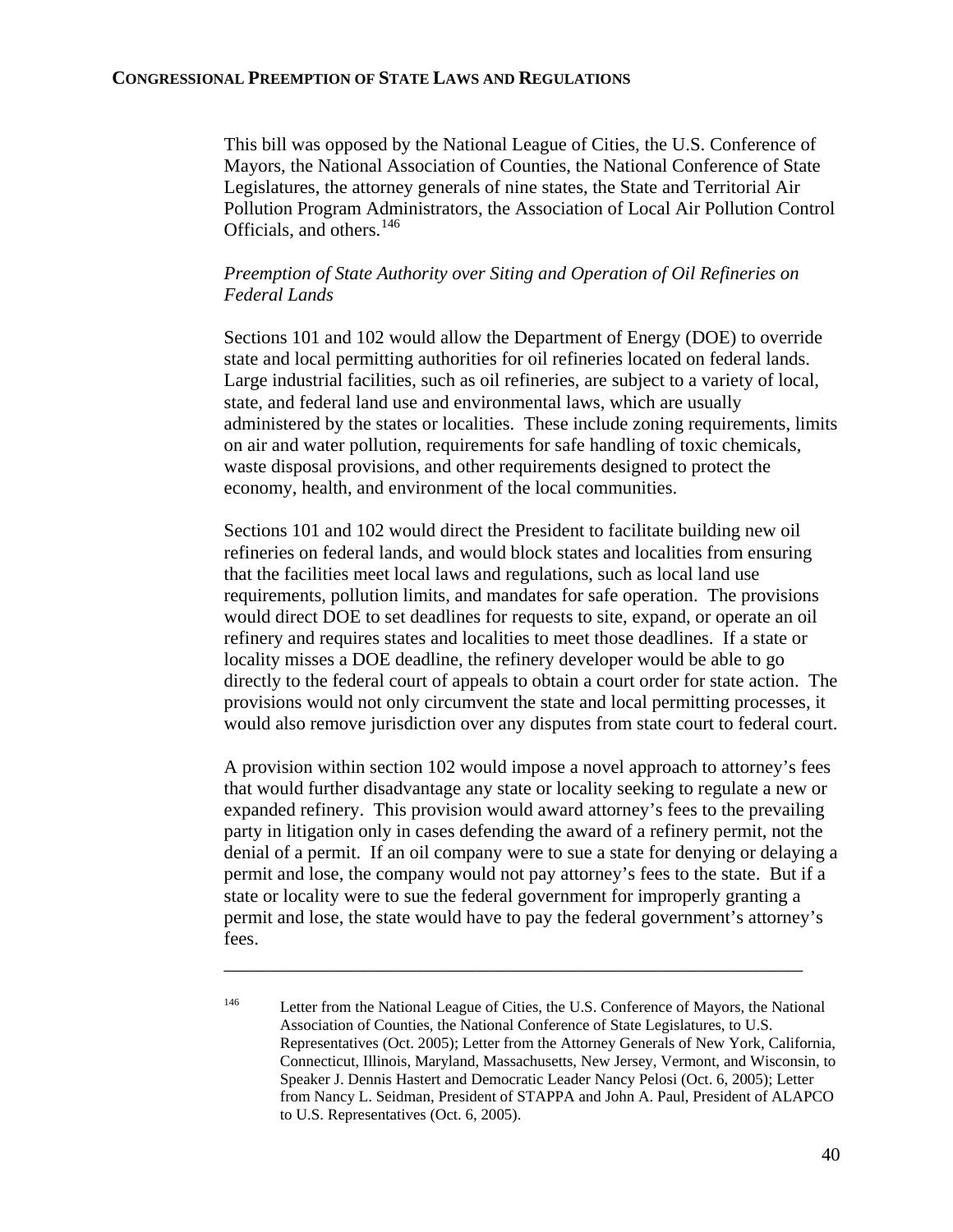This bill was opposed by the National League of Cities, the U.S. Conference of Mayors, the National Association of Counties, the National Conference of State Legislatures, the attorney generals of nine states, the State and Territorial Air Pollution Program Administrators, the Association of Local Air Pollution Control Officials, and others.[146]

*Preemption of State Authority over Siting and Operation of Oil Refineries on Federal Lands*

Sections 101 and 102 would allow the Department of Energy (DOE) to override state and local permitting authorities for oil refineries located on federal lands. Large industrial facilities, such as oil refineries, are subject to a variety of local, state, and federal land use and environmental laws, which are usually administered by the states or localities. These include zoning requirements, limits on air and water pollution, requirements for safe handling of toxic chemicals, waste disposal provisions, and other requirements designed to protect the economy, health, and environment of the local communities.

Sections 101 and 102 would direct the President to facilitate building new oil refineries on federal lands, and would block states and localities from ensuring that the facilities meet local laws and regulations, such as local land use requirements, pollution limits, and mandates for safe operation. The provisions would direct DOE to set deadlines for requests to site, expand, or operate an oil refinery and requires states and localities to meet those deadlines. If a state or locality misses a DOE deadline, the refinery developer would be able to go directly to the federal court of appeals to obtain a court order for state action. The provisions would not only circumvent the state and local permitting processes, it would also remove jurisdiction over any disputes from state court to federal court.

A provision within section 102 would impose a novel approach to attorney's fees that would further disadvantage any state or locality seeking to regulate a new or expanded refinery. This provision would award attorney's fees to the prevailing party in litigation only in cases defending the award of a refinery permit, not the denial of a permit. If an oil company were to sue a state for denying or delaying a permit and lose, the company would not pay attorney's fees to the state. But if a state or locality were to sue the federal government for improperly granting a permit and lose, the state would have to pay the federal government's attorney's fees.

---

[146] Letter from the National League of Cities, the U.S. Conference of Mayors, the National Association of Counties, the National Conference of State Legislatures, to U.S. Representatives (Oct. 2005); Letter from the Attorney Generals of New York, California, Connecticut, Illinois, Maryland, Massachusetts, New Jersey, Vermont, and Wisconsin, to Speaker J. Dennis Hastert and Democratic Leader Nancy Pelosi (Oct. 6, 2005); Letter from Nancy L. Seidman, President of STAPPA and John A. Paul, President of ALAPCO to U.S. Representatives (Oct. 6, 2005).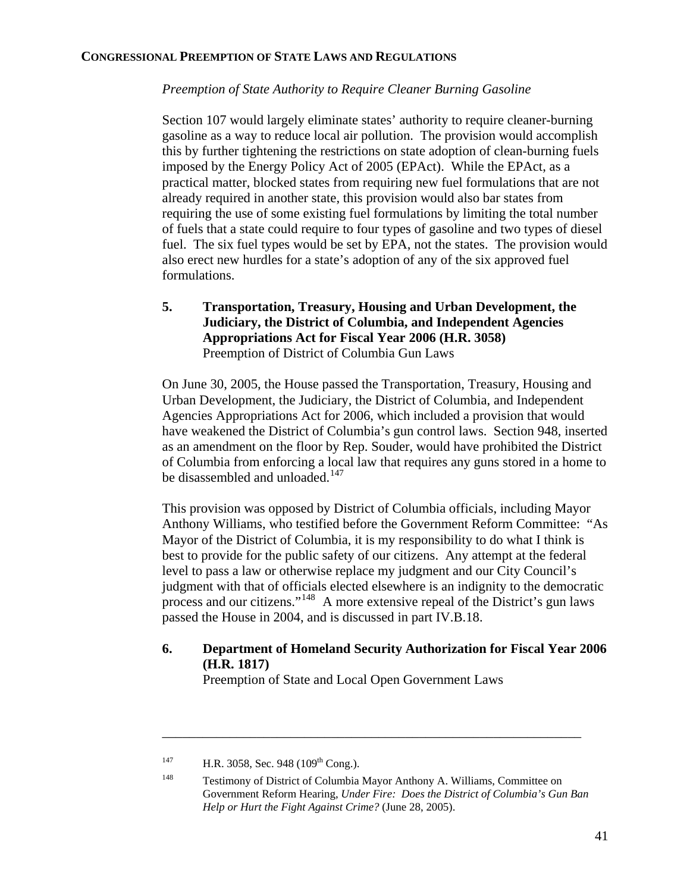*Preemption of State Authority to Require Cleaner Burning Gasoline*

Section 107 would largely eliminate states' authority to require cleaner-burning gasoline as a way to reduce local air pollution. The provision would accomplish this by further tightening the restrictions on state adoption of clean-burning fuels imposed by the Energy Policy Act of 2005 (EPAct). While the EPAct, as a practical matter, blocked states from requiring new fuel formulations that are not already required in another state, this provision would also bar states from requiring the use of some existing fuel formulations by limiting the total number of fuels that a state could require to four types of gasoline and two types of diesel fuel. The six fuel types would be set by EPA, not the states. The provision would also erect new hurdles for a state's adoption of any of the six approved fuel formulations.

**5. Transportation, Treasury, Housing and Urban Development, the Judiciary, the District of Columbia, and Independent Agencies Appropriations Act for Fiscal Year 2006 (H.R. 3058)**
Preemption of District of Columbia Gun Laws

On June 30, 2005, the House passed the Transportation, Treasury, Housing and Urban Development, the Judiciary, the District of Columbia, and Independent Agencies Appropriations Act for 2006, which included a provision that would have weakened the District of Columbia's gun control laws. Section 948, inserted as an amendment on the floor by Rep. Souder, would have prohibited the District of Columbia from enforcing a local law that requires any guns stored in a home to be disassembled and unloaded.[147]

This provision was opposed by District of Columbia officials, including Mayor Anthony Williams, who testified before the Government Reform Committee: "As Mayor of the District of Columbia, it is my responsibility to do what I think is best to provide for the public safety of our citizens. Any attempt at the federal level to pass a law or otherwise replace my judgment and our City Council's judgment with that of officials elected elsewhere is an indignity to the democratic process and our citizens."[148] A more extensive repeal of the District's gun laws passed the House in 2004, and is discussed in part IV.B.18.

**6. Department of Homeland Security Authorization for Fiscal Year 2006 (H.R. 1817)**
Preemption of State and Local Open Government Laws

---

[147] H.R. 3058, Sec. 948 (109th Cong.).

[148] Testimony of District of Columbia Mayor Anthony A. Williams, Committee on Government Reform Hearing, *Under Fire: Does the District of Columbia's Gun Ban Help or Hurt the Fight Against Crime?* (June 28, 2005).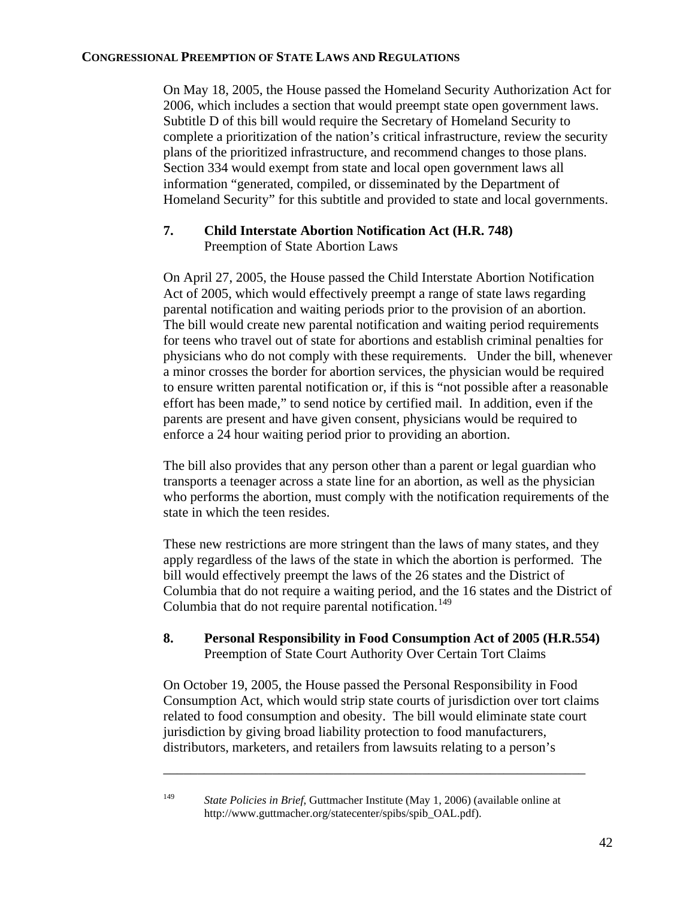On May 18, 2005, the House passed the Homeland Security Authorization Act for 2006, which includes a section that would preempt state open government laws. Subtitle D of this bill would require the Secretary of Homeland Security to complete a prioritization of the nation's critical infrastructure, review the security plans of the prioritized infrastructure, and recommend changes to those plans. Section 334 would exempt from state and local open government laws all information "generated, compiled, or disseminated by the Department of Homeland Security" for this subtitle and provided to state and local governments.

### 7. Child Interstate Abortion Notification Act (H.R. 748)
Preemption of State Abortion Laws

On April 27, 2005, the House passed the Child Interstate Abortion Notification Act of 2005, which would effectively preempt a range of state laws regarding parental notification and waiting periods prior to the provision of an abortion. The bill would create new parental notification and waiting period requirements for teens who travel out of state for abortions and establish criminal penalties for physicians who do not comply with these requirements. Under the bill, whenever a minor crosses the border for abortion services, the physician would be required to ensure written parental notification or, if this is "not possible after a reasonable effort has been made," to send notice by certified mail. In addition, even if the parents are present and have given consent, physicians would be required to enforce a 24 hour waiting period prior to providing an abortion.

The bill also provides that any person other than a parent or legal guardian who transports a teenager across a state line for an abortion, as well as the physician who performs the abortion, must comply with the notification requirements of the state in which the teen resides.

These new restrictions are more stringent than the laws of many states, and they apply regardless of the laws of the state in which the abortion is performed. The bill would effectively preempt the laws of the 26 states and the District of Columbia that do not require a waiting period, and the 16 states and the District of Columbia that do not require parental notification.[149]

### 8. Personal Responsibility in Food Consumption Act of 2005 (H.R.554)
Preemption of State Court Authority Over Certain Tort Claims

On October 19, 2005, the House passed the Personal Responsibility in Food Consumption Act, which would strip state courts of jurisdiction over tort claims related to food consumption and obesity. The bill would eliminate state court jurisdiction by giving broad liability protection to food manufacturers, distributors, marketers, and retailers from lawsuits relating to a person's

---

[149] *State Policies in Brief*, Guttmacher Institute (May 1, 2006) (available online at http://www.guttmacher.org/statecenter/spibs/spib_OAL.pdf).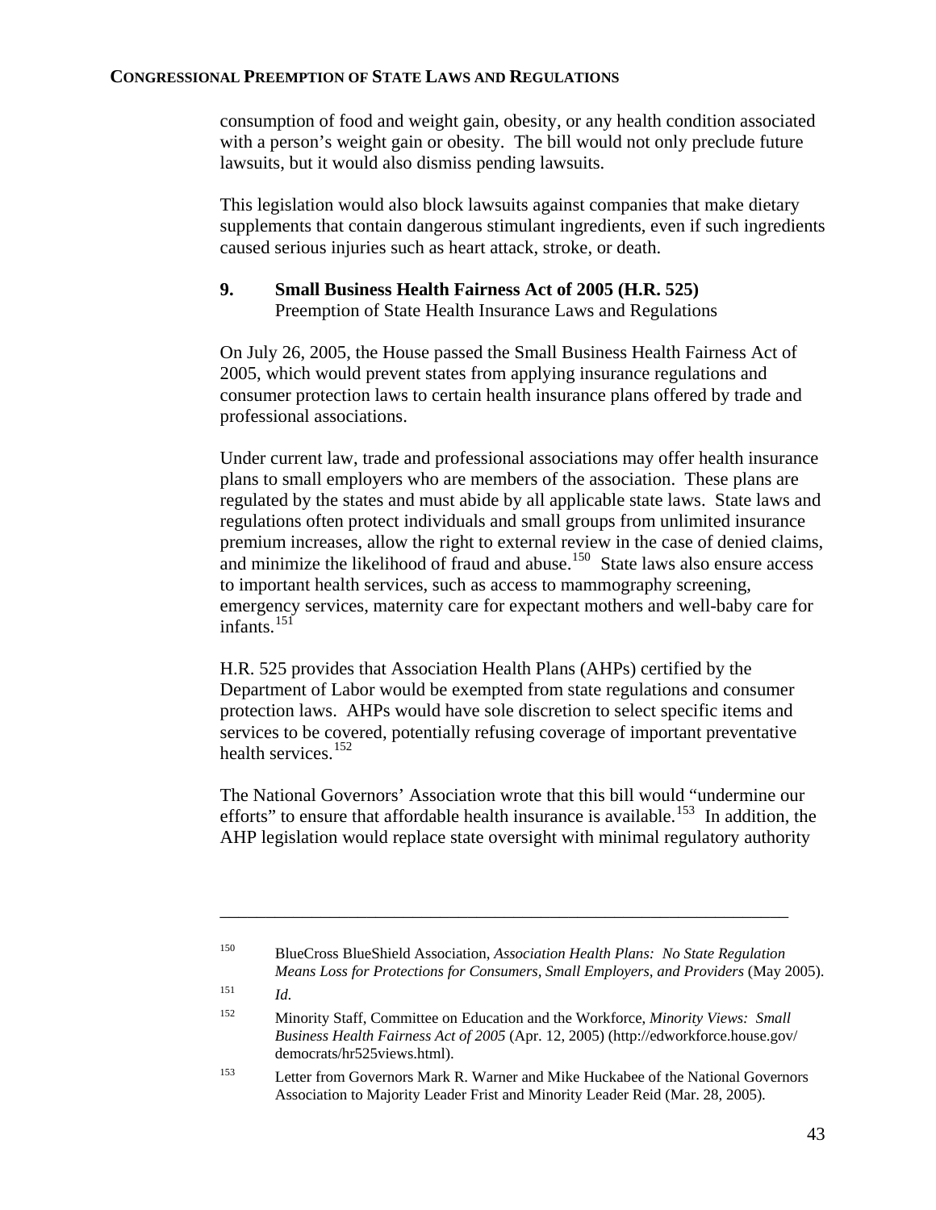consumption of food and weight gain, obesity, or any health condition associated with a person's weight gain or obesity. The bill would not only preclude future lawsuits, but it would also dismiss pending lawsuits.

This legislation would also block lawsuits against companies that make dietary supplements that contain dangerous stimulant ingredients, even if such ingredients caused serious injuries such as heart attack, stroke, or death.

### 9. Small Business Health Fairness Act of 2005 (H.R. 525)
Preemption of State Health Insurance Laws and Regulations

On July 26, 2005, the House passed the Small Business Health Fairness Act of 2005, which would prevent states from applying insurance regulations and consumer protection laws to certain health insurance plans offered by trade and professional associations.

Under current law, trade and professional associations may offer health insurance plans to small employers who are members of the association. These plans are regulated by the states and must abide by all applicable state laws. State laws and regulations often protect individuals and small groups from unlimited insurance premium increases, allow the right to external review in the case of denied claims, and minimize the likelihood of fraud and abuse.[150] State laws also ensure access to important health services, such as access to mammography screening, emergency services, maternity care for expectant mothers and well-baby care for infants.[151]

H.R. 525 provides that Association Health Plans (AHPs) certified by the Department of Labor would be exempted from state regulations and consumer protection laws. AHPs would have sole discretion to select specific items and services to be covered, potentially refusing coverage of important preventative health services.[152]

The National Governors' Association wrote that this bill would "undermine our efforts" to ensure that affordable health insurance is available.[153] In addition, the AHP legislation would replace state oversight with minimal regulatory authority

---

150 BlueCross BlueShield Association, *Association Health Plans: No State Regulation Means Loss for Protections for Consumers, Small Employers, and Providers* (May 2005).

151 *Id.*

152 Minority Staff, Committee on Education and the Workforce, *Minority Views: Small Business Health Fairness Act of 2005* (Apr. 12, 2005) (http://edworkforce.house.gov/democrats/hr525views.html).

153 Letter from Governors Mark R. Warner and Mike Huckabee of the National Governors Association to Majority Leader Frist and Minority Leader Reid (Mar. 28, 2005).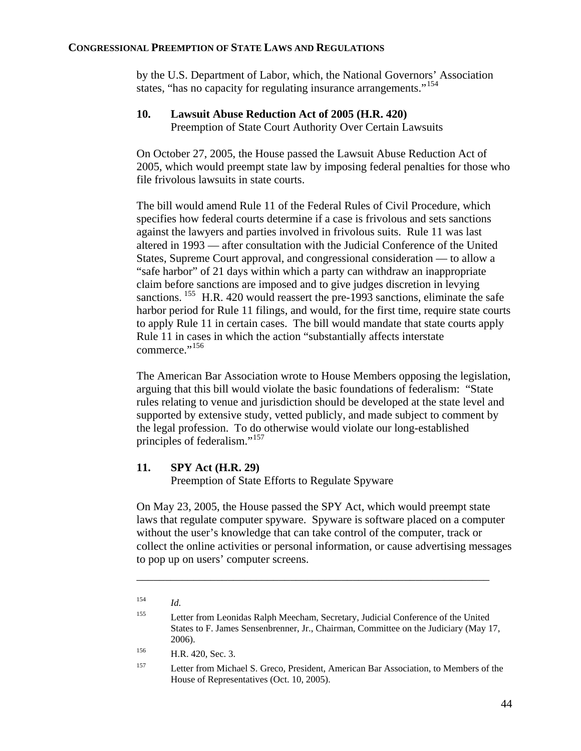by the U.S. Department of Labor, which, the National Governors' Association states, "has no capacity for regulating insurance arrangements."[154]

### 10. Lawsuit Abuse Reduction Act of 2005 (H.R. 420)

Preemption of State Court Authority Over Certain Lawsuits

On October 27, 2005, the House passed the Lawsuit Abuse Reduction Act of 2005, which would preempt state law by imposing federal penalties for those who file frivolous lawsuits in state courts.

The bill would amend Rule 11 of the Federal Rules of Civil Procedure, which specifies how federal courts determine if a case is frivolous and sets sanctions against the lawyers and parties involved in frivolous suits. Rule 11 was last altered in 1993 — after consultation with the Judicial Conference of the United States, Supreme Court approval, and congressional consideration — to allow a "safe harbor" of 21 days within which a party can withdraw an inappropriate claim before sanctions are imposed and to give judges discretion in levying sanctions.[155] H.R. 420 would reassert the pre-1993 sanctions, eliminate the safe harbor period for Rule 11 filings, and would, for the first time, require state courts to apply Rule 11 in certain cases. The bill would mandate that state courts apply Rule 11 in cases in which the action "substantially affects interstate commerce."[156]

The American Bar Association wrote to House Members opposing the legislation, arguing that this bill would violate the basic foundations of federalism: "State rules relating to venue and jurisdiction should be developed at the state level and supported by extensive study, vetted publicly, and made subject to comment by the legal profession. To do otherwise would violate our long-established principles of federalism."[157]

### 11. SPY Act (H.R. 29)

Preemption of State Efforts to Regulate Spyware

On May 23, 2005, the House passed the SPY Act, which would preempt state laws that regulate computer spyware. Spyware is software placed on a computer without the user's knowledge that can take control of the computer, track or collect the online activities or personal information, or cause advertising messages to pop up on users' computer screens.

---

[154] *Id.*

[155] Letter from Leonidas Ralph Meecham, Secretary, Judicial Conference of the United States to F. James Sensenbrenner, Jr., Chairman, Committee on the Judiciary (May 17, 2006).

[156] H.R. 420, Sec. 3.

[157] Letter from Michael S. Greco, President, American Bar Association, to Members of the House of Representatives (Oct. 10, 2005).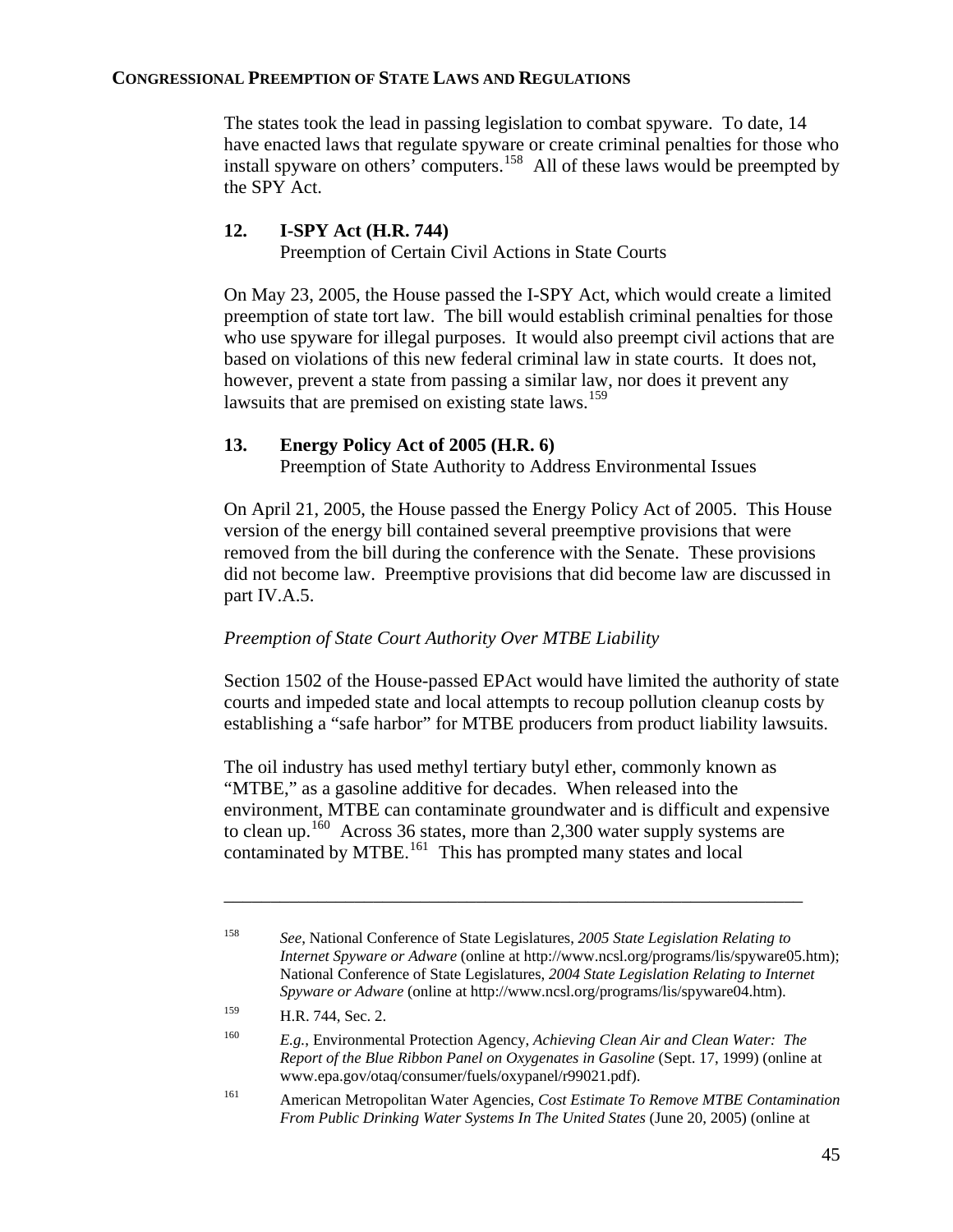The states took the lead in passing legislation to combat spyware. To date, 14 have enacted laws that regulate spyware or create criminal penalties for those who install spyware on others' computers.[158] All of these laws would be preempted by the SPY Act.

### 12. I-SPY Act (H.R. 744)

Preemption of Certain Civil Actions in State Courts

On May 23, 2005, the House passed the I-SPY Act, which would create a limited preemption of state tort law. The bill would establish criminal penalties for those who use spyware for illegal purposes. It would also preempt civil actions that are based on violations of this new federal criminal law in state courts. It does not, however, prevent a state from passing a similar law, nor does it prevent any lawsuits that are premised on existing state laws.[159]

### 13. Energy Policy Act of 2005 (H.R. 6)

Preemption of State Authority to Address Environmental Issues

On April 21, 2005, the House passed the Energy Policy Act of 2005. This House version of the energy bill contained several preemptive provisions that were removed from the bill during the conference with the Senate. These provisions did not become law. Preemptive provisions that did become law are discussed in part IV.A.5.

*Preemption of State Court Authority Over MTBE Liability*

Section 1502 of the House-passed EPAct would have limited the authority of state courts and impeded state and local attempts to recoup pollution cleanup costs by establishing a "safe harbor" for MTBE producers from product liability lawsuits.

The oil industry has used methyl tertiary butyl ether, commonly known as "MTBE," as a gasoline additive for decades. When released into the environment, MTBE can contaminate groundwater and is difficult and expensive to clean up.[160] Across 36 states, more than 2,300 water supply systems are contaminated by MTBE.[161] This has prompted many states and local

---

[158] *See*, National Conference of State Legislatures, *2005 State Legislation Relating to Internet Spyware or Adware* (online at http://www.ncsl.org/programs/lis/spyware05.htm); National Conference of State Legislatures, *2004 State Legislation Relating to Internet Spyware or Adware* (online at http://www.ncsl.org/programs/lis/spyware04.htm).

[159] H.R. 744, Sec. 2.

[160] *E.g.*, Environmental Protection Agency, *Achieving Clean Air and Clean Water: The Report of the Blue Ribbon Panel on Oxygenates in Gasoline* (Sept. 17, 1999) (online at www.epa.gov/otaq/consumer/fuels/oxypanel/r99021.pdf).

[161] American Metropolitan Water Agencies, *Cost Estimate To Remove MTBE Contamination From Public Drinking Water Systems In The United States* (June 20, 2005) (online at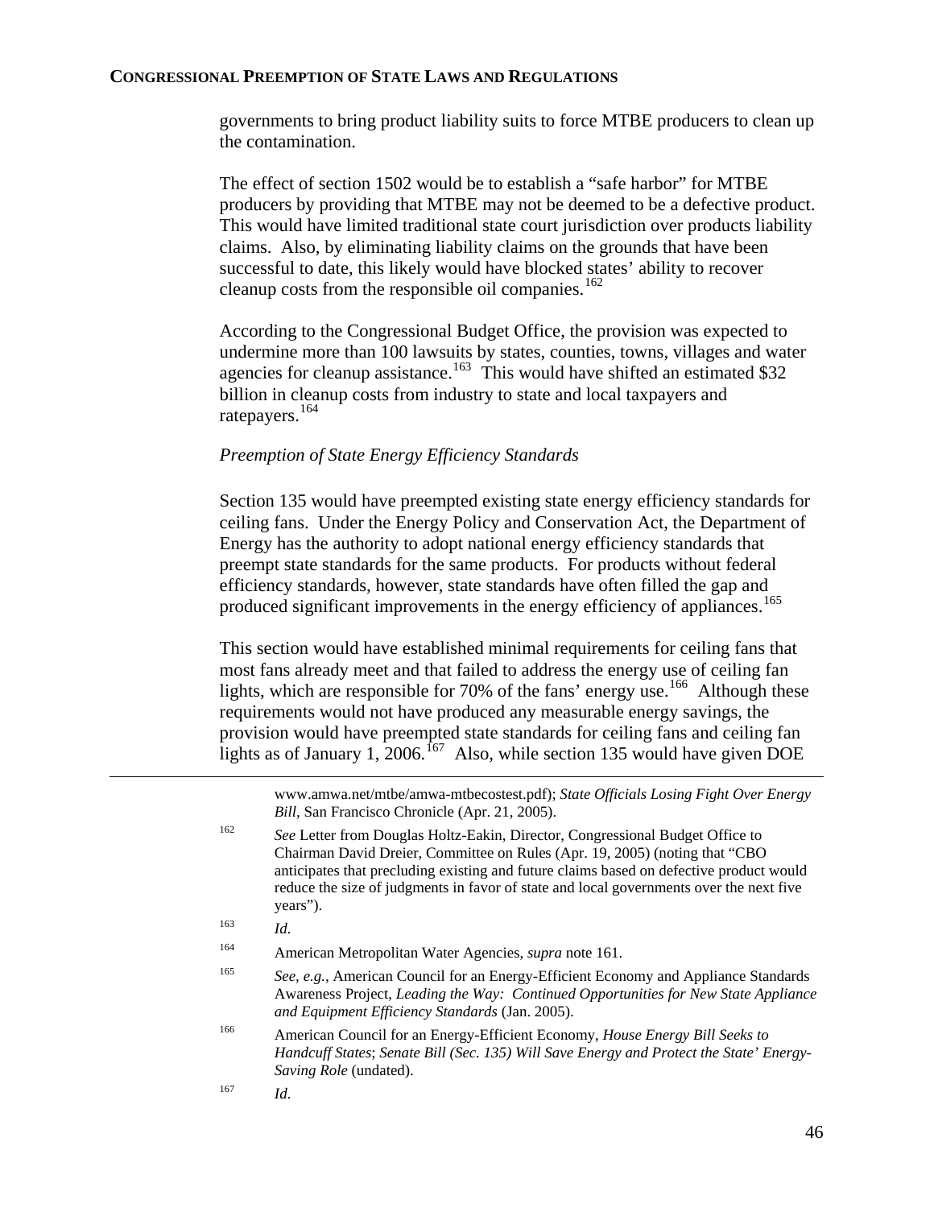governments to bring product liability suits to force MTBE producers to clean up the contamination.

The effect of section 1502 would be to establish a "safe harbor" for MTBE producers by providing that MTBE may not be deemed to be a defective product. This would have limited traditional state court jurisdiction over products liability claims. Also, by eliminating liability claims on the grounds that have been successful to date, this likely would have blocked states' ability to recover cleanup costs from the responsible oil companies.[162]

According to the Congressional Budget Office, the provision was expected to undermine more than 100 lawsuits by states, counties, towns, villages and water agencies for cleanup assistance.[163] This would have shifted an estimated $32 billion in cleanup costs from industry to state and local taxpayers and ratepayers.[164]

*Preemption of State Energy Efficiency Standards*

Section 135 would have preempted existing state energy efficiency standards for ceiling fans. Under the Energy Policy and Conservation Act, the Department of Energy has the authority to adopt national energy efficiency standards that preempt state standards for the same products. For products without federal efficiency standards, however, state standards have often filled the gap and produced significant improvements in the energy efficiency of appliances.[165]

This section would have established minimal requirements for ceiling fans that most fans already meet and that failed to address the energy use of ceiling fan lights, which are responsible for 70% of the fans' energy use.[166] Although these requirements would not have produced any measurable energy savings, the provision would have preempted state standards for ceiling fans and ceiling fan lights as of January 1, 2006.[167] Also, while section 135 would have given DOE

---

www.amwa.net/mtbe/amwa-mtbecostest.pdf); *State Officials Losing Fight Over Energy Bill*, San Francisco Chronicle (Apr. 21, 2005).

[162] *See* Letter from Douglas Holtz-Eakin, Director, Congressional Budget Office to Chairman David Dreier, Committee on Rules (Apr. 19, 2005) (noting that "CBO anticipates that precluding existing and future claims based on defective product would reduce the size of judgments in favor of state and local governments over the next five years").

[163] *Id*.

[164] American Metropolitan Water Agencies, *supra* note 161.

[165] *See, e.g.*, American Council for an Energy-Efficient Economy and Appliance Standards Awareness Project, *Leading the Way: Continued Opportunities for New State Appliance and Equipment Efficiency Standards* (Jan. 2005).

[166] American Council for an Energy-Efficient Economy, *House Energy Bill Seeks to Handcuff States*; *Senate Bill (Sec. 135) Will Save Energy and Protect the State' Energy-Saving Role* (undated).

[167] *Id*.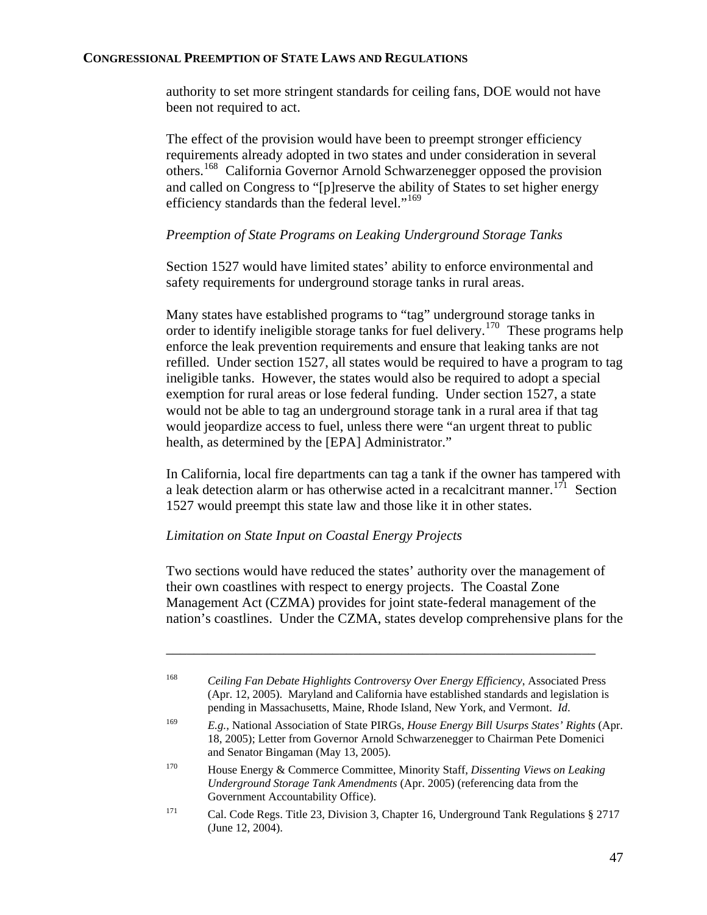authority to set more stringent standards for ceiling fans, DOE would not have been not required to act.

The effect of the provision would have been to preempt stronger efficiency requirements already adopted in two states and under consideration in several others.[168] California Governor Arnold Schwarzenegger opposed the provision and called on Congress to "[p]reserve the ability of States to set higher energy efficiency standards than the federal level."[169]

*Preemption of State Programs on Leaking Underground Storage Tanks*

Section 1527 would have limited states' ability to enforce environmental and safety requirements for underground storage tanks in rural areas.

Many states have established programs to "tag" underground storage tanks in order to identify ineligible storage tanks for fuel delivery.[170] These programs help enforce the leak prevention requirements and ensure that leaking tanks are not refilled. Under section 1527, all states would be required to have a program to tag ineligible tanks. However, the states would also be required to adopt a special exemption for rural areas or lose federal funding. Under section 1527, a state would not be able to tag an underground storage tank in a rural area if that tag would jeopardize access to fuel, unless there were "an urgent threat to public health, as determined by the [EPA] Administrator."

In California, local fire departments can tag a tank if the owner has tampered with a leak detection alarm or has otherwise acted in a recalcitrant manner.[171] Section 1527 would preempt this state law and those like it in other states.

*Limitation on State Input on Coastal Energy Projects*

Two sections would have reduced the states' authority over the management of their own coastlines with respect to energy projects. The Coastal Zone Management Act (CZMA) provides for joint state-federal management of the nation's coastlines. Under the CZMA, states develop comprehensive plans for the

---

[168] *Ceiling Fan Debate Highlights Controversy Over Energy Efficiency*, Associated Press (Apr. 12, 2005). Maryland and California have established standards and legislation is pending in Massachusetts, Maine, Rhode Island, New York, and Vermont. *Id*.

[169] *E.g.*, National Association of State PIRGs, *House Energy Bill Usurps States' Rights* (Apr. 18, 2005); Letter from Governor Arnold Schwarzenegger to Chairman Pete Domenici and Senator Bingaman (May 13, 2005).

[170] House Energy & Commerce Committee, Minority Staff, *Dissenting Views on Leaking Underground Storage Tank Amendments* (Apr. 2005) (referencing data from the Government Accountability Office).

[171] Cal. Code Regs. Title 23, Division 3, Chapter 16, Underground Tank Regulations § 2717 (June 12, 2004).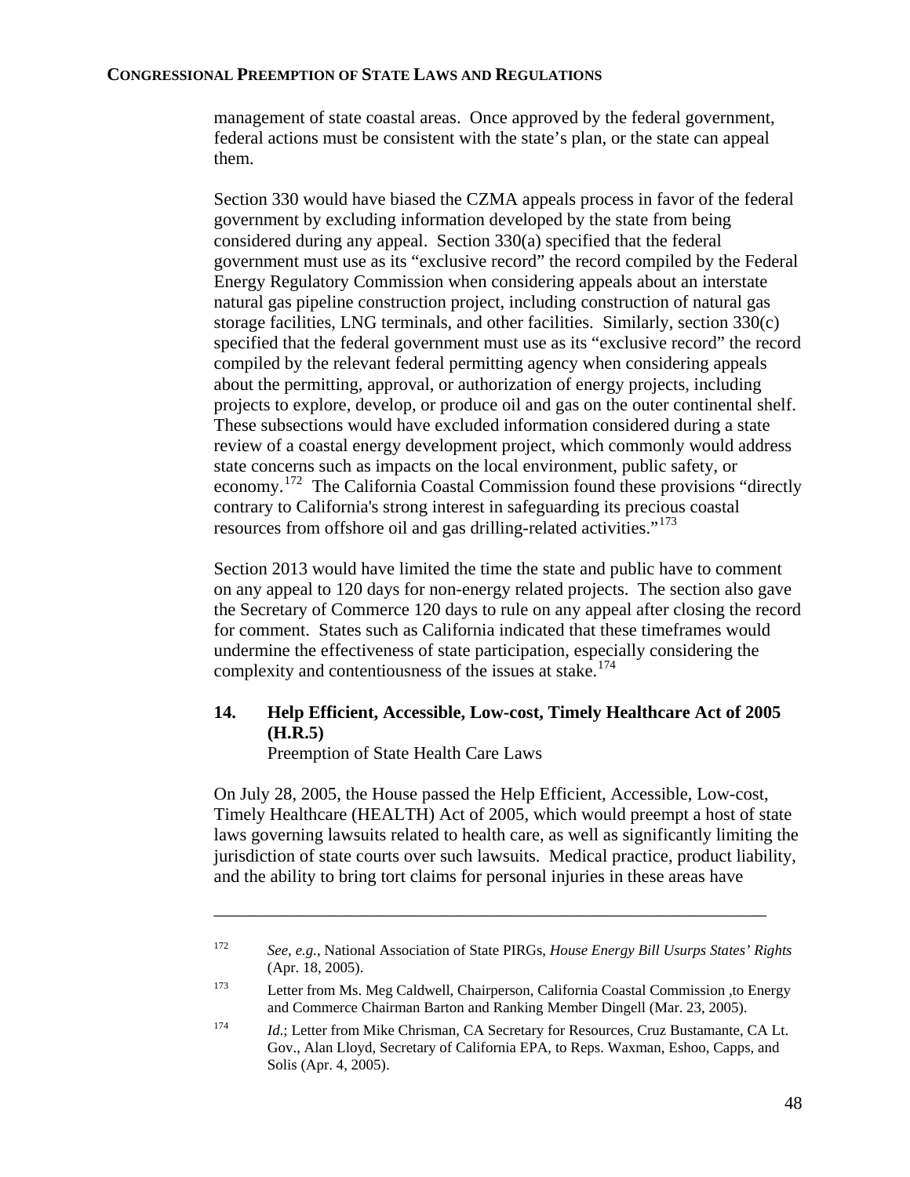management of state coastal areas. Once approved by the federal government, federal actions must be consistent with the state's plan, or the state can appeal them.

Section 330 would have biased the CZMA appeals process in favor of the federal government by excluding information developed by the state from being considered during any appeal. Section 330(a) specified that the federal government must use as its "exclusive record" the record compiled by the Federal Energy Regulatory Commission when considering appeals about an interstate natural gas pipeline construction project, including construction of natural gas storage facilities, LNG terminals, and other facilities. Similarly, section 330(c) specified that the federal government must use as its "exclusive record" the record compiled by the relevant federal permitting agency when considering appeals about the permitting, approval, or authorization of energy projects, including projects to explore, develop, or produce oil and gas on the outer continental shelf. These subsections would have excluded information considered during a state review of a coastal energy development project, which commonly would address state concerns such as impacts on the local environment, public safety, or economy.[172] The California Coastal Commission found these provisions "directly contrary to California's strong interest in safeguarding its precious coastal resources from offshore oil and gas drilling-related activities."[173]

Section 2013 would have limited the time the state and public have to comment on any appeal to 120 days for non-energy related projects. The section also gave the Secretary of Commerce 120 days to rule on any appeal after closing the record for comment. States such as California indicated that these timeframes would undermine the effectiveness of state participation, especially considering the complexity and contentiousness of the issues at stake.[174]

### 14. Help Efficient, Accessible, Low-cost, Timely Healthcare Act of 2005 (H.R.5)

Preemption of State Health Care Laws

On July 28, 2005, the House passed the Help Efficient, Accessible, Low-cost, Timely Healthcare (HEALTH) Act of 2005, which would preempt a host of state laws governing lawsuits related to health care, as well as significantly limiting the jurisdiction of state courts over such lawsuits. Medical practice, product liability, and the ability to bring tort claims for personal injuries in these areas have

---

172 *See, e.g.*, National Association of State PIRGs, *House Energy Bill Usurps States' Rights* (Apr. 18, 2005).

173 Letter from Ms. Meg Caldwell, Chairperson, California Coastal Commission ,to Energy and Commerce Chairman Barton and Ranking Member Dingell (Mar. 23, 2005).

174 *Id.*; Letter from Mike Chrisman, CA Secretary for Resources, Cruz Bustamante, CA Lt. Gov., Alan Lloyd, Secretary of California EPA, to Reps. Waxman, Eshoo, Capps, and Solis (Apr. 4, 2005).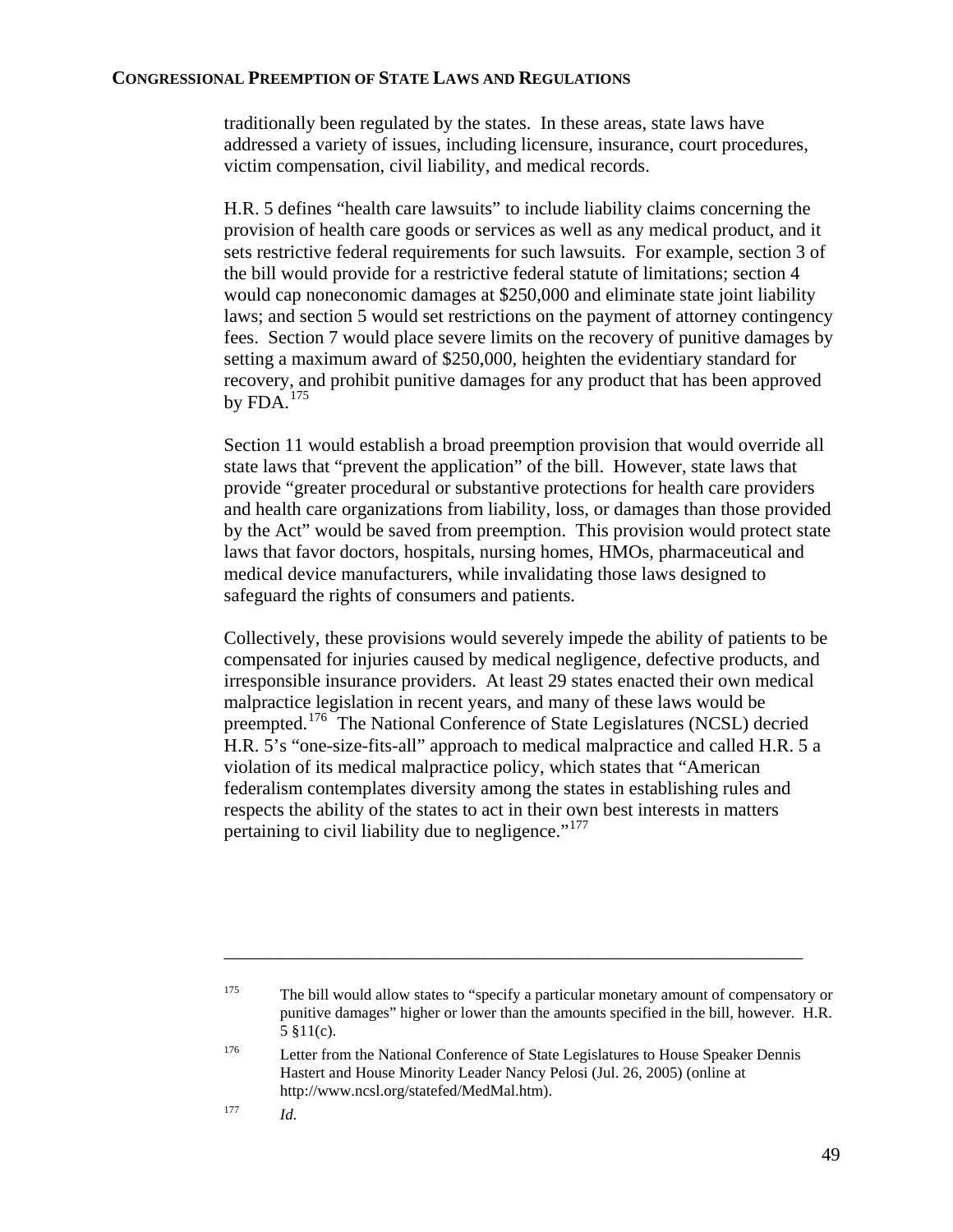traditionally been regulated by the states. In these areas, state laws have addressed a variety of issues, including licensure, insurance, court procedures, victim compensation, civil liability, and medical records.

H.R. 5 defines "health care lawsuits" to include liability claims concerning the provision of health care goods or services as well as any medical product, and it sets restrictive federal requirements for such lawsuits. For example, section 3 of the bill would provide for a restrictive federal statute of limitations; section 4 would cap noneconomic damages at $250,000 and eliminate state joint liability laws; and section 5 would set restrictions on the payment of attorney contingency fees. Section 7 would place severe limits on the recovery of punitive damages by setting a maximum award of $250,000, heighten the evidentiary standard for recovery, and prohibit punitive damages for any product that has been approved by FDA.[175]

Section 11 would establish a broad preemption provision that would override all state laws that "prevent the application" of the bill. However, state laws that provide "greater procedural or substantive protections for health care providers and health care organizations from liability, loss, or damages than those provided by the Act" would be saved from preemption. This provision would protect state laws that favor doctors, hospitals, nursing homes, HMOs, pharmaceutical and medical device manufacturers, while invalidating those laws designed to safeguard the rights of consumers and patients.

Collectively, these provisions would severely impede the ability of patients to be compensated for injuries caused by medical negligence, defective products, and irresponsible insurance providers. At least 29 states enacted their own medical malpractice legislation in recent years, and many of these laws would be preempted.[176] The National Conference of State Legislatures (NCSL) decried H.R. 5's "one-size-fits-all" approach to medical malpractice and called H.R. 5 a violation of its medical malpractice policy, which states that "American federalism contemplates diversity among the states in establishing rules and respects the ability of the states to act in their own best interests in matters pertaining to civil liability due to negligence."[177]

---

[175] The bill would allow states to "specify a particular monetary amount of compensatory or punitive damages" higher or lower than the amounts specified in the bill, however. H.R. 5 §11(c).

[176] Letter from the National Conference of State Legislatures to House Speaker Dennis Hastert and House Minority Leader Nancy Pelosi (Jul. 26, 2005) (online at http://www.ncsl.org/statefed/MedMal.htm).

[177] *Id.*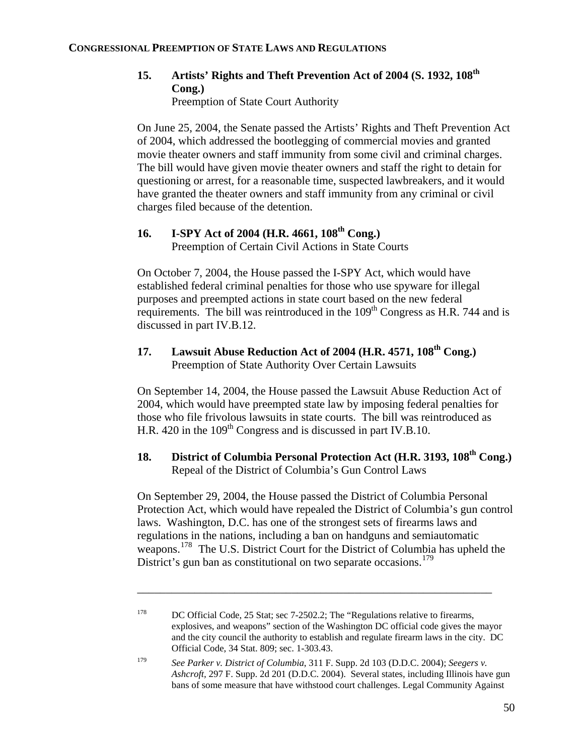### 15. Artists' Rights and Theft Prevention Act of 2004 (S. 1932, 108th Cong.)

Preemption of State Court Authority

On June 25, 2004, the Senate passed the Artists' Rights and Theft Prevention Act of 2004, which addressed the bootlegging of commercial movies and granted movie theater owners and staff immunity from some civil and criminal charges. The bill would have given movie theater owners and staff the right to detain for questioning or arrest, for a reasonable time, suspected lawbreakers, and it would have granted the theater owners and staff immunity from any criminal or civil charges filed because of the detention.

### 16. I-SPY Act of 2004 (H.R. 4661, 108th Cong.)

Preemption of Certain Civil Actions in State Courts

On October 7, 2004, the House passed the I-SPY Act, which would have established federal criminal penalties for those who use spyware for illegal purposes and preempted actions in state court based on the new federal requirements. The bill was reintroduced in the 109th Congress as H.R. 744 and is discussed in part IV.B.12.

### 17. Lawsuit Abuse Reduction Act of 2004 (H.R. 4571, 108th Cong.)

Preemption of State Authority Over Certain Lawsuits

On September 14, 2004, the House passed the Lawsuit Abuse Reduction Act of 2004, which would have preempted state law by imposing federal penalties for those who file frivolous lawsuits in state courts. The bill was reintroduced as H.R. 420 in the 109th Congress and is discussed in part IV.B.10.

### 18. District of Columbia Personal Protection Act (H.R. 3193, 108th Cong.)

Repeal of the District of Columbia's Gun Control Laws

On September 29, 2004, the House passed the District of Columbia Personal Protection Act, which would have repealed the District of Columbia's gun control laws. Washington, D.C. has one of the strongest sets of firearms laws and regulations in the nations, including a ban on handguns and semiautomatic weapons.[178] The U.S. District Court for the District of Columbia has upheld the District's gun ban as constitutional on two separate occasions.[179]

---

[178] DC Official Code, 25 Stat; sec 7-2502.2; The "Regulations relative to firearms, explosives, and weapons" section of the Washington DC official code gives the mayor and the city council the authority to establish and regulate firearm laws in the city. DC Official Code, 34 Stat. 809; sec. 1-303.43.

[179] *See Parker v. District of Columbia*, 311 F. Supp. 2d 103 (D.D.C. 2004); *Seegers v. Ashcroft*, 297 F. Supp. 2d 201 (D.D.C. 2004). Several states, including Illinois have gun bans of some measure that have withstood court challenges. Legal Community Against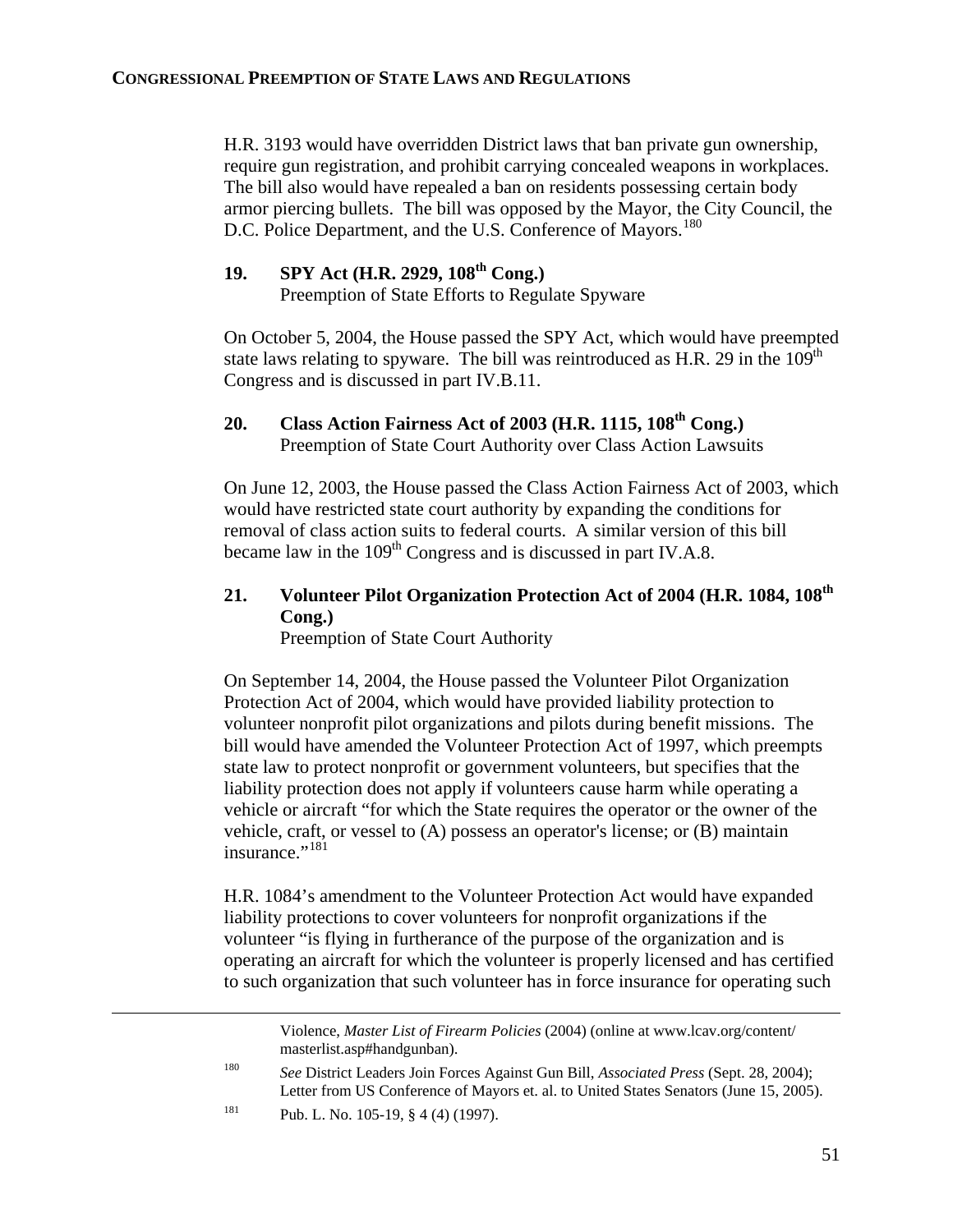H.R. 3193 would have overridden District laws that ban private gun ownership, require gun registration, and prohibit carrying concealed weapons in workplaces. The bill also would have repealed a ban on residents possessing certain body armor piercing bullets. The bill was opposed by the Mayor, the City Council, the D.C. Police Department, and the U.S. Conference of Mayors.[180]

### 19. SPY Act (H.R. 2929, 108th Cong.)

Preemption of State Efforts to Regulate Spyware

On October 5, 2004, the House passed the SPY Act, which would have preempted state laws relating to spyware. The bill was reintroduced as H.R. 29 in the 109th Congress and is discussed in part IV.B.11.

### 20. Class Action Fairness Act of 2003 (H.R. 1115, 108th Cong.)

Preemption of State Court Authority over Class Action Lawsuits

On June 12, 2003, the House passed the Class Action Fairness Act of 2003, which would have restricted state court authority by expanding the conditions for removal of class action suits to federal courts. A similar version of this bill became law in the 109th Congress and is discussed in part IV.A.8.

### 21. Volunteer Pilot Organization Protection Act of 2004 (H.R. 1084, 108th Cong.)

Preemption of State Court Authority

On September 14, 2004, the House passed the Volunteer Pilot Organization Protection Act of 2004, which would have provided liability protection to volunteer nonprofit pilot organizations and pilots during benefit missions. The bill would have amended the Volunteer Protection Act of 1997, which preempts state law to protect nonprofit or government volunteers, but specifies that the liability protection does not apply if volunteers cause harm while operating a vehicle or aircraft "for which the State requires the operator or the owner of the vehicle, craft, or vessel to (A) possess an operator's license; or (B) maintain insurance."[181]

H.R. 1084's amendment to the Volunteer Protection Act would have expanded liability protections to cover volunteers for nonprofit organizations if the volunteer "is flying in furtherance of the purpose of the organization and is operating an aircraft for which the volunteer is properly licensed and has certified to such organization that such volunteer has in force insurance for operating such

---

Violence, *Master List of Firearm Policies* (2004) (online at www.lcav.org/content/masterlist.asp#handgunban).

[180] *See* District Leaders Join Forces Against Gun Bill, *Associated Press* (Sept. 28, 2004); Letter from US Conference of Mayors et. al. to United States Senators (June 15, 2005).

[181] Pub. L. No. 105-19, § 4 (4) (1997).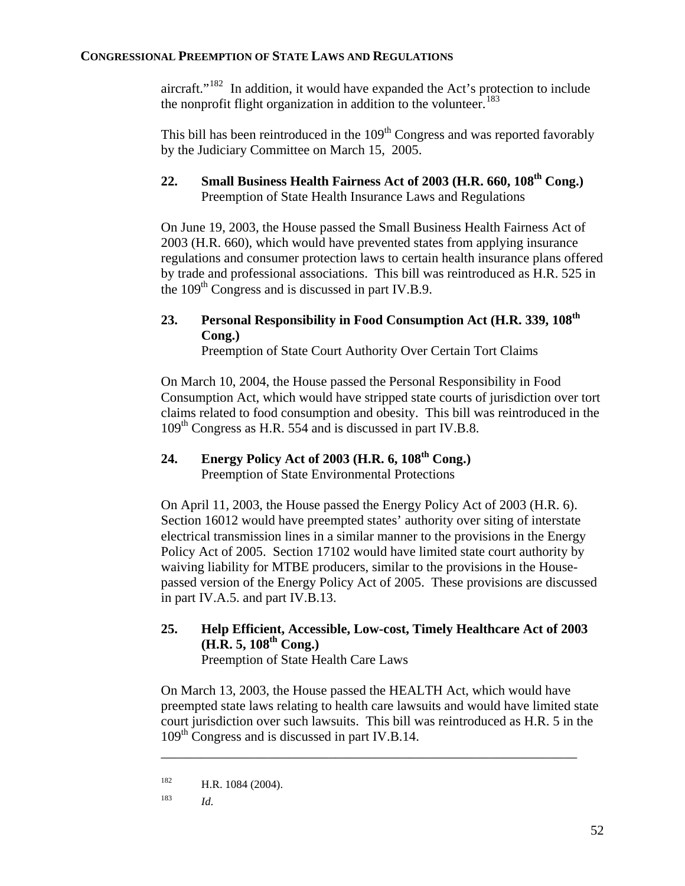aircraft."[182] In addition, it would have expanded the Act's protection to include the nonprofit flight organization in addition to the volunteer.[183]

This bill has been reintroduced in the 109th Congress and was reported favorably by the Judiciary Committee on March 15, 2005.

### 22. Small Business Health Fairness Act of 2003 (H.R. 660, 108th Cong.)
Preemption of State Health Insurance Laws and Regulations

On June 19, 2003, the House passed the Small Business Health Fairness Act of 2003 (H.R. 660), which would have prevented states from applying insurance regulations and consumer protection laws to certain health insurance plans offered by trade and professional associations. This bill was reintroduced as H.R. 525 in the 109th Congress and is discussed in part IV.B.9.

### 23. Personal Responsibility in Food Consumption Act (H.R. 339, 108th Cong.)
Preemption of State Court Authority Over Certain Tort Claims

On March 10, 2004, the House passed the Personal Responsibility in Food Consumption Act, which would have stripped state courts of jurisdiction over tort claims related to food consumption and obesity. This bill was reintroduced in the 109th Congress as H.R. 554 and is discussed in part IV.B.8.

### 24. Energy Policy Act of 2003 (H.R. 6, 108th Cong.)
Preemption of State Environmental Protections

On April 11, 2003, the House passed the Energy Policy Act of 2003 (H.R. 6). Section 16012 would have preempted states' authority over siting of interstate electrical transmission lines in a similar manner to the provisions in the Energy Policy Act of 2005. Section 17102 would have limited state court authority by waiving liability for MTBE producers, similar to the provisions in the House-passed version of the Energy Policy Act of 2005. These provisions are discussed in part IV.A.5. and part IV.B.13.

### 25. Help Efficient, Accessible, Low-cost, Timely Healthcare Act of 2003 (H.R. 5, 108th Cong.)
Preemption of State Health Care Laws

On March 13, 2003, the House passed the HEALTH Act, which would have preempted state laws relating to health care lawsuits and would have limited state court jurisdiction over such lawsuits. This bill was reintroduced as H.R. 5 in the 109th Congress and is discussed in part IV.B.14.

---

[182] H.R. 1084 (2004).

[183] *Id.*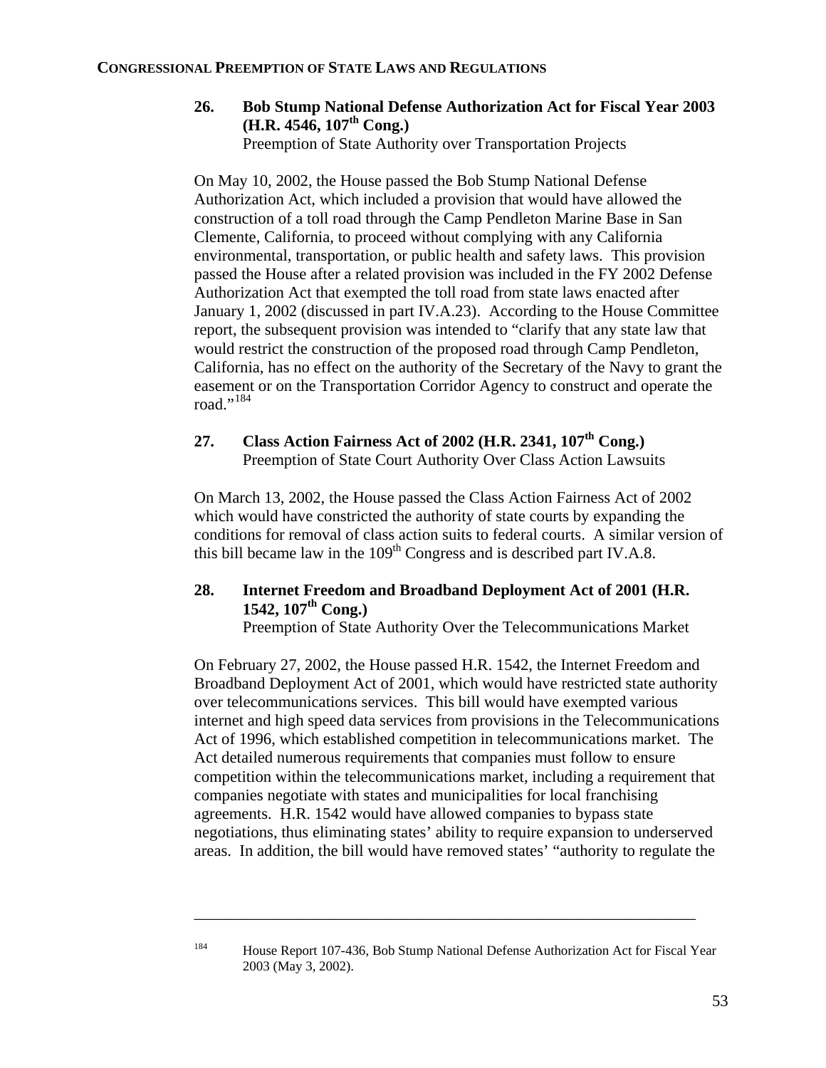### 26. Bob Stump National Defense Authorization Act for Fiscal Year 2003 (H.R. 4546, 107th Cong.)

Preemption of State Authority over Transportation Projects

On May 10, 2002, the House passed the Bob Stump National Defense Authorization Act, which included a provision that would have allowed the construction of a toll road through the Camp Pendleton Marine Base in San Clemente, California, to proceed without complying with any California environmental, transportation, or public health and safety laws. This provision passed the House after a related provision was included in the FY 2002 Defense Authorization Act that exempted the toll road from state laws enacted after January 1, 2002 (discussed in part IV.A.23). According to the House Committee report, the subsequent provision was intended to "clarify that any state law that would restrict the construction of the proposed road through Camp Pendleton, California, has no effect on the authority of the Secretary of the Navy to grant the easement or on the Transportation Corridor Agency to construct and operate the road."[184]

### 27. Class Action Fairness Act of 2002 (H.R. 2341, 107th Cong.)

Preemption of State Court Authority Over Class Action Lawsuits

On March 13, 2002, the House passed the Class Action Fairness Act of 2002 which would have constricted the authority of state courts by expanding the conditions for removal of class action suits to federal courts. A similar version of this bill became law in the 109th Congress and is described part IV.A.8.

### 28. Internet Freedom and Broadband Deployment Act of 2001 (H.R. 1542, 107th Cong.)

Preemption of State Authority Over the Telecommunications Market

On February 27, 2002, the House passed H.R. 1542, the Internet Freedom and Broadband Deployment Act of 2001, which would have restricted state authority over telecommunications services. This bill would have exempted various internet and high speed data services from provisions in the Telecommunications Act of 1996, which established competition in telecommunications market. The Act detailed numerous requirements that companies must follow to ensure competition within the telecommunications market, including a requirement that companies negotiate with states and municipalities for local franchising agreements. H.R. 1542 would have allowed companies to bypass state negotiations, thus eliminating states' ability to require expansion to underserved areas. In addition, the bill would have removed states' "authority to regulate the

---

[184] House Report 107-436, Bob Stump National Defense Authorization Act for Fiscal Year 2003 (May 3, 2002).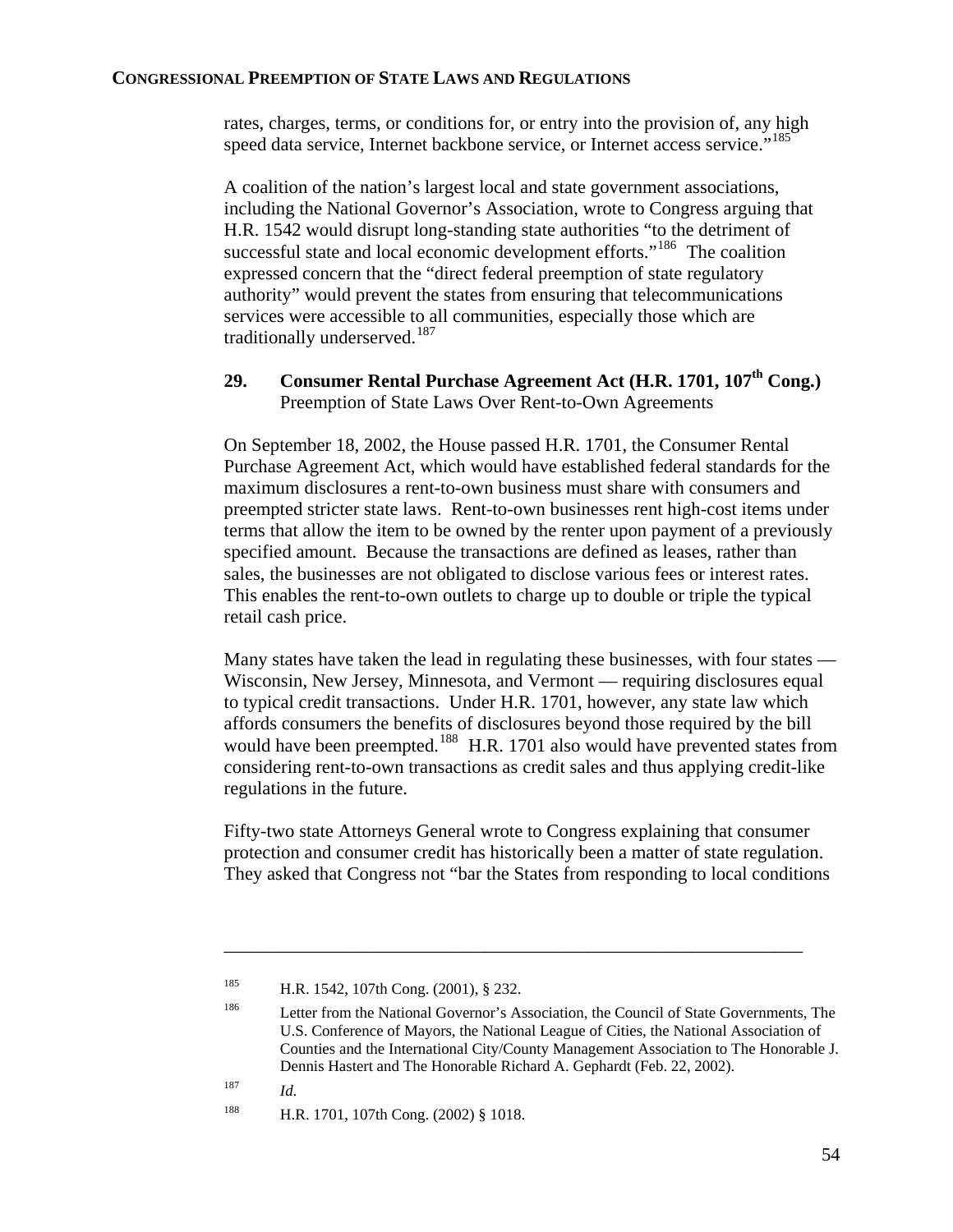rates, charges, terms, or conditions for, or entry into the provision of, any high speed data service, Internet backbone service, or Internet access service."[185]

A coalition of the nation's largest local and state government associations, including the National Governor's Association, wrote to Congress arguing that H.R. 1542 would disrupt long-standing state authorities "to the detriment of successful state and local economic development efforts."[186] The coalition expressed concern that the "direct federal preemption of state regulatory authority" would prevent the states from ensuring that telecommunications services were accessible to all communities, especially those which are traditionally underserved.[187]

### 29. Consumer Rental Purchase Agreement Act (H.R. 1701, 107th Cong.)

Preemption of State Laws Over Rent-to-Own Agreements

On September 18, 2002, the House passed H.R. 1701, the Consumer Rental Purchase Agreement Act, which would have established federal standards for the maximum disclosures a rent-to-own business must share with consumers and preempted stricter state laws. Rent-to-own businesses rent high-cost items under terms that allow the item to be owned by the renter upon payment of a previously specified amount. Because the transactions are defined as leases, rather than sales, the businesses are not obligated to disclose various fees or interest rates. This enables the rent-to-own outlets to charge up to double or triple the typical retail cash price.

Many states have taken the lead in regulating these businesses, with four states — Wisconsin, New Jersey, Minnesota, and Vermont — requiring disclosures equal to typical credit transactions. Under H.R. 1701, however, any state law which affords consumers the benefits of disclosures beyond those required by the bill would have been preempted.[188] H.R. 1701 also would have prevented states from considering rent-to-own transactions as credit sales and thus applying credit-like regulations in the future.

Fifty-two state Attorneys General wrote to Congress explaining that consumer protection and consumer credit has historically been a matter of state regulation. They asked that Congress not "bar the States from responding to local conditions

---

[185] H.R. 1542, 107th Cong. (2001), § 232.

[186] Letter from the National Governor's Association, the Council of State Governments, The U.S. Conference of Mayors, the National League of Cities, the National Association of Counties and the International City/County Management Association to The Honorable J. Dennis Hastert and The Honorable Richard A. Gephardt (Feb. 22, 2002).

[187] *Id.*

[188] H.R. 1701, 107th Cong. (2002) § 1018.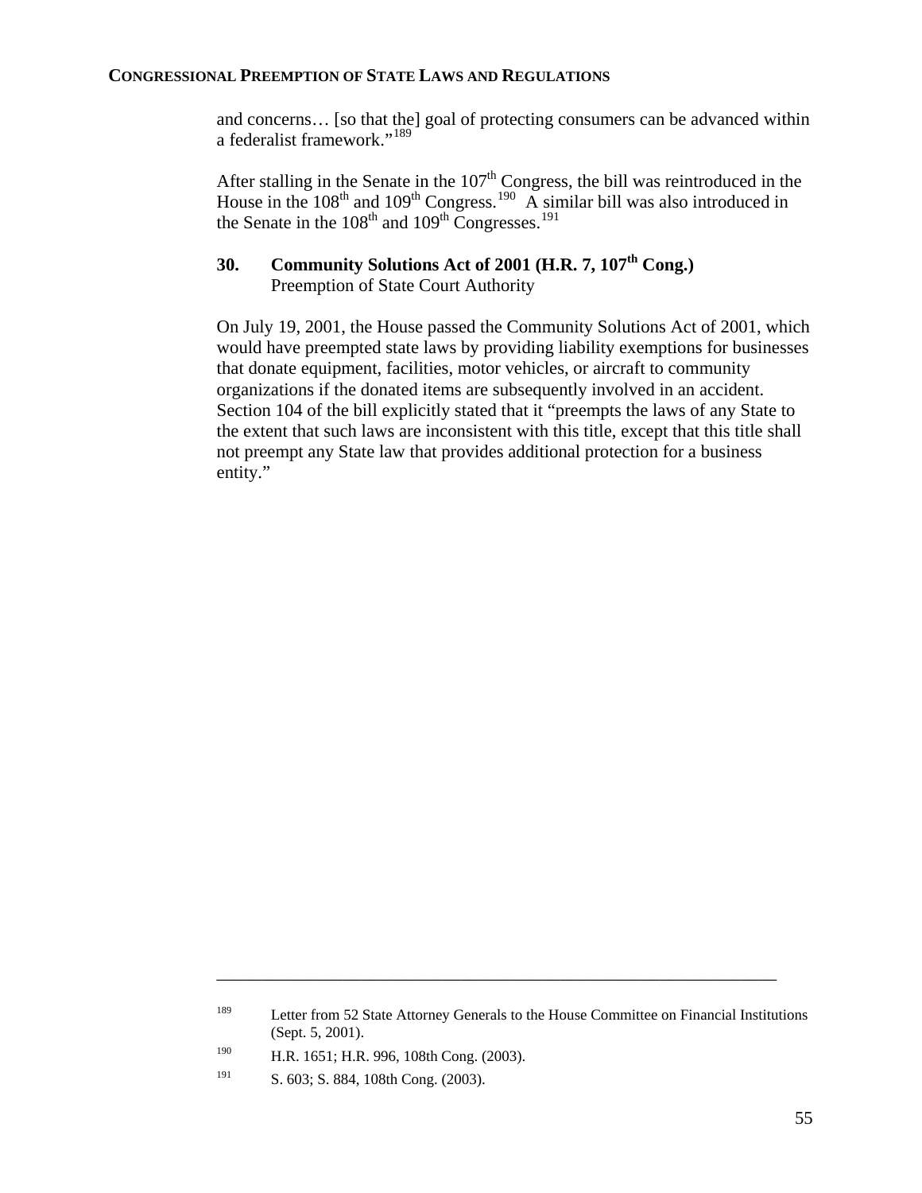and concerns… [so that the] goal of protecting consumers can be advanced within a federalist framework."[189]

After stalling in the Senate in the 107th Congress, the bill was reintroduced in the House in the 108th and 109th Congress.[190] A similar bill was also introduced in the Senate in the 108th and 109th Congresses.[191]

### 30. Community Solutions Act of 2001 (H.R. 7, 107th Cong.)

Preemption of State Court Authority

On July 19, 2001, the House passed the Community Solutions Act of 2001, which would have preempted state laws by providing liability exemptions for businesses that donate equipment, facilities, motor vehicles, or aircraft to community organizations if the donated items are subsequently involved in an accident. Section 104 of the bill explicitly stated that it "preempts the laws of any State to the extent that such laws are inconsistent with this title, except that this title shall not preempt any State law that provides additional protection for a business entity."

---

[189] Letter from 52 State Attorney Generals to the House Committee on Financial Institutions (Sept. 5, 2001).

[190] H.R. 1651; H.R. 996, 108th Cong. (2003).

[191] S. 603; S. 884, 108th Cong. (2003).